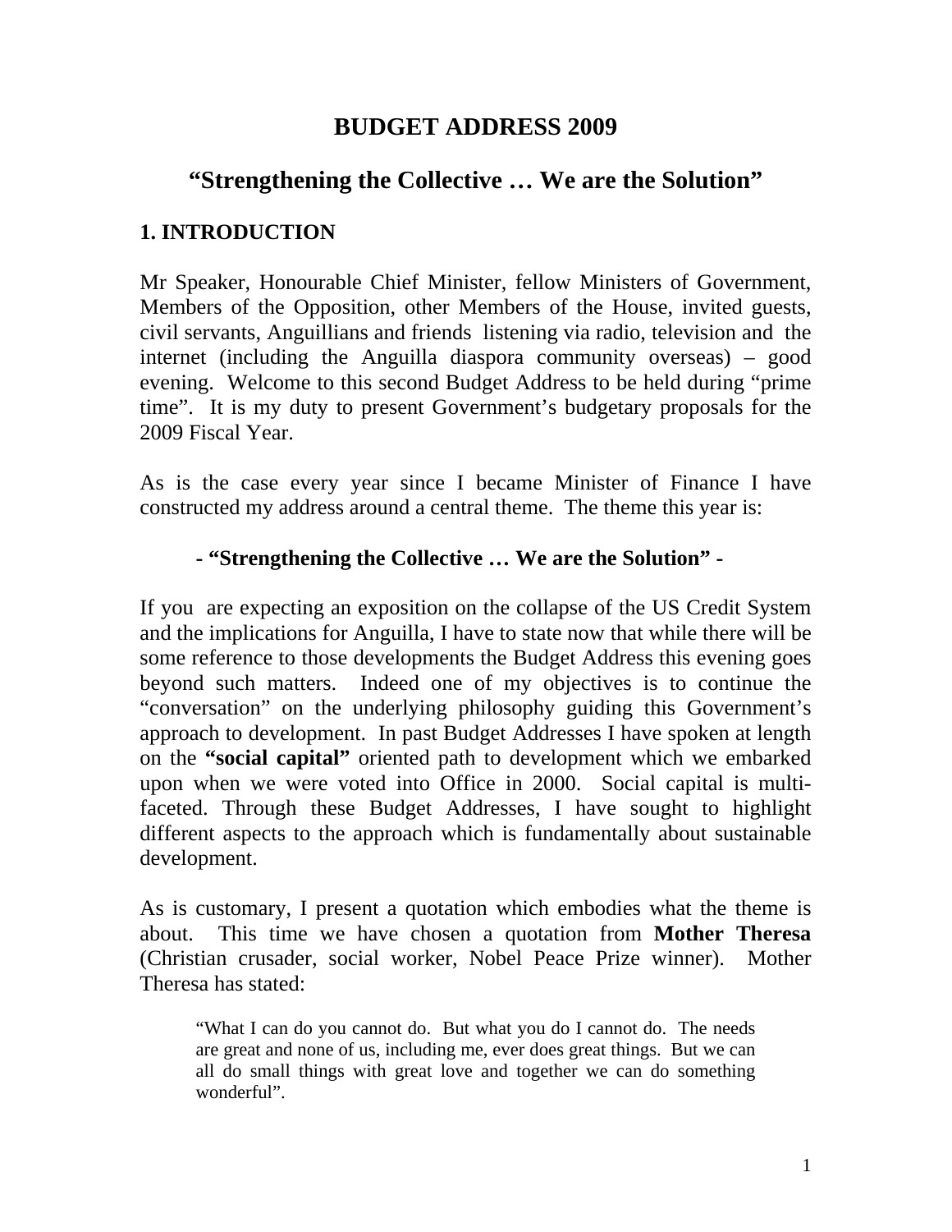# BUDGET ADDRESS 2009

## "Strengthening the Collective … We are the Solution"

### 1. INTRODUCTION

Mr Speaker, Honourable Chief Minister, fellow Ministers of Government, Members of the Opposition, other Members of the House, invited guests, civil servants, Anguillians and friends listening via radio, television and the internet (including the Anguilla diaspora community overseas) – good evening. Welcome to this second Budget Address to be held during "prime time". It is my duty to present Government's budgetary proposals for the 2009 Fiscal Year.

As is the case every year since I became Minister of Finance I have constructed my address around a central theme. The theme this year is:

**- "Strengthening the Collective … We are the Solution" -**

If you are expecting an exposition on the collapse of the US Credit System and the implications for Anguilla, I have to state now that while there will be some reference to those developments the Budget Address this evening goes beyond such matters. Indeed one of my objectives is to continue the "conversation" on the underlying philosophy guiding this Government's approach to development. In past Budget Addresses I have spoken at length on the **"social capital"** oriented path to development which we embarked upon when we were voted into Office in 2000. Social capital is multi-faceted. Through these Budget Addresses, I have sought to highlight different aspects to the approach which is fundamentally about sustainable development.

As is customary, I present a quotation which embodies what the theme is about. This time we have chosen a quotation from **Mother Theresa** (Christian crusader, social worker, Nobel Peace Prize winner). Mother Theresa has stated:

> "What I can do you cannot do. But what you do I cannot do. The needs are great and none of us, including me, ever does great things. But we can all do small things with great love and together we can do something wonderful".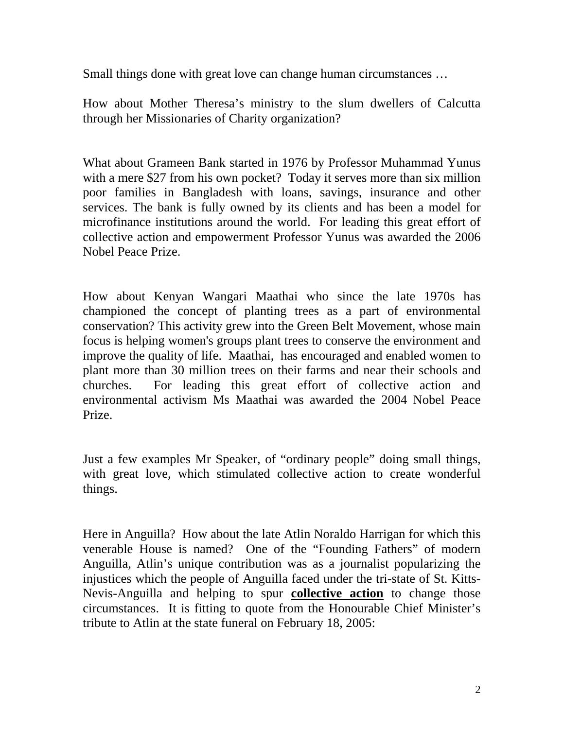Small things done with great love can change human circumstances …

How about Mother Theresa's ministry to the slum dwellers of Calcutta through her Missionaries of Charity organization?

What about Grameen Bank started in 1976 by Professor Muhammad Yunus with a mere $27 from his own pocket? Today it serves more than six million poor families in Bangladesh with loans, savings, insurance and other services. The bank is fully owned by its clients and has been a model for microfinance institutions around the world. For leading this great effort of collective action and empowerment Professor Yunus was awarded the 2006 Nobel Peace Prize.

How about Kenyan Wangari Maathai who since the late 1970s has championed the concept of planting trees as a part of environmental conservation? This activity grew into the Green Belt Movement, whose main focus is helping women's groups plant trees to conserve the environment and improve the quality of life. Maathai, has encouraged and enabled women to plant more than 30 million trees on their farms and near their schools and churches. For leading this great effort of collective action and environmental activism Ms Maathai was awarded the 2004 Nobel Peace Prize.

Just a few examples Mr Speaker, of "ordinary people" doing small things, with great love, which stimulated collective action to create wonderful things.

Here in Anguilla? How about the late Atlin Noraldo Harrigan for which this venerable House is named? One of the "Founding Fathers" of modern Anguilla, Atlin's unique contribution was as a journalist popularizing the injustices which the people of Anguilla faced under the tri-state of St. Kitts-Nevis-Anguilla and helping to spur **collective action** to change those circumstances. It is fitting to quote from the Honourable Chief Minister's tribute to Atlin at the state funeral on February 18, 2005: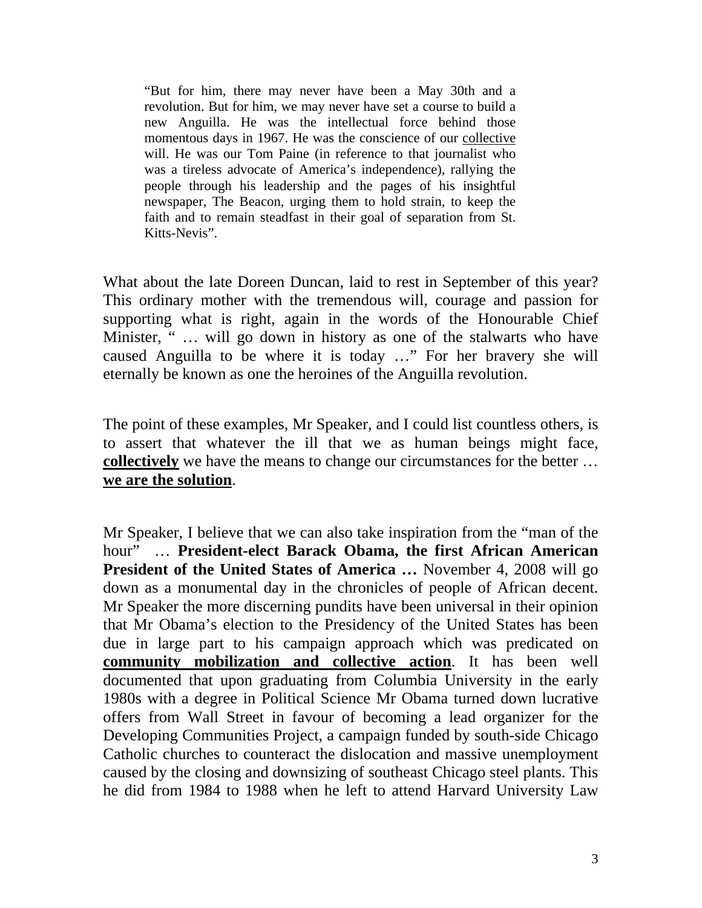> "But for him, there may never have been a May 30th and a revolution. But for him, we may never have set a course to build a new Anguilla. He was the intellectual force behind those momentous days in 1967. He was the conscience of our <u>collective</u> will. He was our Tom Paine (in reference to that journalist who was a tireless advocate of America's independence), rallying the people through his leadership and the pages of his insightful newspaper, The Beacon, urging them to hold strain, to keep the faith and to remain steadfast in their goal of separation from St. Kitts-Nevis".

What about the late Doreen Duncan, laid to rest in September of this year? This ordinary mother with the tremendous will, courage and passion for supporting what is right, again in the words of the Honourable Chief Minister, " … will go down in history as one of the stalwarts who have caused Anguilla to be where it is today …" For her bravery she will eternally be known as one the heroines of the Anguilla revolution.

The point of these examples, Mr Speaker, and I could list countless others, is to assert that whatever the ill that we as human beings might face, **<u>collectively</u>** we have the means to change our circumstances for the better … **<u>we are the solution</u>**.

Mr Speaker, I believe that we can also take inspiration from the "man of the hour" … **President-elect Barack Obama, the first African American President of the United States of America …** November 4, 2008 will go down as a monumental day in the chronicles of people of African decent. Mr Speaker the more discerning pundits have been universal in their opinion that Mr Obama's election to the Presidency of the United States has been due in large part to his campaign approach which was predicated on **<u>community mobilization and collective action</u>**. It has been well documented that upon graduating from Columbia University in the early 1980s with a degree in Political Science Mr Obama turned down lucrative offers from Wall Street in favour of becoming a lead organizer for the Developing Communities Project, a campaign funded by south-side Chicago Catholic churches to counteract the dislocation and massive unemployment caused by the closing and downsizing of southeast Chicago steel plants. This he did from 1984 to 1988 when he left to attend Harvard University Law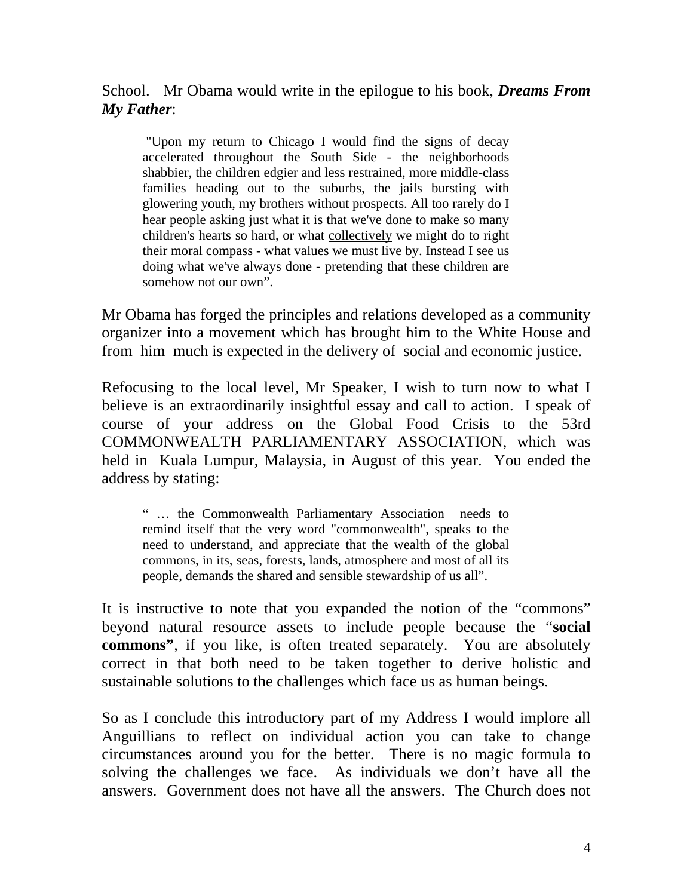School. Mr Obama would write in the epilogue to his book, ***Dreams From My Father***:

> "Upon my return to Chicago I would find the signs of decay accelerated throughout the South Side - the neighborhoods shabbier, the children edgier and less restrained, more middle-class families heading out to the suburbs, the jails bursting with glowering youth, my brothers without prospects. All too rarely do I hear people asking just what it is that we've done to make so many children's hearts so hard, or what <u>collectively</u> we might do to right their moral compass - what values we must live by. Instead I see us doing what we've always done - pretending that these children are somehow not our own".

Mr Obama has forged the principles and relations developed as a community organizer into a movement which has brought him to the White House and from him much is expected in the delivery of social and economic justice.

Refocusing to the local level, Mr Speaker, I wish to turn now to what I believe is an extraordinarily insightful essay and call to action. I speak of course of your address on the Global Food Crisis to the 53rd COMMONWEALTH PARLIAMENTARY ASSOCIATION, which was held in Kuala Lumpur, Malaysia, in August of this year. You ended the address by stating:

> " … the Commonwealth Parliamentary Association needs to remind itself that the very word "commonwealth", speaks to the need to understand, and appreciate that the wealth of the global commons, in its, seas, forests, lands, atmosphere and most of all its people, demands the shared and sensible stewardship of us all".

It is instructive to note that you expanded the notion of the "commons" beyond natural resource assets to include people because the "**social commons"**, if you like, is often treated separately. You are absolutely correct in that both need to be taken together to derive holistic and sustainable solutions to the challenges which face us as human beings.

So as I conclude this introductory part of my Address I would implore all Anguillians to reflect on individual action you can take to change circumstances around you for the better. There is no magic formula to solving the challenges we face. As individuals we don't have all the answers. Government does not have all the answers. The Church does not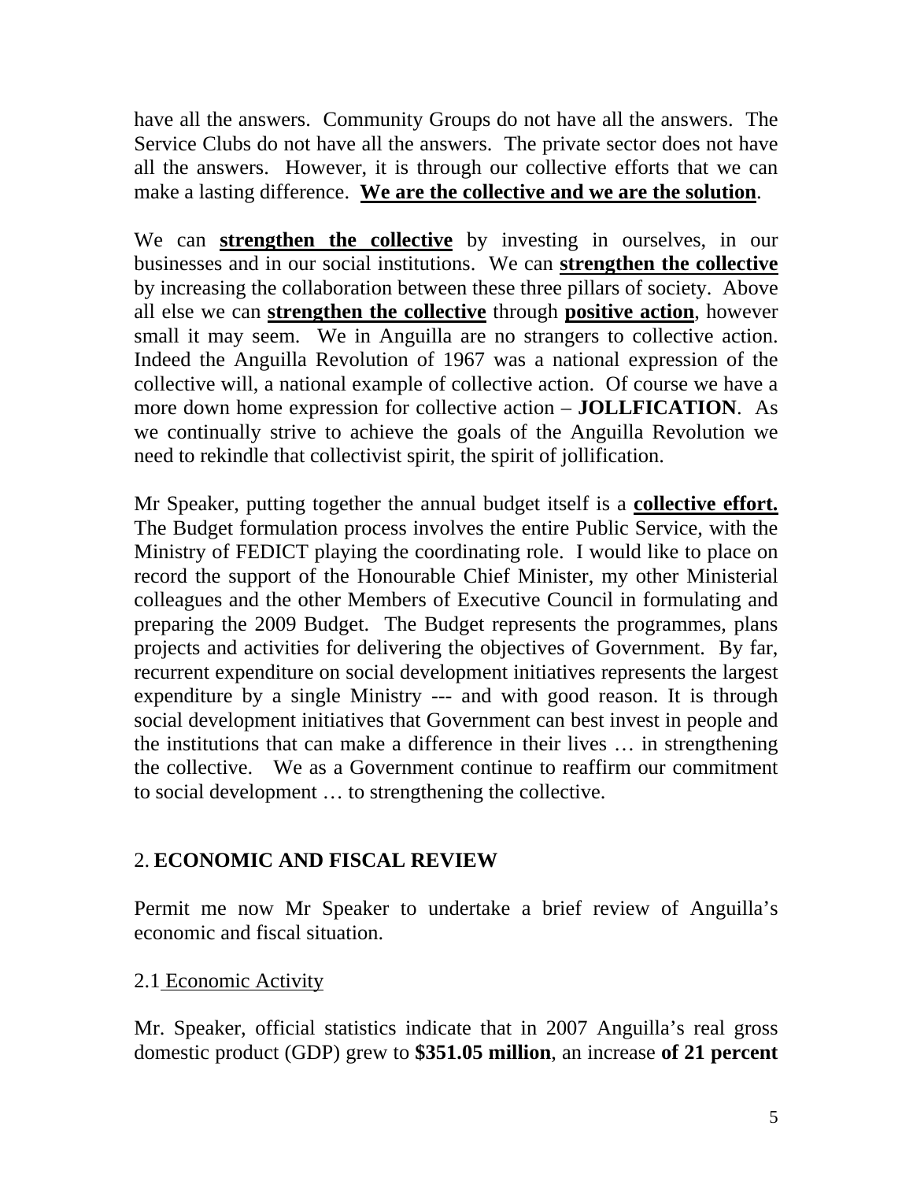have all the answers. Community Groups do not have all the answers. The Service Clubs do not have all the answers. The private sector does not have all the answers. However, it is through our collective efforts that we can make a lasting difference. **<u>We are the collective and we are the solution</u>**.

We can **<u>strengthen the collective</u>** by investing in ourselves, in our businesses and in our social institutions. We can **<u>strengthen the collective</u>** by increasing the collaboration between these three pillars of society. Above all else we can **<u>strengthen the collective</u>** through **<u>positive action</u>**, however small it may seem. We in Anguilla are no strangers to collective action. Indeed the Anguilla Revolution of 1967 was a national expression of the collective will, a national example of collective action. Of course we have a more down home expression for collective action – **JOLLFICATION**. As we continually strive to achieve the goals of the Anguilla Revolution we need to rekindle that collectivist spirit, the spirit of jollification.

Mr Speaker, putting together the annual budget itself is a **<u>collective effort.</u>** The Budget formulation process involves the entire Public Service, with the Ministry of FEDICT playing the coordinating role. I would like to place on record the support of the Honourable Chief Minister, my other Ministerial colleagues and the other Members of Executive Council in formulating and preparing the 2009 Budget. The Budget represents the programmes, plans projects and activities for delivering the objectives of Government. By far, recurrent expenditure on social development initiatives represents the largest expenditure by a single Ministry --- and with good reason. It is through social development initiatives that Government can best invest in people and the institutions that can make a difference in their lives … in strengthening the collective. We as a Government continue to reaffirm our commitment to social development … to strengthening the collective.

## 2. ECONOMIC AND FISCAL REVIEW

Permit me now Mr Speaker to undertake a brief review of Anguilla's economic and fiscal situation.

### 2.1 <u>Economic Activity</u>

Mr. Speaker, official statistics indicate that in 2007 Anguilla's real gross domestic product (GDP) grew to **$351.05 million**, an increase **of 21 percent**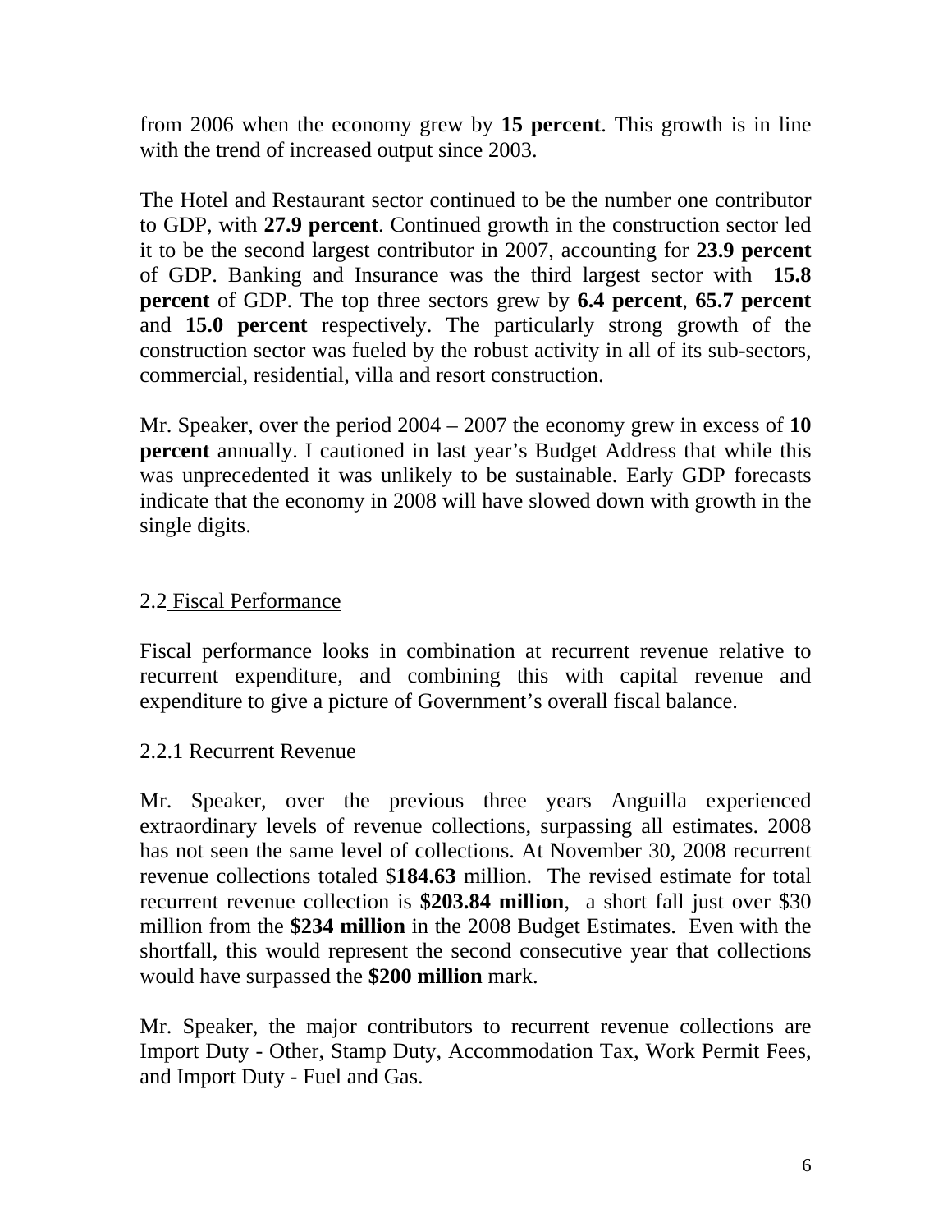from 2006 when the economy grew by **15 percent**. This growth is in line with the trend of increased output since 2003.

The Hotel and Restaurant sector continued to be the number one contributor to GDP, with **27.9 percent**. Continued growth in the construction sector led it to be the second largest contributor in 2007, accounting for **23.9 percent** of GDP. Banking and Insurance was the third largest sector with **15.8 percent** of GDP. The top three sectors grew by **6.4 percent**, **65.7 percent** and **15.0 percent** respectively. The particularly strong growth of the construction sector was fueled by the robust activity in all of its sub-sectors, commercial, residential, villa and resort construction.

Mr. Speaker, over the period 2004 – 2007 the economy grew in excess of **10 percent** annually. I cautioned in last year's Budget Address that while this was unprecedented it was unlikely to be sustainable. Early GDP forecasts indicate that the economy in 2008 will have slowed down with growth in the single digits.

### 2.2 Fiscal Performance

Fiscal performance looks in combination at recurrent revenue relative to recurrent expenditure, and combining this with capital revenue and expenditure to give a picture of Government's overall fiscal balance.

#### 2.2.1 Recurrent Revenue

Mr. Speaker, over the previous three years Anguilla experienced extraordinary levels of revenue collections, surpassing all estimates. 2008 has not seen the same level of collections. At November 30, 2008 recurrent revenue collections totaled $**184.63** million. The revised estimate for total recurrent revenue collection is **$203.84 million**, a short fall just over $30 million from the **$234 million** in the 2008 Budget Estimates. Even with the shortfall, this would represent the second consecutive year that collections would have surpassed the **$200 million** mark.

Mr. Speaker, the major contributors to recurrent revenue collections are Import Duty - Other, Stamp Duty, Accommodation Tax, Work Permit Fees, and Import Duty - Fuel and Gas.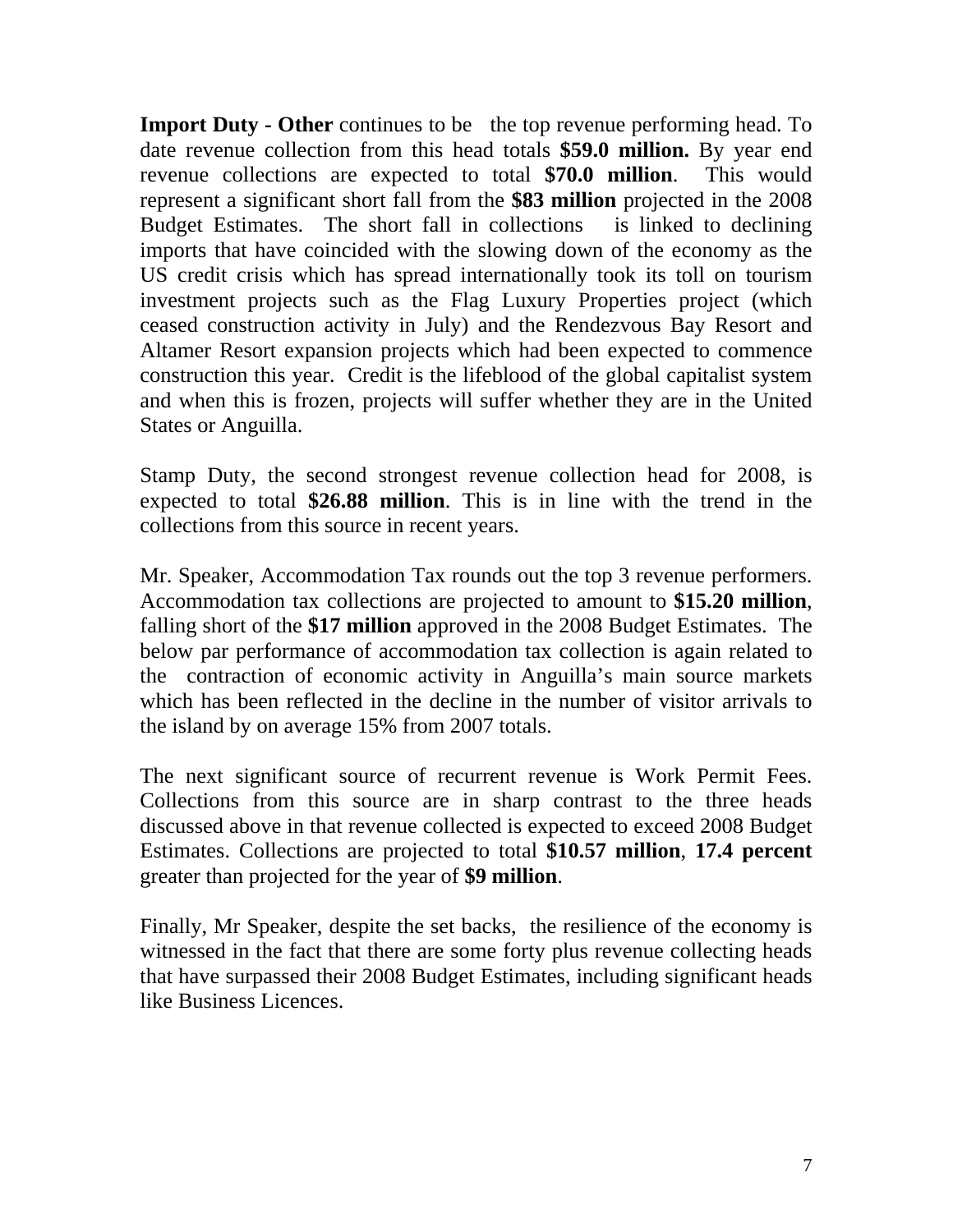**Import Duty - Other** continues to be the top revenue performing head. To date revenue collection from this head totals **$59.0 million.** By year end revenue collections are expected to total **$70.0 million**. This would represent a significant short fall from the **$83 million** projected in the 2008 Budget Estimates. The short fall in collections is linked to declining imports that have coincided with the slowing down of the economy as the US credit crisis which has spread internationally took its toll on tourism investment projects such as the Flag Luxury Properties project (which ceased construction activity in July) and the Rendezvous Bay Resort and Altamer Resort expansion projects which had been expected to commence construction this year. Credit is the lifeblood of the global capitalist system and when this is frozen, projects will suffer whether they are in the United States or Anguilla.

Stamp Duty, the second strongest revenue collection head for 2008, is expected to total **$26.88 million**. This is in line with the trend in the collections from this source in recent years.

Mr. Speaker, Accommodation Tax rounds out the top 3 revenue performers. Accommodation tax collections are projected to amount to **$15.20 million**, falling short of the **$17 million** approved in the 2008 Budget Estimates. The below par performance of accommodation tax collection is again related to the contraction of economic activity in Anguilla's main source markets which has been reflected in the decline in the number of visitor arrivals to the island by on average 15% from 2007 totals.

The next significant source of recurrent revenue is Work Permit Fees. Collections from this source are in sharp contrast to the three heads discussed above in that revenue collected is expected to exceed 2008 Budget Estimates. Collections are projected to total **$10.57 million**, **17.4 percent** greater than projected for the year of **$9 million**.

Finally, Mr Speaker, despite the set backs, the resilience of the economy is witnessed in the fact that there are some forty plus revenue collecting heads that have surpassed their 2008 Budget Estimates, including significant heads like Business Licences.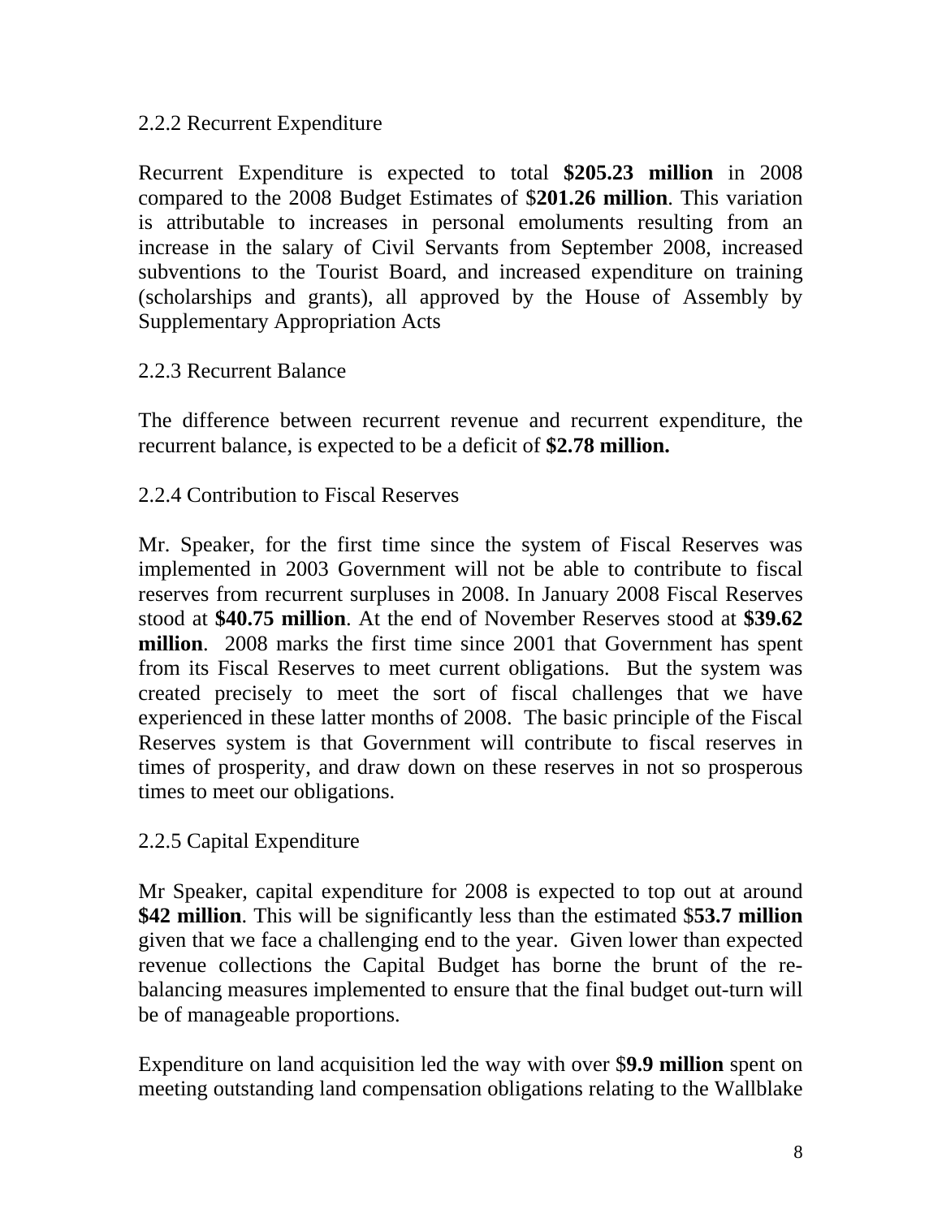### 2.2.2 Recurrent Expenditure

Recurrent Expenditure is expected to total **$205.23 million** in 2008 compared to the 2008 Budget Estimates of $**201.26 million**. This variation is attributable to increases in personal emoluments resulting from an increase in the salary of Civil Servants from September 2008, increased subventions to the Tourist Board, and increased expenditure on training (scholarships and grants), all approved by the House of Assembly by Supplementary Appropriation Acts

### 2.2.3 Recurrent Balance

The difference between recurrent revenue and recurrent expenditure, the recurrent balance, is expected to be a deficit of **$2.78 million.**

### 2.2.4 Contribution to Fiscal Reserves

Mr. Speaker, for the first time since the system of Fiscal Reserves was implemented in 2003 Government will not be able to contribute to fiscal reserves from recurrent surpluses in 2008. In January 2008 Fiscal Reserves stood at **$40.75 million**. At the end of November Reserves stood at **$39.62 million**. 2008 marks the first time since 2001 that Government has spent from its Fiscal Reserves to meet current obligations. But the system was created precisely to meet the sort of fiscal challenges that we have experienced in these latter months of 2008. The basic principle of the Fiscal Reserves system is that Government will contribute to fiscal reserves in times of prosperity, and draw down on these reserves in not so prosperous times to meet our obligations.

### 2.2.5 Capital Expenditure

Mr Speaker, capital expenditure for 2008 is expected to top out at around **$42 million**. This will be significantly less than the estimated $**53.7 million** given that we face a challenging end to the year. Given lower than expected revenue collections the Capital Budget has borne the brunt of the re-balancing measures implemented to ensure that the final budget out-turn will be of manageable proportions.

Expenditure on land acquisition led the way with over $**9.9 million** spent on meeting outstanding land compensation obligations relating to the Wallblake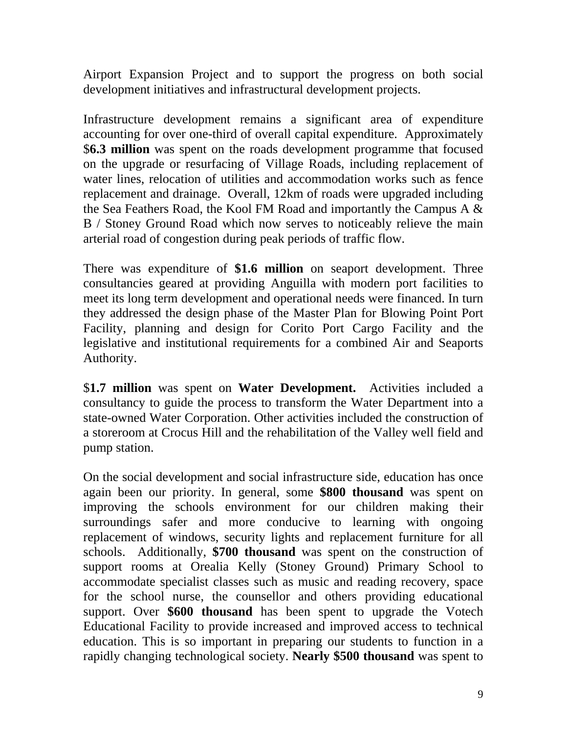Airport Expansion Project and to support the progress on both social development initiatives and infrastructural development projects.

Infrastructure development remains a significant area of expenditure accounting for over one-third of overall capital expenditure. Approximately $**6.3 million** was spent on the roads development programme that focused on the upgrade or resurfacing of Village Roads, including replacement of water lines, relocation of utilities and accommodation works such as fence replacement and drainage. Overall, 12km of roads were upgraded including the Sea Feathers Road, the Kool FM Road and importantly the Campus A & B / Stoney Ground Road which now serves to noticeably relieve the main arterial road of congestion during peak periods of traffic flow.

There was expenditure of **$1.6 million** on seaport development. Three consultancies geared at providing Anguilla with modern port facilities to meet its long term development and operational needs were financed. In turn they addressed the design phase of the Master Plan for Blowing Point Port Facility, planning and design for Corito Port Cargo Facility and the legislative and institutional requirements for a combined Air and Seaports Authority.

$**1.7 million** was spent on **Water Development.** Activities included a consultancy to guide the process to transform the Water Department into a state-owned Water Corporation. Other activities included the construction of a storeroom at Crocus Hill and the rehabilitation of the Valley well field and pump station.

On the social development and social infrastructure side, education has once again been our priority. In general, some **$800 thousand** was spent on improving the schools environment for our children making their surroundings safer and more conducive to learning with ongoing replacement of windows, security lights and replacement furniture for all schools. Additionally, **$700 thousand** was spent on the construction of support rooms at Orealia Kelly (Stoney Ground) Primary School to accommodate specialist classes such as music and reading recovery, space for the school nurse, the counsellor and others providing educational support. Over **$600 thousand** has been spent to upgrade the Votech Educational Facility to provide increased and improved access to technical education. This is so important in preparing our students to function in a rapidly changing technological society. **Nearly $500 thousand** was spent to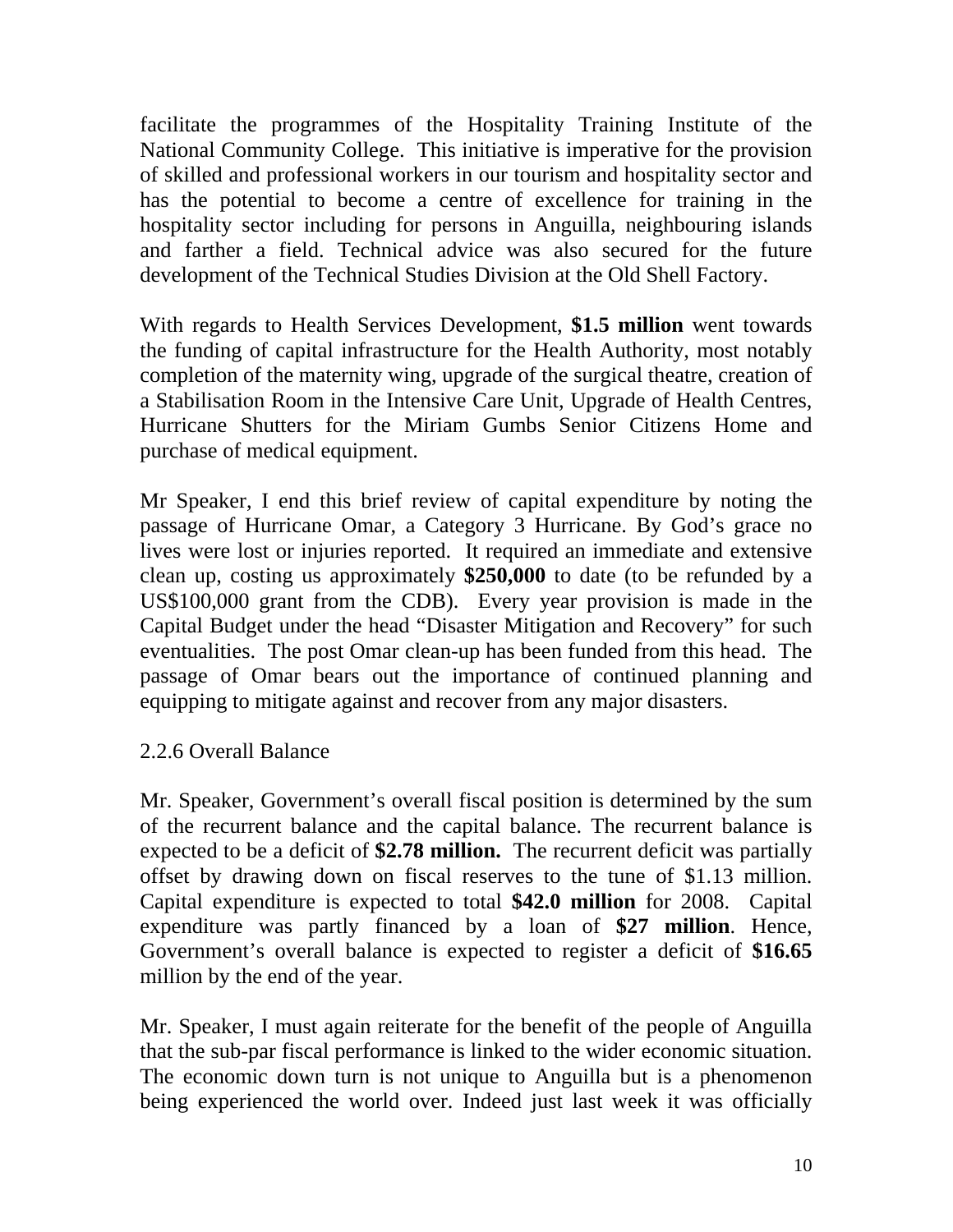facilitate the programmes of the Hospitality Training Institute of the National Community College. This initiative is imperative for the provision of skilled and professional workers in our tourism and hospitality sector and has the potential to become a centre of excellence for training in the hospitality sector including for persons in Anguilla, neighbouring islands and farther a field. Technical advice was also secured for the future development of the Technical Studies Division at the Old Shell Factory.

With regards to Health Services Development, **$1.5 million** went towards the funding of capital infrastructure for the Health Authority, most notably completion of the maternity wing, upgrade of the surgical theatre, creation of a Stabilisation Room in the Intensive Care Unit, Upgrade of Health Centres, Hurricane Shutters for the Miriam Gumbs Senior Citizens Home and purchase of medical equipment.

Mr Speaker, I end this brief review of capital expenditure by noting the passage of Hurricane Omar, a Category 3 Hurricane. By God's grace no lives were lost or injuries reported. It required an immediate and extensive clean up, costing us approximately **$250,000** to date (to be refunded by a US$100,000 grant from the CDB). Every year provision is made in the Capital Budget under the head "Disaster Mitigation and Recovery" for such eventualities. The post Omar clean-up has been funded from this head. The passage of Omar bears out the importance of continued planning and equipping to mitigate against and recover from any major disasters.

2.2.6 Overall Balance

Mr. Speaker, Government's overall fiscal position is determined by the sum of the recurrent balance and the capital balance. The recurrent balance is expected to be a deficit of **$2.78 million.** The recurrent deficit was partially offset by drawing down on fiscal reserves to the tune of $1.13 million. Capital expenditure is expected to total **$42.0 million** for 2008. Capital expenditure was partly financed by a loan of **$27 million**. Hence, Government's overall balance is expected to register a deficit of **$16.65** million by the end of the year.

Mr. Speaker, I must again reiterate for the benefit of the people of Anguilla that the sub-par fiscal performance is linked to the wider economic situation. The economic down turn is not unique to Anguilla but is a phenomenon being experienced the world over. Indeed just last week it was officially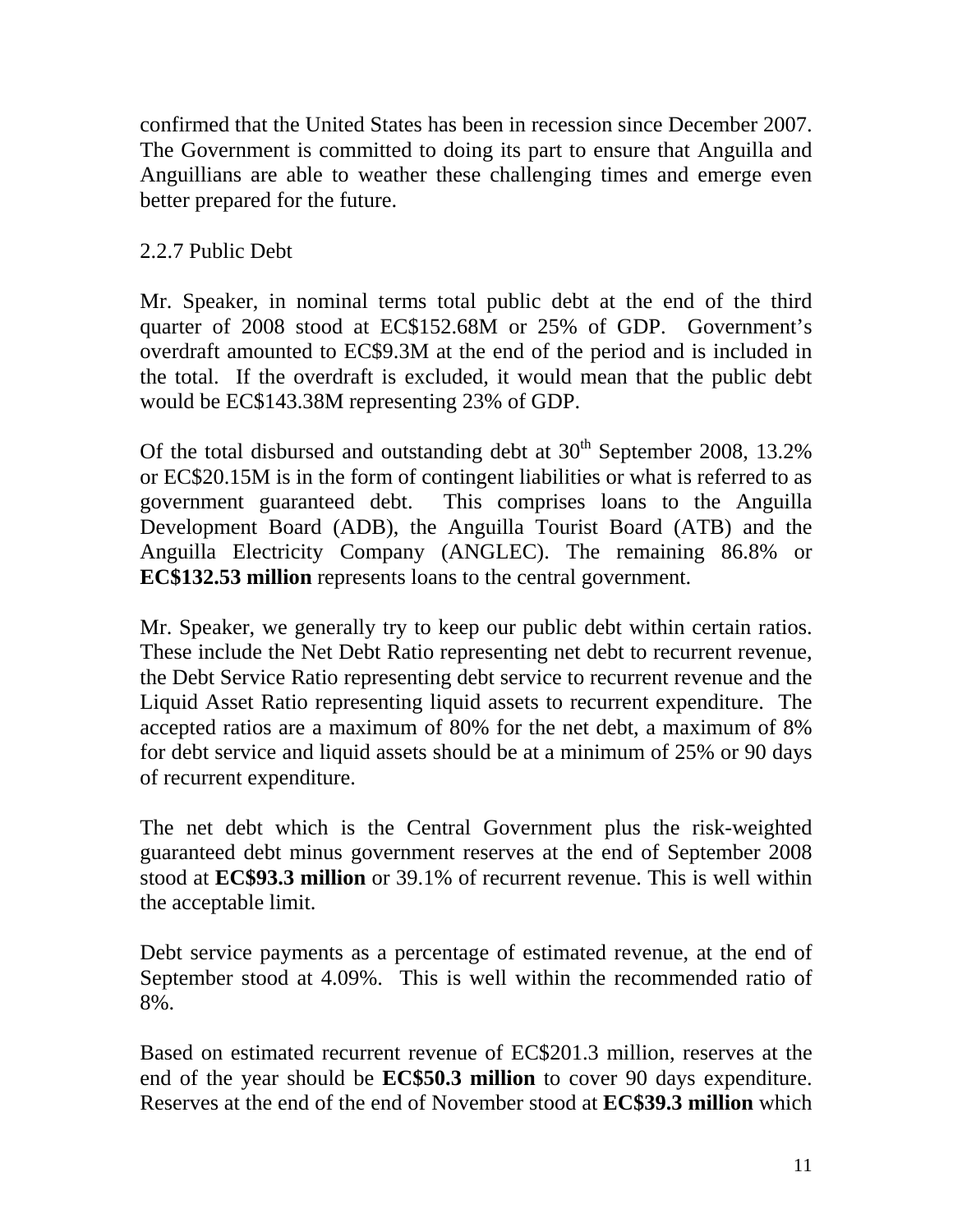confirmed that the United States has been in recession since December 2007. The Government is committed to doing its part to ensure that Anguilla and Anguillians are able to weather these challenging times and emerge even better prepared for the future.

2.2.7 Public Debt

Mr. Speaker, in nominal terms total public debt at the end of the third quarter of 2008 stood at EC$152.68M or 25% of GDP. Government's overdraft amounted to EC$9.3M at the end of the period and is included in the total. If the overdraft is excluded, it would mean that the public debt would be EC$143.38M representing 23% of GDP.

Of the total disbursed and outstanding debt at 30th September 2008, 13.2% or EC$20.15M is in the form of contingent liabilities or what is referred to as government guaranteed debt. This comprises loans to the Anguilla Development Board (ADB), the Anguilla Tourist Board (ATB) and the Anguilla Electricity Company (ANGLEC). The remaining 86.8% or **EC$132.53 million** represents loans to the central government.

Mr. Speaker, we generally try to keep our public debt within certain ratios. These include the Net Debt Ratio representing net debt to recurrent revenue, the Debt Service Ratio representing debt service to recurrent revenue and the Liquid Asset Ratio representing liquid assets to recurrent expenditure. The accepted ratios are a maximum of 80% for the net debt, a maximum of 8% for debt service and liquid assets should be at a minimum of 25% or 90 days of recurrent expenditure.

The net debt which is the Central Government plus the risk-weighted guaranteed debt minus government reserves at the end of September 2008 stood at **EC$93.3 million** or 39.1% of recurrent revenue. This is well within the acceptable limit.

Debt service payments as a percentage of estimated revenue, at the end of September stood at 4.09%. This is well within the recommended ratio of 8%.

Based on estimated recurrent revenue of EC$201.3 million, reserves at the end of the year should be **EC$50.3 million** to cover 90 days expenditure. Reserves at the end of the end of November stood at **EC$39.3 million** which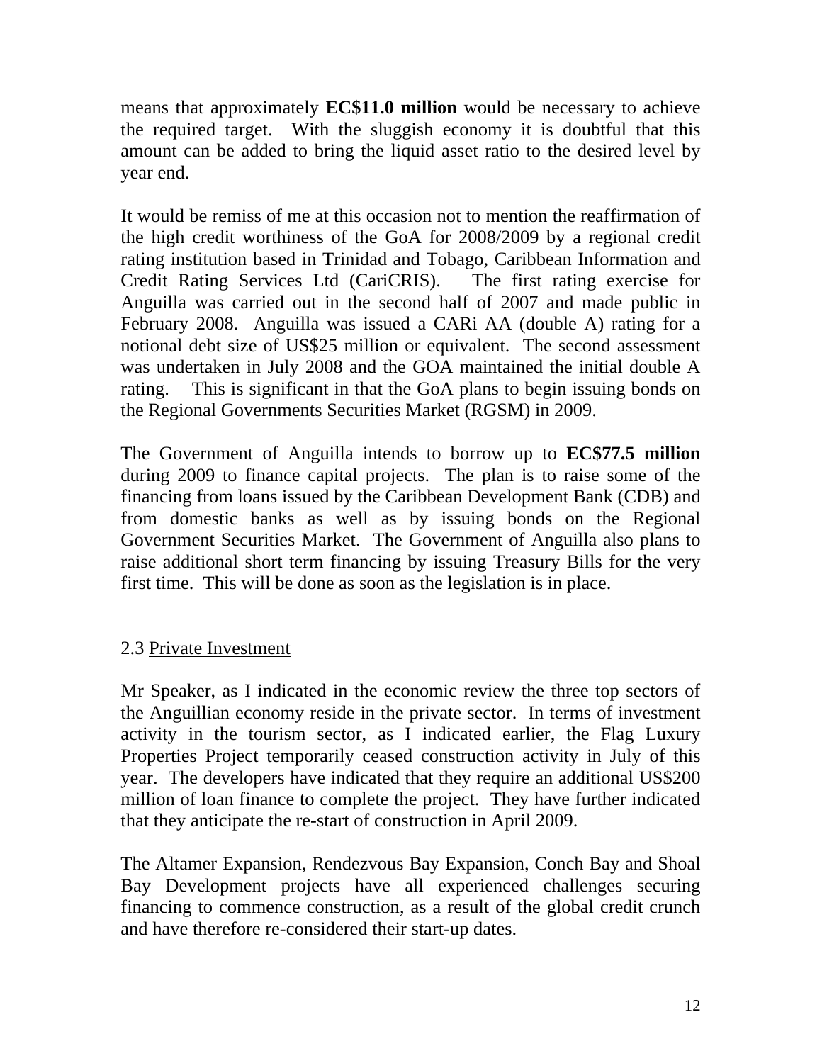means that approximately **EC$11.0 million** would be necessary to achieve the required target. With the sluggish economy it is doubtful that this amount can be added to bring the liquid asset ratio to the desired level by year end.

It would be remiss of me at this occasion not to mention the reaffirmation of the high credit worthiness of the GoA for 2008/2009 by a regional credit rating institution based in Trinidad and Tobago, Caribbean Information and Credit Rating Services Ltd (CariCRIS). The first rating exercise for Anguilla was carried out in the second half of 2007 and made public in February 2008. Anguilla was issued a CARi AA (double A) rating for a notional debt size of US$25 million or equivalent. The second assessment was undertaken in July 2008 and the GOA maintained the initial double A rating. This is significant in that the GoA plans to begin issuing bonds on the Regional Governments Securities Market (RGSM) in 2009.

The Government of Anguilla intends to borrow up to **EC$77.5 million** during 2009 to finance capital projects. The plan is to raise some of the financing from loans issued by the Caribbean Development Bank (CDB) and from domestic banks as well as by issuing bonds on the Regional Government Securities Market. The Government of Anguilla also plans to raise additional short term financing by issuing Treasury Bills for the very first time. This will be done as soon as the legislation is in place.

### 2.3 Private Investment

Mr Speaker, as I indicated in the economic review the three top sectors of the Anguillian economy reside in the private sector. In terms of investment activity in the tourism sector, as I indicated earlier, the Flag Luxury Properties Project temporarily ceased construction activity in July of this year. The developers have indicated that they require an additional US$200 million of loan finance to complete the project. They have further indicated that they anticipate the re-start of construction in April 2009.

The Altamer Expansion, Rendezvous Bay Expansion, Conch Bay and Shoal Bay Development projects have all experienced challenges securing financing to commence construction, as a result of the global credit crunch and have therefore re-considered their start-up dates.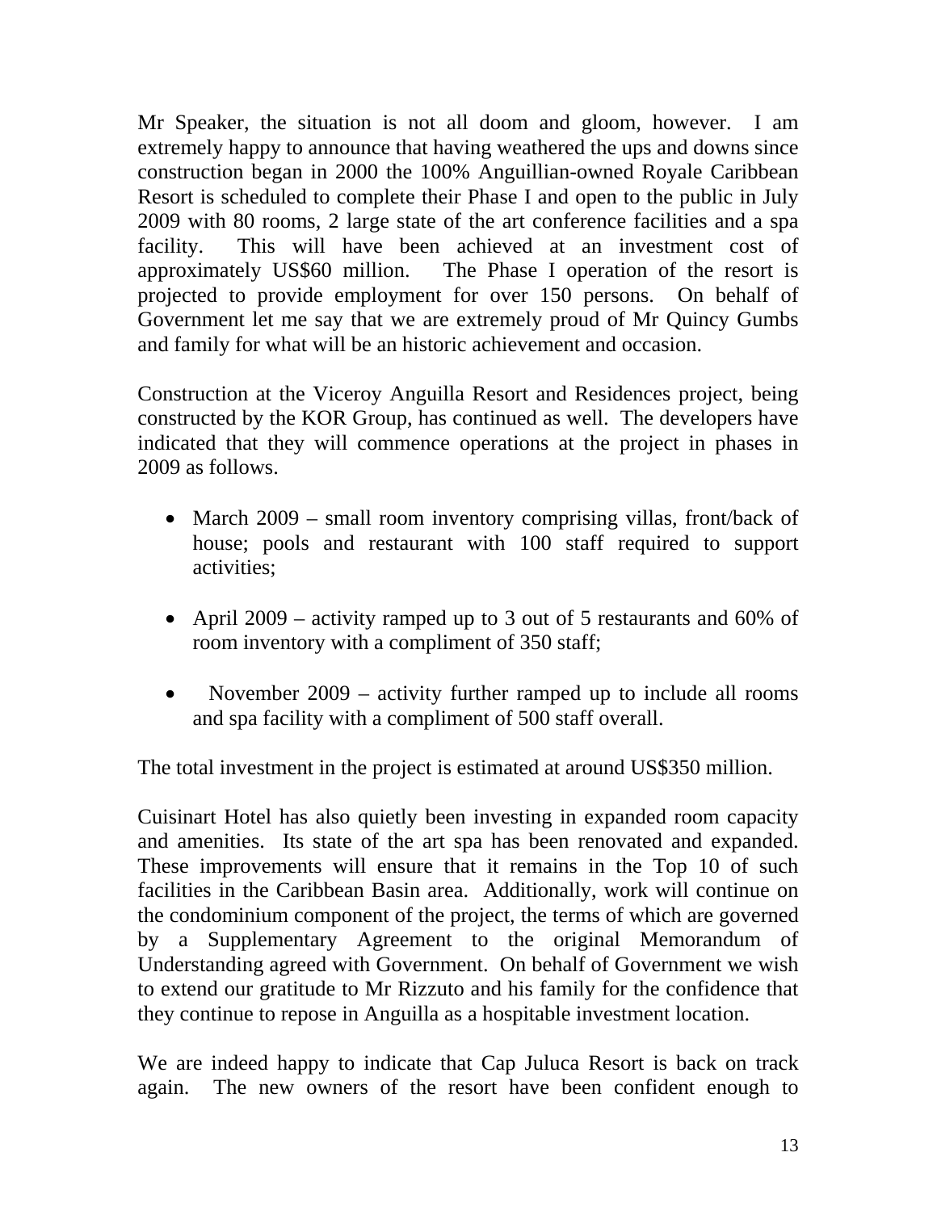Mr Speaker, the situation is not all doom and gloom, however. I am extremely happy to announce that having weathered the ups and downs since construction began in 2000 the 100% Anguillian-owned Royale Caribbean Resort is scheduled to complete their Phase I and open to the public in July 2009 with 80 rooms, 2 large state of the art conference facilities and a spa facility. This will have been achieved at an investment cost of approximately US$60 million. The Phase I operation of the resort is projected to provide employment for over 150 persons. On behalf of Government let me say that we are extremely proud of Mr Quincy Gumbs and family for what will be an historic achievement and occasion.

Construction at the Viceroy Anguilla Resort and Residences project, being constructed by the KOR Group, has continued as well. The developers have indicated that they will commence operations at the project in phases in 2009 as follows.

- March 2009 – small room inventory comprising villas, front/back of house; pools and restaurant with 100 staff required to support activities;
- April 2009 – activity ramped up to 3 out of 5 restaurants and 60% of room inventory with a compliment of 350 staff;
- November 2009 – activity further ramped up to include all rooms and spa facility with a compliment of 500 staff overall.

The total investment in the project is estimated at around US$350 million.

Cuisinart Hotel has also quietly been investing in expanded room capacity and amenities. Its state of the art spa has been renovated and expanded. These improvements will ensure that it remains in the Top 10 of such facilities in the Caribbean Basin area. Additionally, work will continue on the condominium component of the project, the terms of which are governed by a Supplementary Agreement to the original Memorandum of Understanding agreed with Government. On behalf of Government we wish to extend our gratitude to Mr Rizzuto and his family for the confidence that they continue to repose in Anguilla as a hospitable investment location.

We are indeed happy to indicate that Cap Juluca Resort is back on track again. The new owners of the resort have been confident enough to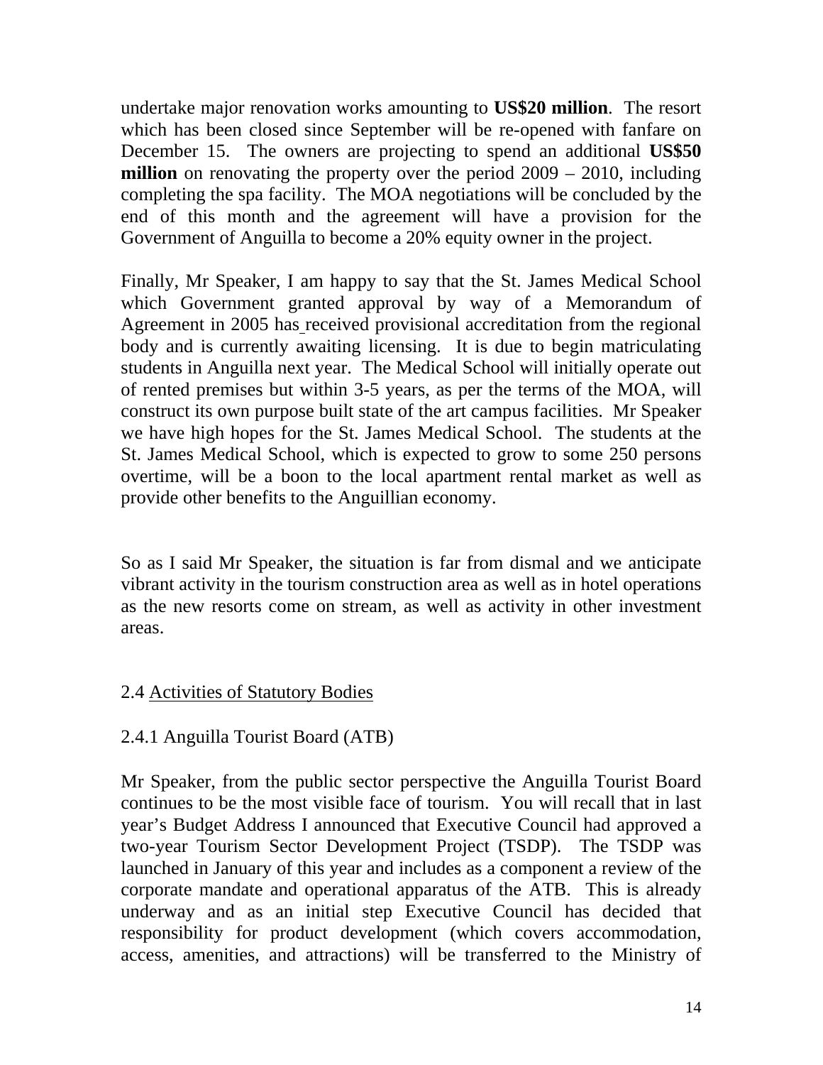undertake major renovation works amounting to **US$20 million**. The resort which has been closed since September will be re-opened with fanfare on December 15. The owners are projecting to spend an additional **US$50 million** on renovating the property over the period 2009 – 2010, including completing the spa facility. The MOA negotiations will be concluded by the end of this month and the agreement will have a provision for the Government of Anguilla to become a 20% equity owner in the project.

Finally, Mr Speaker, I am happy to say that the St. James Medical School which Government granted approval by way of a Memorandum of Agreement in 2005 has received provisional accreditation from the regional body and is currently awaiting licensing. It is due to begin matriculating students in Anguilla next year. The Medical School will initially operate out of rented premises but within 3-5 years, as per the terms of the MOA, will construct its own purpose built state of the art campus facilities. Mr Speaker we have high hopes for the St. James Medical School. The students at the St. James Medical School, which is expected to grow to some 250 persons overtime, will be a boon to the local apartment rental market as well as provide other benefits to the Anguillian economy.

So as I said Mr Speaker, the situation is far from dismal and we anticipate vibrant activity in the tourism construction area as well as in hotel operations as the new resorts come on stream, as well as activity in other investment areas.

2.4 Activities of Statutory Bodies

2.4.1 Anguilla Tourist Board (ATB)

Mr Speaker, from the public sector perspective the Anguilla Tourist Board continues to be the most visible face of tourism. You will recall that in last year's Budget Address I announced that Executive Council had approved a two-year Tourism Sector Development Project (TSDP). The TSDP was launched in January of this year and includes as a component a review of the corporate mandate and operational apparatus of the ATB. This is already underway and as an initial step Executive Council has decided that responsibility for product development (which covers accommodation, access, amenities, and attractions) will be transferred to the Ministry of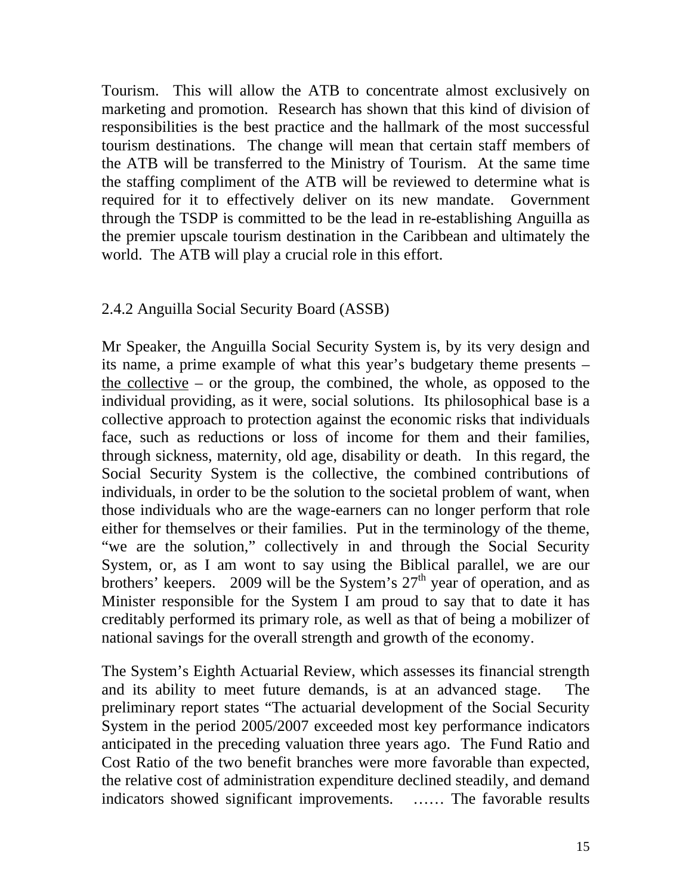Tourism. This will allow the ATB to concentrate almost exclusively on marketing and promotion. Research has shown that this kind of division of responsibilities is the best practice and the hallmark of the most successful tourism destinations. The change will mean that certain staff members of the ATB will be transferred to the Ministry of Tourism. At the same time the staffing compliment of the ATB will be reviewed to determine what is required for it to effectively deliver on its new mandate. Government through the TSDP is committed to be the lead in re-establishing Anguilla as the premier upscale tourism destination in the Caribbean and ultimately the world. The ATB will play a crucial role in this effort.

### 2.4.2 Anguilla Social Security Board (ASSB)

Mr Speaker, the Anguilla Social Security System is, by its very design and its name, a prime example of what this year's budgetary theme presents – the collective – or the group, the combined, the whole, as opposed to the individual providing, as it were, social solutions. Its philosophical base is a collective approach to protection against the economic risks that individuals face, such as reductions or loss of income for them and their families, through sickness, maternity, old age, disability or death. In this regard, the Social Security System is the collective, the combined contributions of individuals, in order to be the solution to the societal problem of want, when those individuals who are the wage-earners can no longer perform that role either for themselves or their families. Put in the terminology of the theme, "we are the solution," collectively in and through the Social Security System, or, as I am wont to say using the Biblical parallel, we are our brothers' keepers. 2009 will be the System's 27th year of operation, and as Minister responsible for the System I am proud to say that to date it has creditably performed its primary role, as well as that of being a mobilizer of national savings for the overall strength and growth of the economy.

The System's Eighth Actuarial Review, which assesses its financial strength and its ability to meet future demands, is at an advanced stage. The preliminary report states "The actuarial development of the Social Security System in the period 2005/2007 exceeded most key performance indicators anticipated in the preceding valuation three years ago. The Fund Ratio and Cost Ratio of the two benefit branches were more favorable than expected, the relative cost of administration expenditure declined steadily, and demand indicators showed significant improvements. …… The favorable results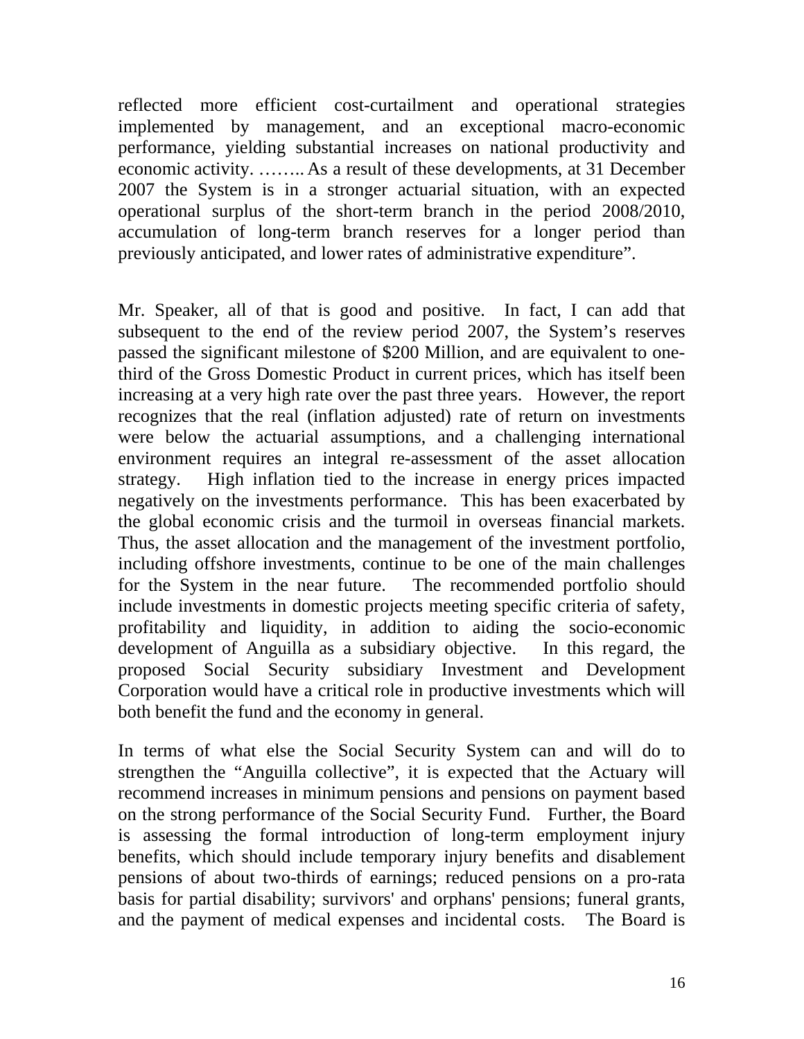reflected more efficient cost-curtailment and operational strategies implemented by management, and an exceptional macro-economic performance, yielding substantial increases on national productivity and economic activity. …….. As a result of these developments, at 31 December 2007 the System is in a stronger actuarial situation, with an expected operational surplus of the short-term branch in the period 2008/2010, accumulation of long-term branch reserves for a longer period than previously anticipated, and lower rates of administrative expenditure".

Mr. Speaker, all of that is good and positive. In fact, I can add that subsequent to the end of the review period 2007, the System's reserves passed the significant milestone of $200 Million, and are equivalent to one-third of the Gross Domestic Product in current prices, which has itself been increasing at a very high rate over the past three years. However, the report recognizes that the real (inflation adjusted) rate of return on investments were below the actuarial assumptions, and a challenging international environment requires an integral re-assessment of the asset allocation strategy. High inflation tied to the increase in energy prices impacted negatively on the investments performance. This has been exacerbated by the global economic crisis and the turmoil in overseas financial markets. Thus, the asset allocation and the management of the investment portfolio, including offshore investments, continue to be one of the main challenges for the System in the near future. The recommended portfolio should include investments in domestic projects meeting specific criteria of safety, profitability and liquidity, in addition to aiding the socio-economic development of Anguilla as a subsidiary objective. In this regard, the proposed Social Security subsidiary Investment and Development Corporation would have a critical role in productive investments which will both benefit the fund and the economy in general.

In terms of what else the Social Security System can and will do to strengthen the "Anguilla collective", it is expected that the Actuary will recommend increases in minimum pensions and pensions on payment based on the strong performance of the Social Security Fund. Further, the Board is assessing the formal introduction of long-term employment injury benefits, which should include temporary injury benefits and disablement pensions of about two-thirds of earnings; reduced pensions on a pro-rata basis for partial disability; survivors' and orphans' pensions; funeral grants, and the payment of medical expenses and incidental costs. The Board is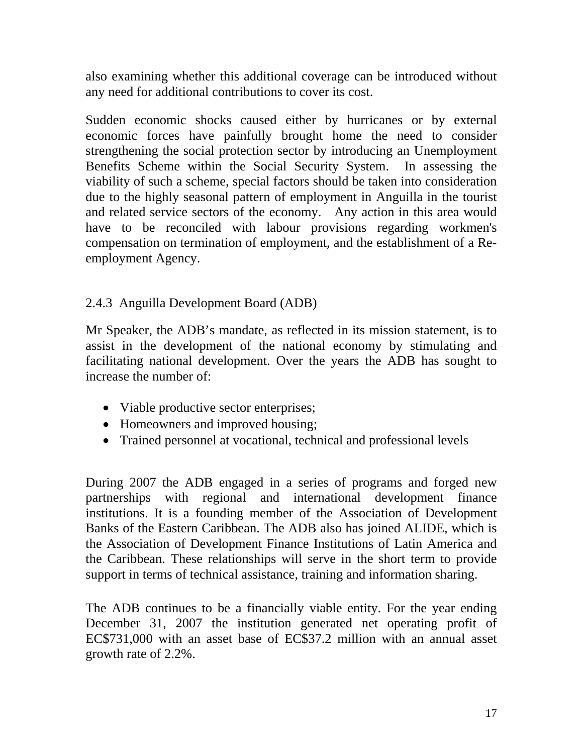also examining whether this additional coverage can be introduced without any need for additional contributions to cover its cost.

Sudden economic shocks caused either by hurricanes or by external economic forces have painfully brought home the need to consider strengthening the social protection sector by introducing an Unemployment Benefits Scheme within the Social Security System. In assessing the viability of such a scheme, special factors should be taken into consideration due to the highly seasonal pattern of employment in Anguilla in the tourist and related service sectors of the economy. Any action in this area would have to be reconciled with labour provisions regarding workmen's compensation on termination of employment, and the establishment of a Re-employment Agency.

### 2.4.3 Anguilla Development Board (ADB)

Mr Speaker, the ADB's mandate, as reflected in its mission statement, is to assist in the development of the national economy by stimulating and facilitating national development. Over the years the ADB has sought to increase the number of:

- Viable productive sector enterprises;
- Homeowners and improved housing;
- Trained personnel at vocational, technical and professional levels

During 2007 the ADB engaged in a series of programs and forged new partnerships with regional and international development finance institutions. It is a founding member of the Association of Development Banks of the Eastern Caribbean. The ADB also has joined ALIDE, which is the Association of Development Finance Institutions of Latin America and the Caribbean. These relationships will serve in the short term to provide support in terms of technical assistance, training and information sharing.

The ADB continues to be a financially viable entity. For the year ending December 31, 2007 the institution generated net operating profit of EC$731,000 with an asset base of EC$37.2 million with an annual asset growth rate of 2.2%.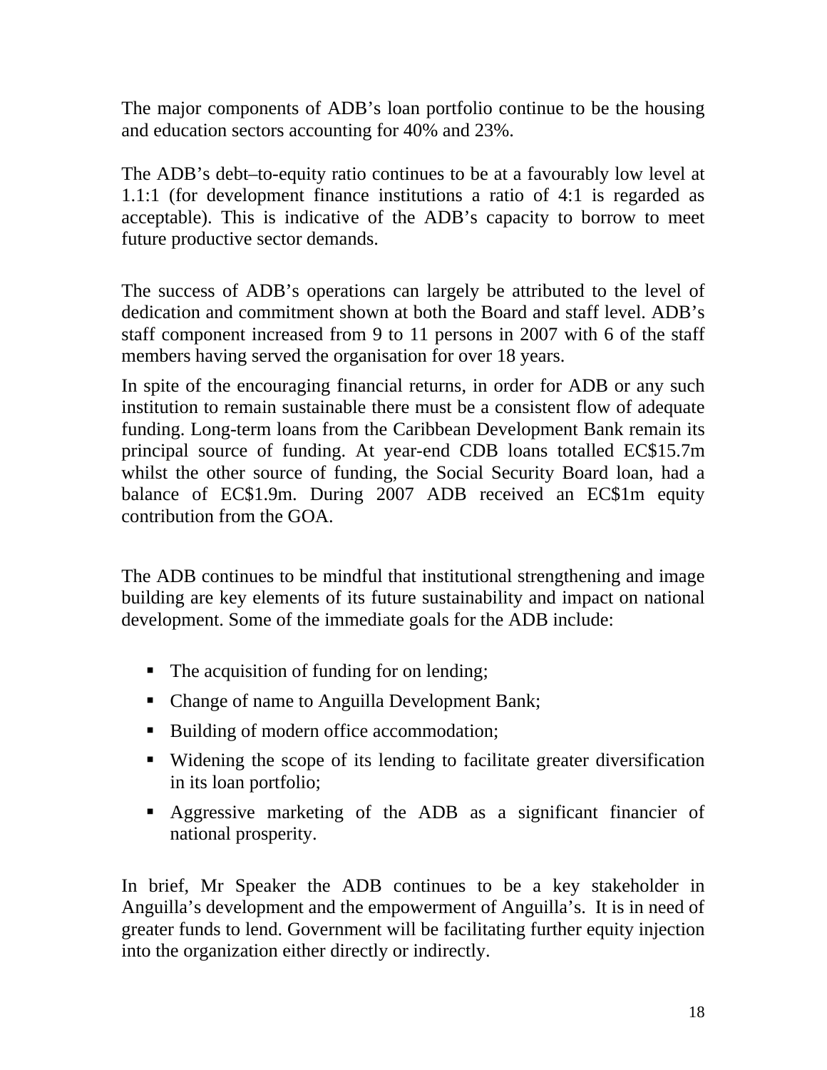The major components of ADB's loan portfolio continue to be the housing and education sectors accounting for 40% and 23%.

The ADB's debt–to-equity ratio continues to be at a favourably low level at 1.1:1 (for development finance institutions a ratio of 4:1 is regarded as acceptable). This is indicative of the ADB's capacity to borrow to meet future productive sector demands.

The success of ADB's operations can largely be attributed to the level of dedication and commitment shown at both the Board and staff level. ADB's staff component increased from 9 to 11 persons in 2007 with 6 of the staff members having served the organisation for over 18 years.

In spite of the encouraging financial returns, in order for ADB or any such institution to remain sustainable there must be a consistent flow of adequate funding. Long-term loans from the Caribbean Development Bank remain its principal source of funding. At year-end CDB loans totalled EC$15.7m whilst the other source of funding, the Social Security Board loan, had a balance of EC$1.9m. During 2007 ADB received an EC$1m equity contribution from the GOA.

The ADB continues to be mindful that institutional strengthening and image building are key elements of its future sustainability and impact on national development. Some of the immediate goals for the ADB include:

- The acquisition of funding for on lending;
- Change of name to Anguilla Development Bank;
- Building of modern office accommodation;
- Widening the scope of its lending to facilitate greater diversification in its loan portfolio;
- Aggressive marketing of the ADB as a significant financier of national prosperity.

In brief, Mr Speaker the ADB continues to be a key stakeholder in Anguilla's development and the empowerment of Anguilla's. It is in need of greater funds to lend. Government will be facilitating further equity injection into the organization either directly or indirectly.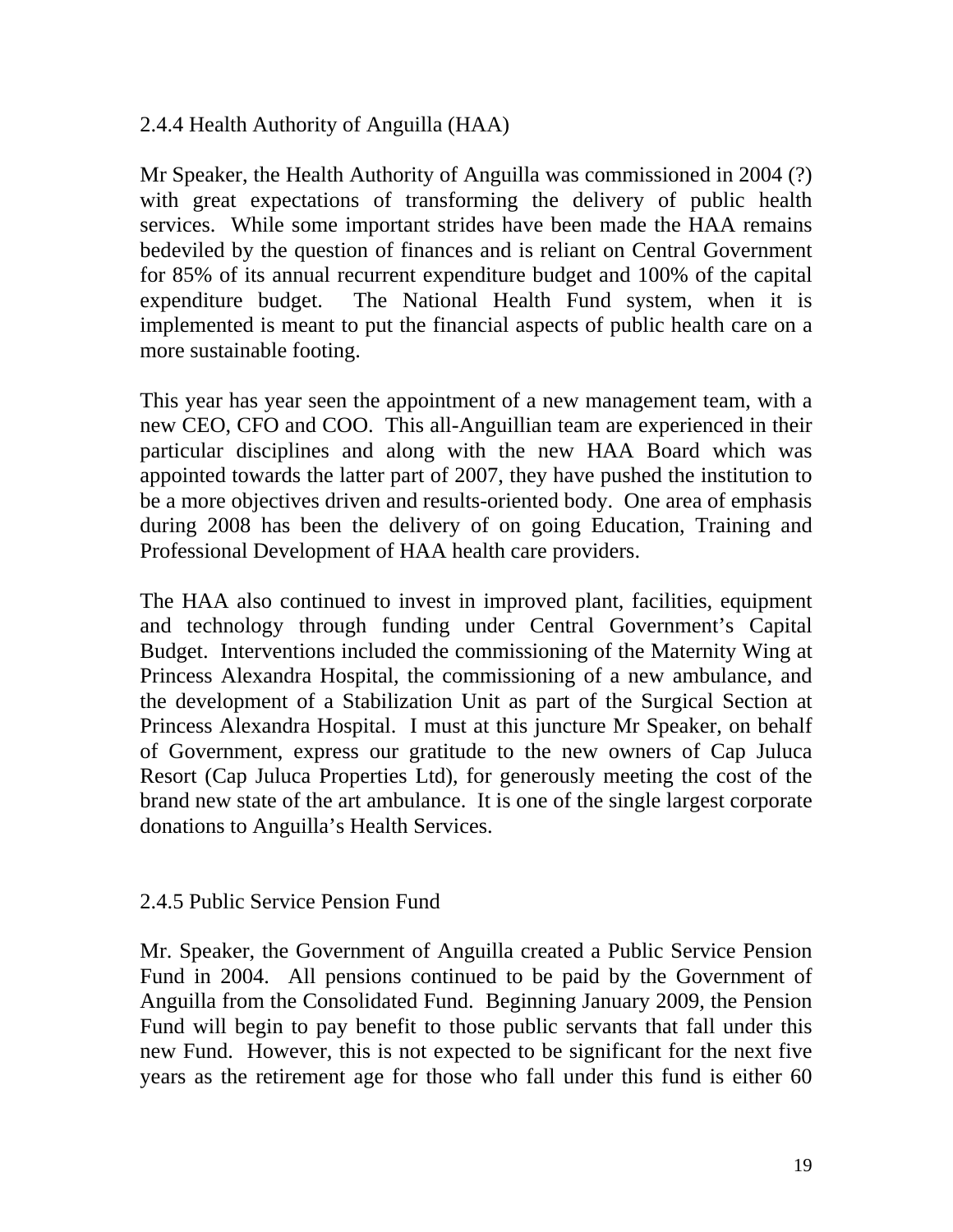### 2.4.4 Health Authority of Anguilla (HAA)

Mr Speaker, the Health Authority of Anguilla was commissioned in 2004 (?) with great expectations of transforming the delivery of public health services. While some important strides have been made the HAA remains bedeviled by the question of finances and is reliant on Central Government for 85% of its annual recurrent expenditure budget and 100% of the capital expenditure budget. The National Health Fund system, when it is implemented is meant to put the financial aspects of public health care on a more sustainable footing.

This year has year seen the appointment of a new management team, with a new CEO, CFO and COO. This all-Anguillian team are experienced in their particular disciplines and along with the new HAA Board which was appointed towards the latter part of 2007, they have pushed the institution to be a more objectives driven and results-oriented body. One area of emphasis during 2008 has been the delivery of on going Education, Training and Professional Development of HAA health care providers.

The HAA also continued to invest in improved plant, facilities, equipment and technology through funding under Central Government's Capital Budget. Interventions included the commissioning of the Maternity Wing at Princess Alexandra Hospital, the commissioning of a new ambulance, and the development of a Stabilization Unit as part of the Surgical Section at Princess Alexandra Hospital. I must at this juncture Mr Speaker, on behalf of Government, express our gratitude to the new owners of Cap Juluca Resort (Cap Juluca Properties Ltd), for generously meeting the cost of the brand new state of the art ambulance. It is one of the single largest corporate donations to Anguilla's Health Services.

### 2.4.5 Public Service Pension Fund

Mr. Speaker, the Government of Anguilla created a Public Service Pension Fund in 2004. All pensions continued to be paid by the Government of Anguilla from the Consolidated Fund. Beginning January 2009, the Pension Fund will begin to pay benefit to those public servants that fall under this new Fund. However, this is not expected to be significant for the next five years as the retirement age for those who fall under this fund is either 60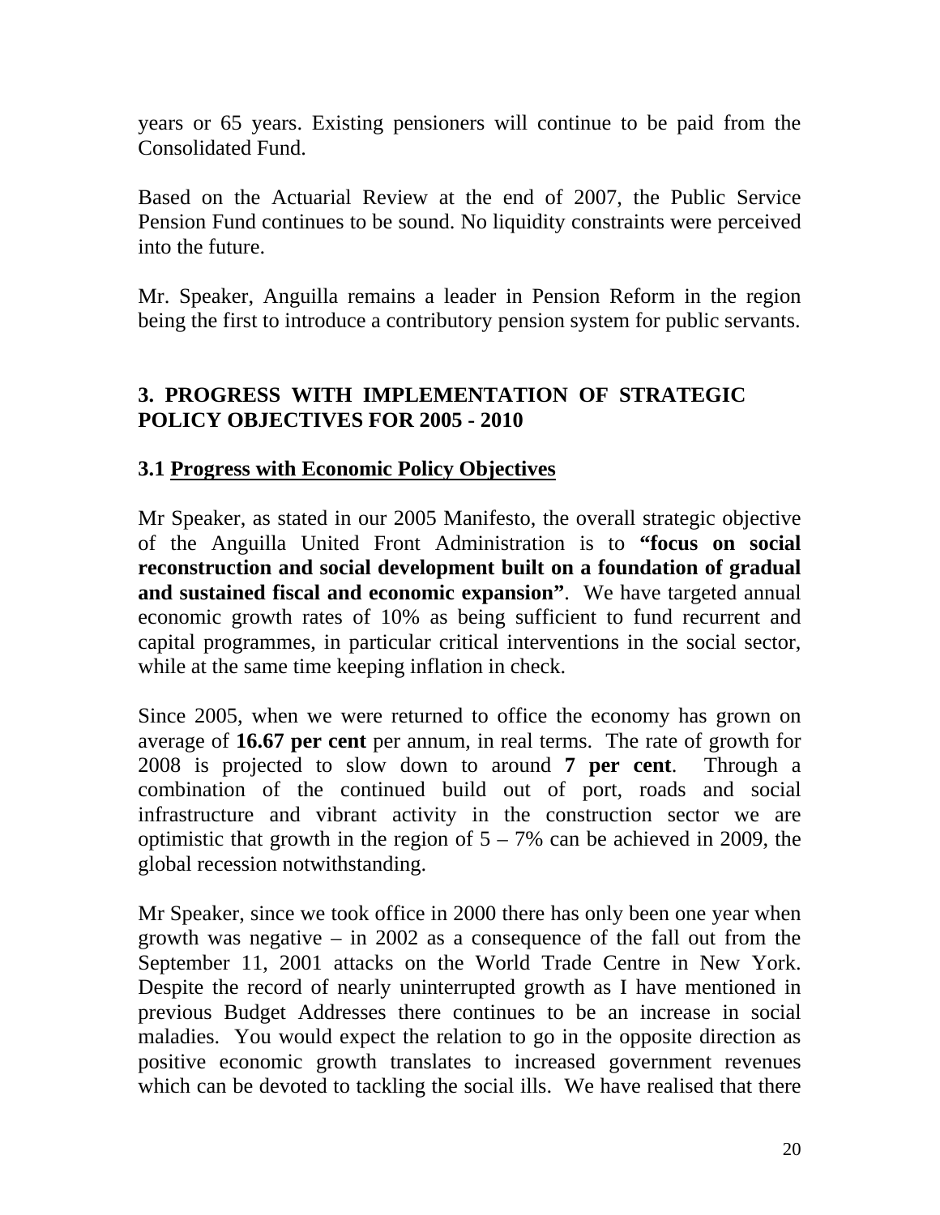years or 65 years. Existing pensioners will continue to be paid from the Consolidated Fund.

Based on the Actuarial Review at the end of 2007, the Public Service Pension Fund continues to be sound. No liquidity constraints were perceived into the future.

Mr. Speaker, Anguilla remains a leader in Pension Reform in the region being the first to introduce a contributory pension system for public servants.

## 3. PROGRESS WITH IMPLEMENTATION OF STRATEGIC POLICY OBJECTIVES FOR 2005 - 2010

### 3.1 Progress with Economic Policy Objectives

Mr Speaker, as stated in our 2005 Manifesto, the overall strategic objective of the Anguilla United Front Administration is to **"focus on social reconstruction and social development built on a foundation of gradual and sustained fiscal and economic expansion"**. We have targeted annual economic growth rates of 10% as being sufficient to fund recurrent and capital programmes, in particular critical interventions in the social sector, while at the same time keeping inflation in check.

Since 2005, when we were returned to office the economy has grown on average of **16.67 per cent** per annum, in real terms. The rate of growth for 2008 is projected to slow down to around **7 per cent**. Through a combination of the continued build out of port, roads and social infrastructure and vibrant activity in the construction sector we are optimistic that growth in the region of 5 – 7% can be achieved in 2009, the global recession notwithstanding.

Mr Speaker, since we took office in 2000 there has only been one year when growth was negative – in 2002 as a consequence of the fall out from the September 11, 2001 attacks on the World Trade Centre in New York. Despite the record of nearly uninterrupted growth as I have mentioned in previous Budget Addresses there continues to be an increase in social maladies. You would expect the relation to go in the opposite direction as positive economic growth translates to increased government revenues which can be devoted to tackling the social ills. We have realised that there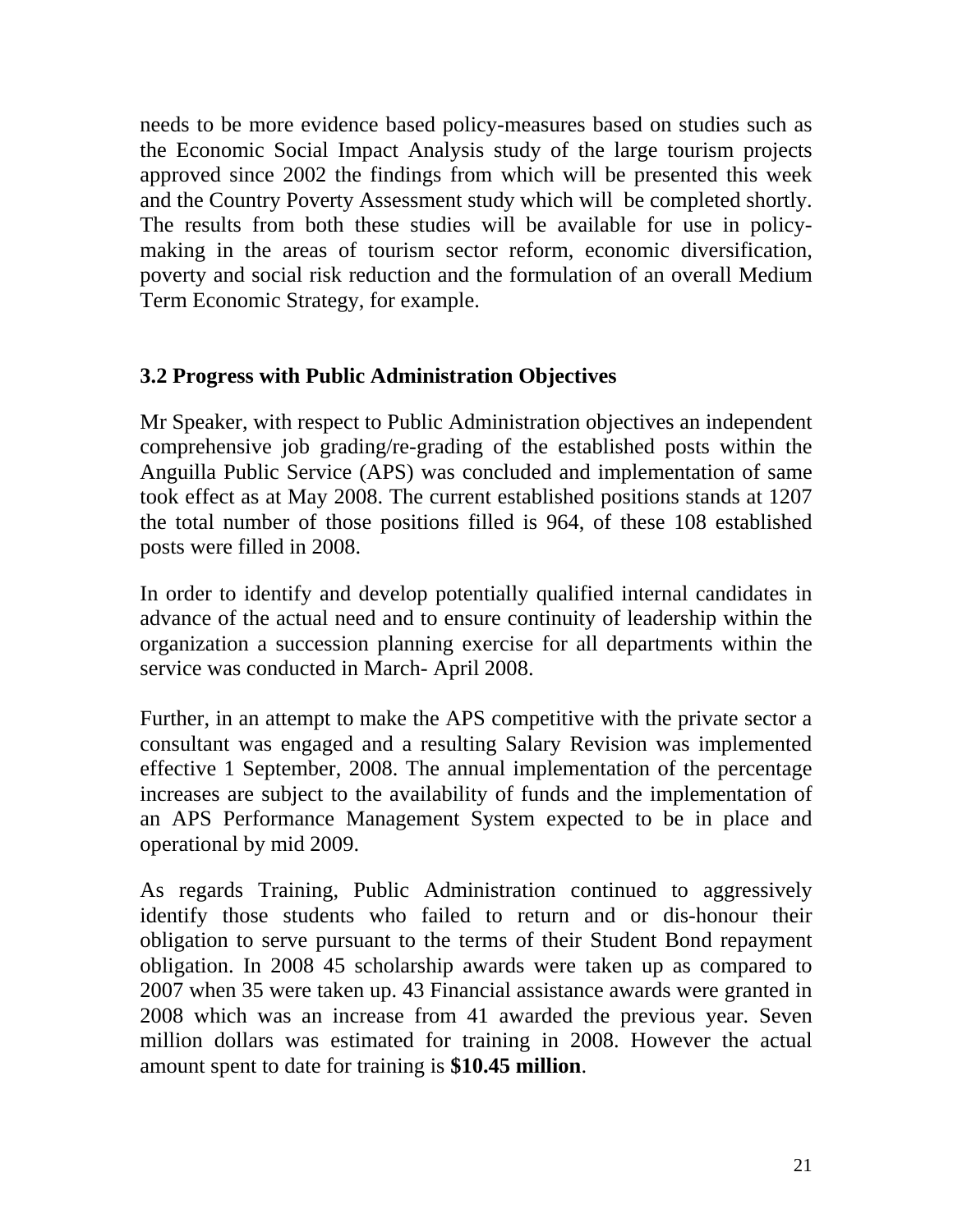needs to be more evidence based policy-measures based on studies such as the Economic Social Impact Analysis study of the large tourism projects approved since 2002 the findings from which will be presented this week and the Country Poverty Assessment study which will be completed shortly. The results from both these studies will be available for use in policy-making in the areas of tourism sector reform, economic diversification, poverty and social risk reduction and the formulation of an overall Medium Term Economic Strategy, for example.

### 3.2 Progress with Public Administration Objectives

Mr Speaker, with respect to Public Administration objectives an independent comprehensive job grading/re-grading of the established posts within the Anguilla Public Service (APS) was concluded and implementation of same took effect as at May 2008. The current established positions stands at 1207 the total number of those positions filled is 964, of these 108 established posts were filled in 2008.

In order to identify and develop potentially qualified internal candidates in advance of the actual need and to ensure continuity of leadership within the organization a succession planning exercise for all departments within the service was conducted in March- April 2008.

Further, in an attempt to make the APS competitive with the private sector a consultant was engaged and a resulting Salary Revision was implemented effective 1 September, 2008. The annual implementation of the percentage increases are subject to the availability of funds and the implementation of an APS Performance Management System expected to be in place and operational by mid 2009.

As regards Training, Public Administration continued to aggressively identify those students who failed to return and or dis-honour their obligation to serve pursuant to the terms of their Student Bond repayment obligation. In 2008 45 scholarship awards were taken up as compared to 2007 when 35 were taken up. 43 Financial assistance awards were granted in 2008 which was an increase from 41 awarded the previous year. Seven million dollars was estimated for training in 2008. However the actual amount spent to date for training is **$10.45 million**.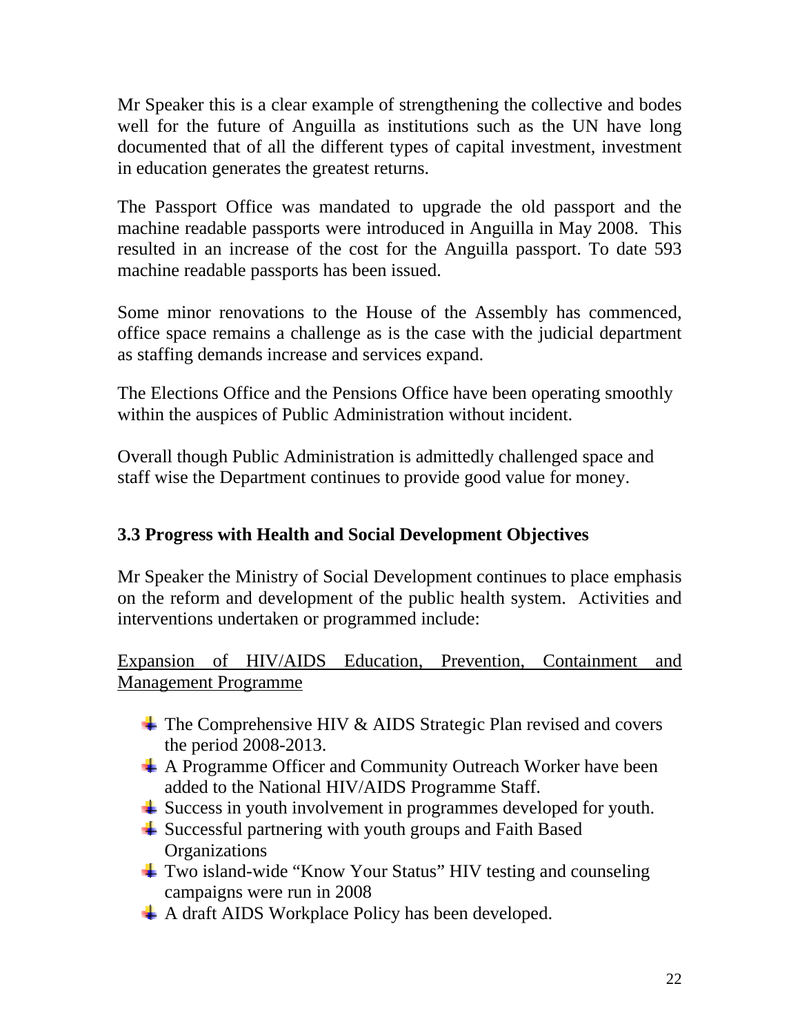Mr Speaker this is a clear example of strengthening the collective and bodes well for the future of Anguilla as institutions such as the UN have long documented that of all the different types of capital investment, investment in education generates the greatest returns.

The Passport Office was mandated to upgrade the old passport and the machine readable passports were introduced in Anguilla in May 2008. This resulted in an increase of the cost for the Anguilla passport. To date 593 machine readable passports has been issued.

Some minor renovations to the House of the Assembly has commenced, office space remains a challenge as is the case with the judicial department as staffing demands increase and services expand.

The Elections Office and the Pensions Office have been operating smoothly within the auspices of Public Administration without incident.

Overall though Public Administration is admittedly challenged space and staff wise the Department continues to provide good value for money.

### 3.3 Progress with Health and Social Development Objectives

Mr Speaker the Ministry of Social Development continues to place emphasis on the reform and development of the public health system. Activities and interventions undertaken or programmed include:

<u>Expansion of HIV/AIDS Education, Prevention, Containment and Management Programme</u>

- The Comprehensive HIV & AIDS Strategic Plan revised and covers the period 2008-2013.
- A Programme Officer and Community Outreach Worker have been added to the National HIV/AIDS Programme Staff.
- Success in youth involvement in programmes developed for youth.
- Successful partnering with youth groups and Faith Based Organizations
- Two island-wide “Know Your Status” HIV testing and counseling campaigns were run in 2008
- A draft AIDS Workplace Policy has been developed.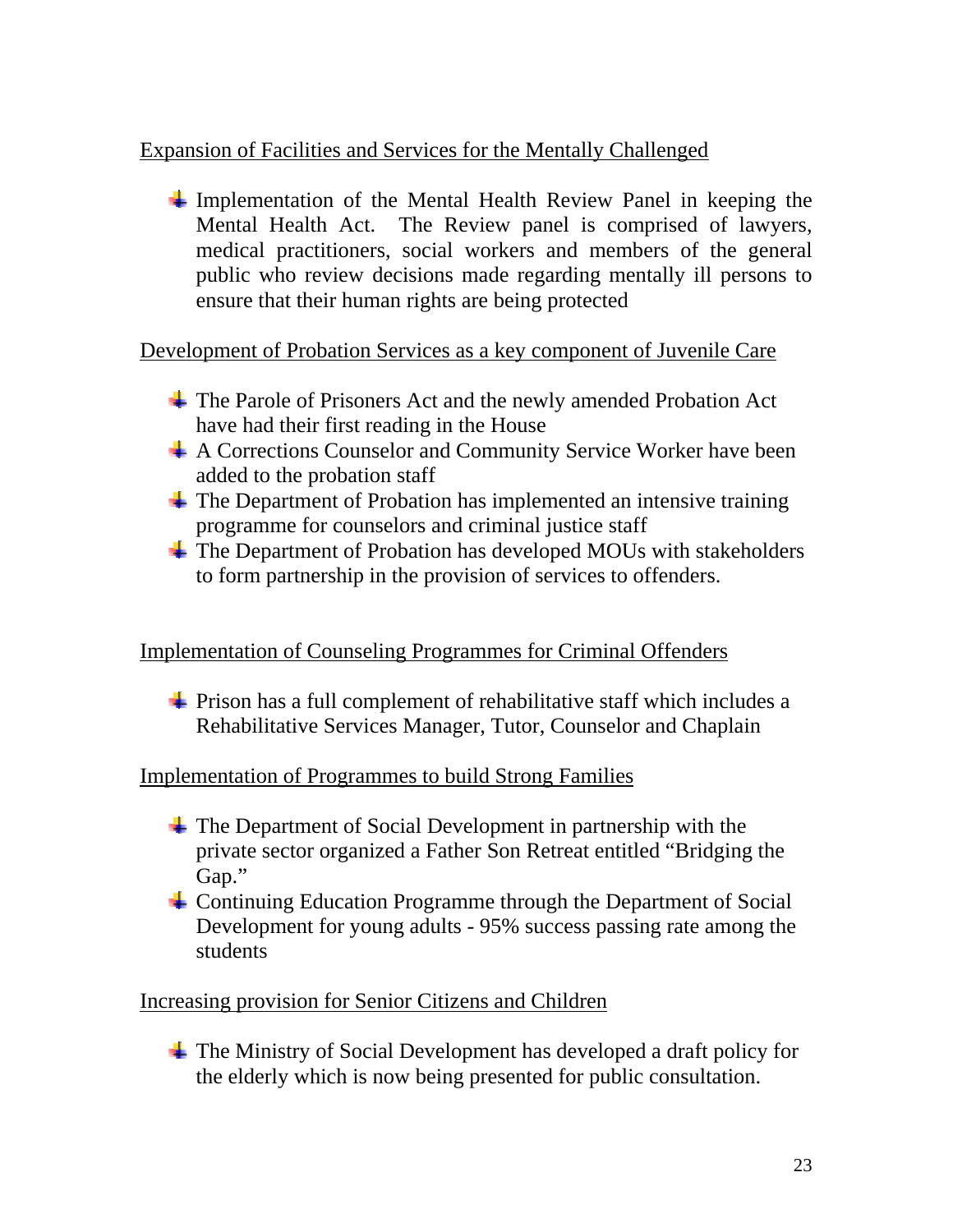Expansion of Facilities and Services for the Mentally Challenged

- Implementation of the Mental Health Review Panel in keeping the Mental Health Act. The Review panel is comprised of lawyers, medical practitioners, social workers and members of the general public who review decisions made regarding mentally ill persons to ensure that their human rights are being protected

Development of Probation Services as a key component of Juvenile Care

- The Parole of Prisoners Act and the newly amended Probation Act have had their first reading in the House
- A Corrections Counselor and Community Service Worker have been added to the probation staff
- The Department of Probation has implemented an intensive training programme for counselors and criminal justice staff
- The Department of Probation has developed MOUs with stakeholders to form partnership in the provision of services to offenders.

Implementation of Counseling Programmes for Criminal Offenders

- Prison has a full complement of rehabilitative staff which includes a Rehabilitative Services Manager, Tutor, Counselor and Chaplain

Implementation of Programmes to build Strong Families

- The Department of Social Development in partnership with the private sector organized a Father Son Retreat entitled "Bridging the Gap."
- Continuing Education Programme through the Department of Social Development for young adults - 95% success passing rate among the students

Increasing provision for Senior Citizens and Children

- The Ministry of Social Development has developed a draft policy for the elderly which is now being presented for public consultation.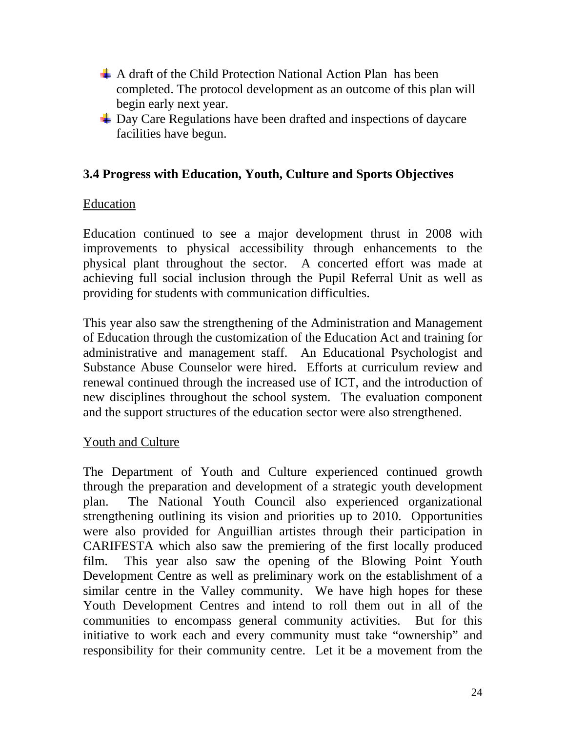- A draft of the Child Protection National Action Plan has been completed. The protocol development as an outcome of this plan will begin early next year.
- Day Care Regulations have been drafted and inspections of daycare facilities have begun.

### 3.4 Progress with Education, Youth, Culture and Sports Objectives

Education

Education continued to see a major development thrust in 2008 with improvements to physical accessibility through enhancements to the physical plant throughout the sector. A concerted effort was made at achieving full social inclusion through the Pupil Referral Unit as well as providing for students with communication difficulties.

This year also saw the strengthening of the Administration and Management of Education through the customization of the Education Act and training for administrative and management staff. An Educational Psychologist and Substance Abuse Counselor were hired. Efforts at curriculum review and renewal continued through the increased use of ICT, and the introduction of new disciplines throughout the school system. The evaluation component and the support structures of the education sector were also strengthened.

Youth and Culture

The Department of Youth and Culture experienced continued growth through the preparation and development of a strategic youth development plan. The National Youth Council also experienced organizational strengthening outlining its vision and priorities up to 2010. Opportunities were also provided for Anguillian artistes through their participation in CARIFESTA which also saw the premiering of the first locally produced film. This year also saw the opening of the Blowing Point Youth Development Centre as well as preliminary work on the establishment of a similar centre in the Valley community. We have high hopes for these Youth Development Centres and intend to roll them out in all of the communities to encompass general community activities. But for this initiative to work each and every community must take "ownership" and responsibility for their community centre. Let it be a movement from the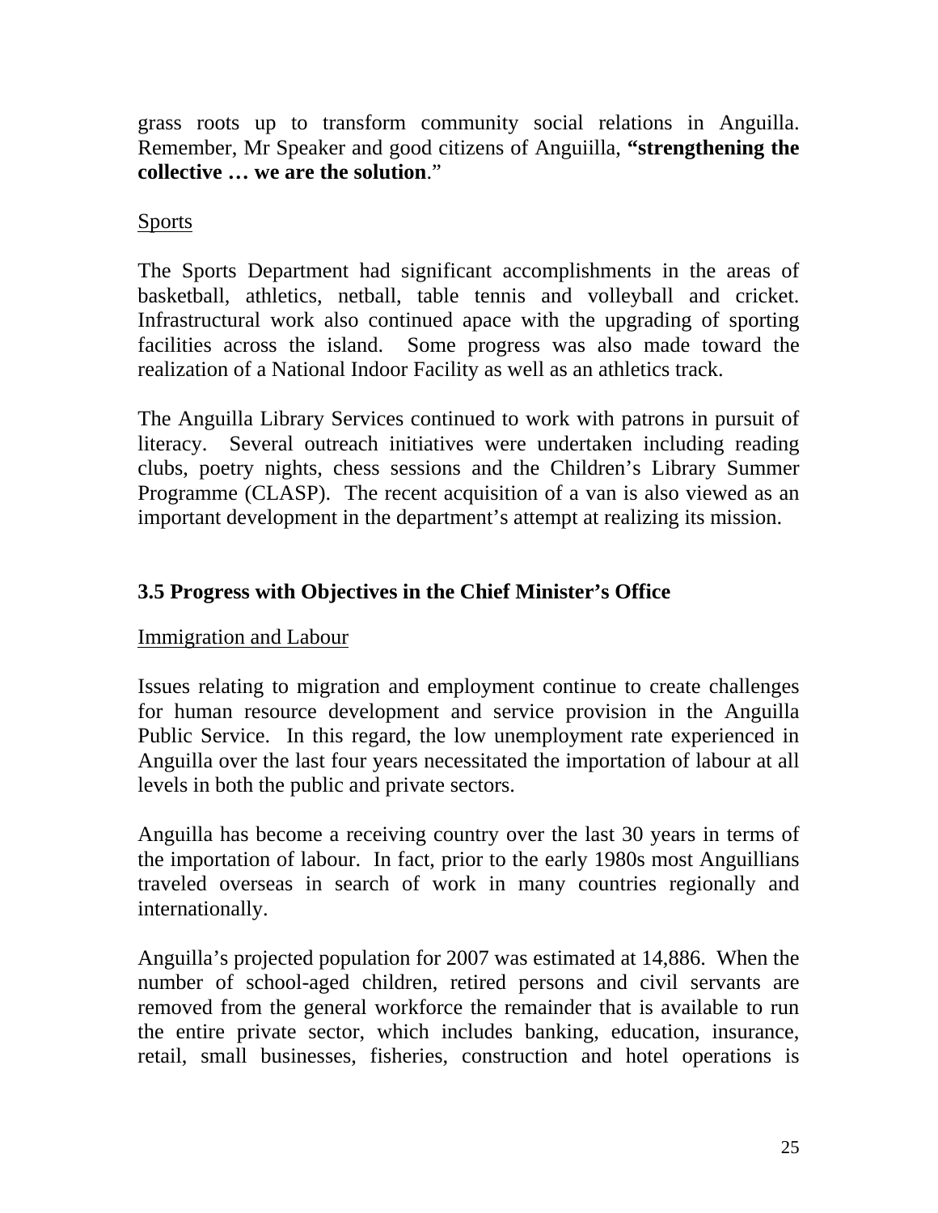grass roots up to transform community social relations in Anguilla. Remember, Mr Speaker and good citizens of Anguiilla, **"strengthening the collective … we are the solution**."

Sports

The Sports Department had significant accomplishments in the areas of basketball, athletics, netball, table tennis and volleyball and cricket. Infrastructural work also continued apace with the upgrading of sporting facilities across the island. Some progress was also made toward the realization of a National Indoor Facility as well as an athletics track.

The Anguilla Library Services continued to work with patrons in pursuit of literacy. Several outreach initiatives were undertaken including reading clubs, poetry nights, chess sessions and the Children's Library Summer Programme (CLASP). The recent acquisition of a van is also viewed as an important development in the department's attempt at realizing its mission.

### 3.5 Progress with Objectives in the Chief Minister's Office

Immigration and Labour

Issues relating to migration and employment continue to create challenges for human resource development and service provision in the Anguilla Public Service. In this regard, the low unemployment rate experienced in Anguilla over the last four years necessitated the importation of labour at all levels in both the public and private sectors.

Anguilla has become a receiving country over the last 30 years in terms of the importation of labour. In fact, prior to the early 1980s most Anguillians traveled overseas in search of work in many countries regionally and internationally.

Anguilla's projected population for 2007 was estimated at 14,886. When the number of school-aged children, retired persons and civil servants are removed from the general workforce the remainder that is available to run the entire private sector, which includes banking, education, insurance, retail, small businesses, fisheries, construction and hotel operations is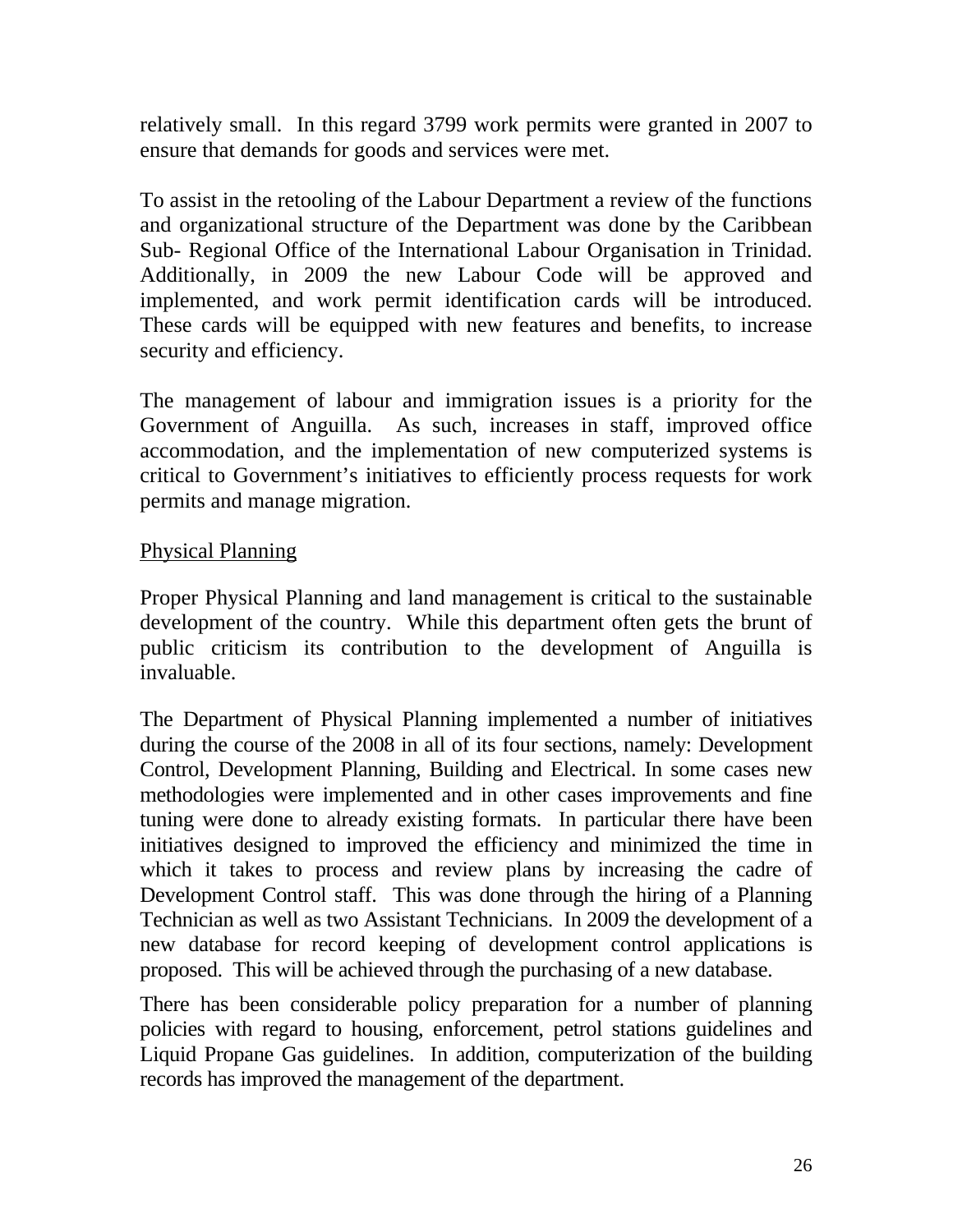relatively small. In this regard 3799 work permits were granted in 2007 to ensure that demands for goods and services were met.

To assist in the retooling of the Labour Department a review of the functions and organizational structure of the Department was done by the Caribbean Sub- Regional Office of the International Labour Organisation in Trinidad. Additionally, in 2009 the new Labour Code will be approved and implemented, and work permit identification cards will be introduced. These cards will be equipped with new features and benefits, to increase security and efficiency.

The management of labour and immigration issues is a priority for the Government of Anguilla. As such, increases in staff, improved office accommodation, and the implementation of new computerized systems is critical to Government's initiatives to efficiently process requests for work permits and manage migration.

<u>Physical Planning</u>

Proper Physical Planning and land management is critical to the sustainable development of the country. While this department often gets the brunt of public criticism its contribution to the development of Anguilla is invaluable.

The Department of Physical Planning implemented a number of initiatives during the course of the 2008 in all of its four sections, namely: Development Control, Development Planning, Building and Electrical. In some cases new methodologies were implemented and in other cases improvements and fine tuning were done to already existing formats. In particular there have been initiatives designed to improved the efficiency and minimized the time in which it takes to process and review plans by increasing the cadre of Development Control staff. This was done through the hiring of a Planning Technician as well as two Assistant Technicians. In 2009 the development of a new database for record keeping of development control applications is proposed. This will be achieved through the purchasing of a new database.

There has been considerable policy preparation for a number of planning policies with regard to housing, enforcement, petrol stations guidelines and Liquid Propane Gas guidelines. In addition, computerization of the building records has improved the management of the department.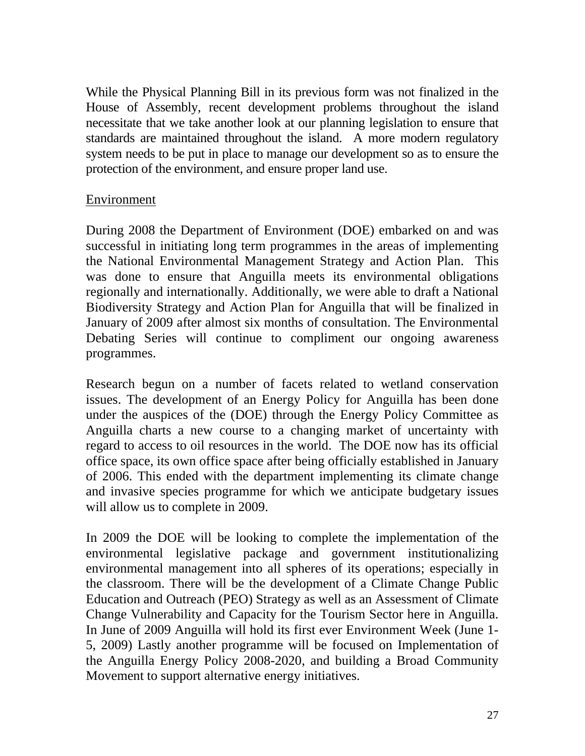While the Physical Planning Bill in its previous form was not finalized in the House of Assembly, recent development problems throughout the island necessitate that we take another look at our planning legislation to ensure that standards are maintained throughout the island. A more modern regulatory system needs to be put in place to manage our development so as to ensure the protection of the environment, and ensure proper land use.

<u>Environment</u>

During 2008 the Department of Environment (DOE) embarked on and was successful in initiating long term programmes in the areas of implementing the National Environmental Management Strategy and Action Plan. This was done to ensure that Anguilla meets its environmental obligations regionally and internationally. Additionally, we were able to draft a National Biodiversity Strategy and Action Plan for Anguilla that will be finalized in January of 2009 after almost six months of consultation. The Environmental Debating Series will continue to compliment our ongoing awareness programmes.

Research begun on a number of facets related to wetland conservation issues. The development of an Energy Policy for Anguilla has been done under the auspices of the (DOE) through the Energy Policy Committee as Anguilla charts a new course to a changing market of uncertainty with regard to access to oil resources in the world. The DOE now has its official office space, its own office space after being officially established in January of 2006. This ended with the department implementing its climate change and invasive species programme for which we anticipate budgetary issues will allow us to complete in 2009.

In 2009 the DOE will be looking to complete the implementation of the environmental legislative package and government institutionalizing environmental management into all spheres of its operations; especially in the classroom. There will be the development of a Climate Change Public Education and Outreach (PEO) Strategy as well as an Assessment of Climate Change Vulnerability and Capacity for the Tourism Sector here in Anguilla. In June of 2009 Anguilla will hold its first ever Environment Week (June 1-5, 2009) Lastly another programme will be focused on Implementation of the Anguilla Energy Policy 2008-2020, and building a Broad Community Movement to support alternative energy initiatives.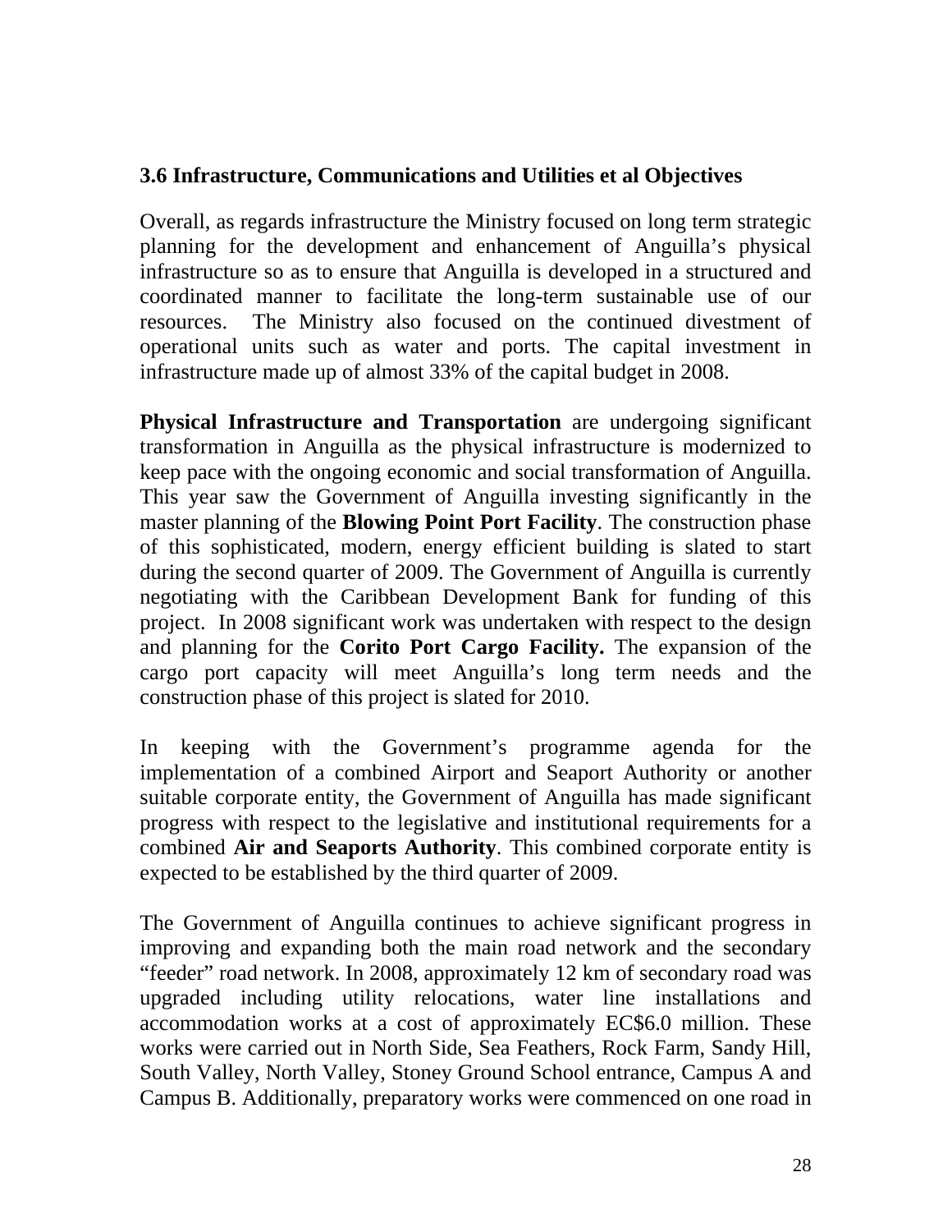### 3.6 Infrastructure, Communications and Utilities et al Objectives

Overall, as regards infrastructure the Ministry focused on long term strategic planning for the development and enhancement of Anguilla's physical infrastructure so as to ensure that Anguilla is developed in a structured and coordinated manner to facilitate the long-term sustainable use of our resources. The Ministry also focused on the continued divestment of operational units such as water and ports. The capital investment in infrastructure made up of almost 33% of the capital budget in 2008.

**Physical Infrastructure and Transportation** are undergoing significant transformation in Anguilla as the physical infrastructure is modernized to keep pace with the ongoing economic and social transformation of Anguilla. This year saw the Government of Anguilla investing significantly in the master planning of the **Blowing Point Port Facility**. The construction phase of this sophisticated, modern, energy efficient building is slated to start during the second quarter of 2009. The Government of Anguilla is currently negotiating with the Caribbean Development Bank for funding of this project. In 2008 significant work was undertaken with respect to the design and planning for the **Corito Port Cargo Facility.** The expansion of the cargo port capacity will meet Anguilla's long term needs and the construction phase of this project is slated for 2010.

In keeping with the Government's programme agenda for the implementation of a combined Airport and Seaport Authority or another suitable corporate entity, the Government of Anguilla has made significant progress with respect to the legislative and institutional requirements for a combined **Air and Seaports Authority**. This combined corporate entity is expected to be established by the third quarter of 2009.

The Government of Anguilla continues to achieve significant progress in improving and expanding both the main road network and the secondary "feeder" road network. In 2008, approximately 12 km of secondary road was upgraded including utility relocations, water line installations and accommodation works at a cost of approximately EC$6.0 million. These works were carried out in North Side, Sea Feathers, Rock Farm, Sandy Hill, South Valley, North Valley, Stoney Ground School entrance, Campus A and Campus B. Additionally, preparatory works were commenced on one road in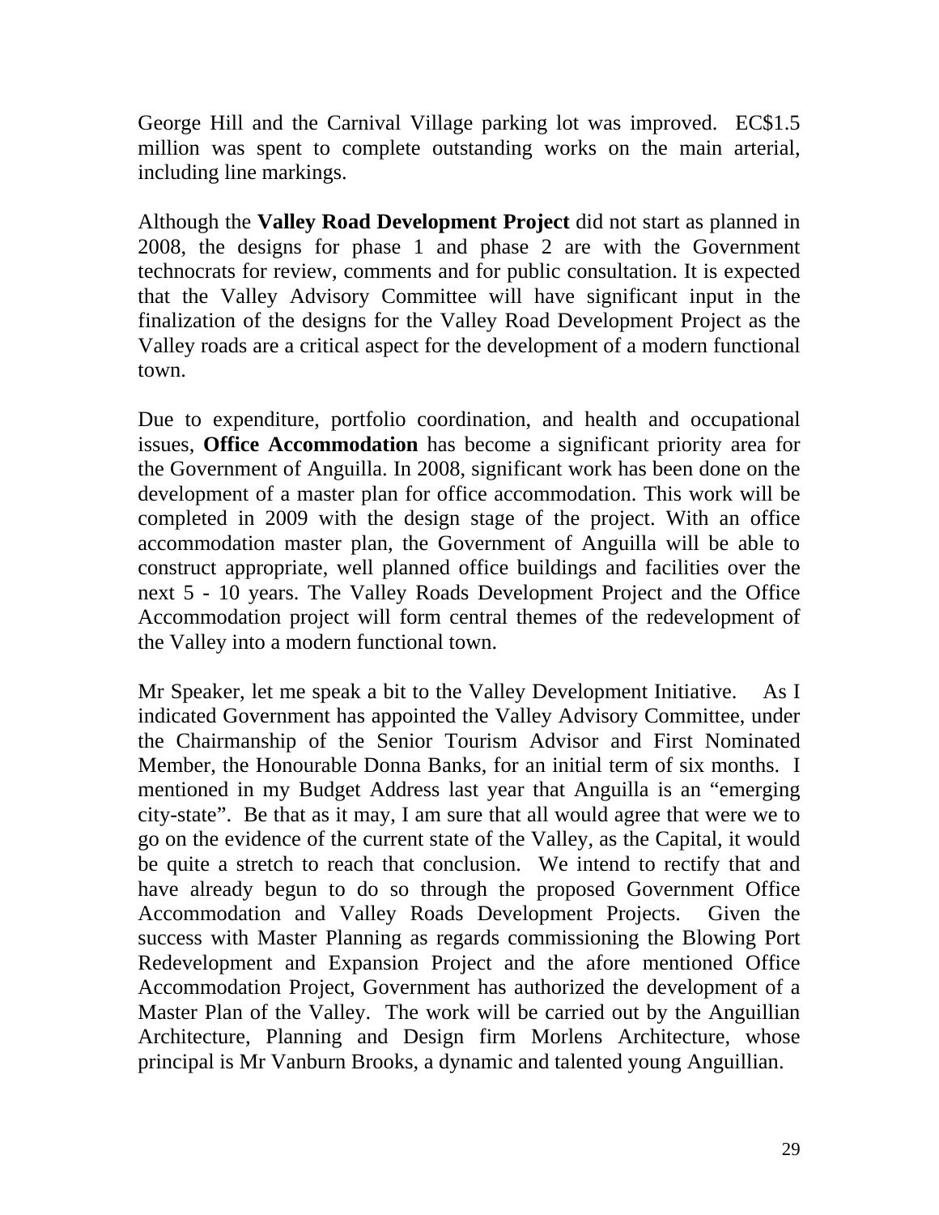George Hill and the Carnival Village parking lot was improved. EC$1.5 million was spent to complete outstanding works on the main arterial, including line markings.

Although the **Valley Road Development Project** did not start as planned in 2008, the designs for phase 1 and phase 2 are with the Government technocrats for review, comments and for public consultation. It is expected that the Valley Advisory Committee will have significant input in the finalization of the designs for the Valley Road Development Project as the Valley roads are a critical aspect for the development of a modern functional town.

Due to expenditure, portfolio coordination, and health and occupational issues, **Office Accommodation** has become a significant priority area for the Government of Anguilla. In 2008, significant work has been done on the development of a master plan for office accommodation. This work will be completed in 2009 with the design stage of the project. With an office accommodation master plan, the Government of Anguilla will be able to construct appropriate, well planned office buildings and facilities over the next 5 - 10 years. The Valley Roads Development Project and the Office Accommodation project will form central themes of the redevelopment of the Valley into a modern functional town.

Mr Speaker, let me speak a bit to the Valley Development Initiative. As I indicated Government has appointed the Valley Advisory Committee, under the Chairmanship of the Senior Tourism Advisor and First Nominated Member, the Honourable Donna Banks, for an initial term of six months. I mentioned in my Budget Address last year that Anguilla is an "emerging city-state". Be that as it may, I am sure that all would agree that were we to go on the evidence of the current state of the Valley, as the Capital, it would be quite a stretch to reach that conclusion. We intend to rectify that and have already begun to do so through the proposed Government Office Accommodation and Valley Roads Development Projects. Given the success with Master Planning as regards commissioning the Blowing Port Redevelopment and Expansion Project and the afore mentioned Office Accommodation Project, Government has authorized the development of a Master Plan of the Valley. The work will be carried out by the Anguillian Architecture, Planning and Design firm Morlens Architecture, whose principal is Mr Vanburn Brooks, a dynamic and talented young Anguillian.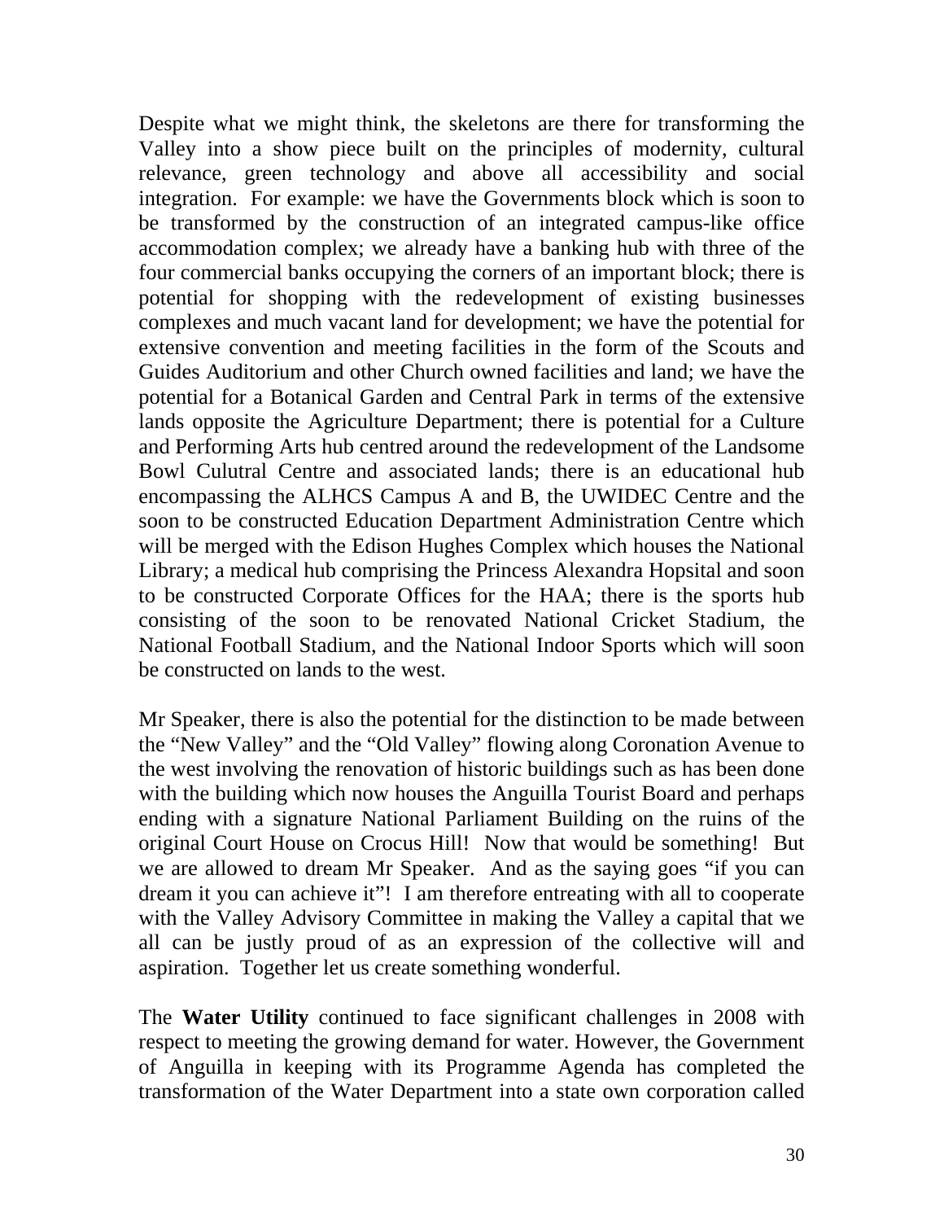Despite what we might think, the skeletons are there for transforming the Valley into a show piece built on the principles of modernity, cultural relevance, green technology and above all accessibility and social integration. For example: we have the Governments block which is soon to be transformed by the construction of an integrated campus-like office accommodation complex; we already have a banking hub with three of the four commercial banks occupying the corners of an important block; there is potential for shopping with the redevelopment of existing businesses complexes and much vacant land for development; we have the potential for extensive convention and meeting facilities in the form of the Scouts and Guides Auditorium and other Church owned facilities and land; we have the potential for a Botanical Garden and Central Park in terms of the extensive lands opposite the Agriculture Department; there is potential for a Culture and Performing Arts hub centred around the redevelopment of the Landsome Bowl Culutral Centre and associated lands; there is an educational hub encompassing the ALHCS Campus A and B, the UWIDEC Centre and the soon to be constructed Education Department Administration Centre which will be merged with the Edison Hughes Complex which houses the National Library; a medical hub comprising the Princess Alexandra Hopsital and soon to be constructed Corporate Offices for the HAA; there is the sports hub consisting of the soon to be renovated National Cricket Stadium, the National Football Stadium, and the National Indoor Sports which will soon be constructed on lands to the west.

Mr Speaker, there is also the potential for the distinction to be made between the "New Valley" and the "Old Valley" flowing along Coronation Avenue to the west involving the renovation of historic buildings such as has been done with the building which now houses the Anguilla Tourist Board and perhaps ending with a signature National Parliament Building on the ruins of the original Court House on Crocus Hill! Now that would be something! But we are allowed to dream Mr Speaker. And as the saying goes "if you can dream it you can achieve it"! I am therefore entreating with all to cooperate with the Valley Advisory Committee in making the Valley a capital that we all can be justly proud of as an expression of the collective will and aspiration. Together let us create something wonderful.

The **Water Utility** continued to face significant challenges in 2008 with respect to meeting the growing demand for water. However, the Government of Anguilla in keeping with its Programme Agenda has completed the transformation of the Water Department into a state own corporation called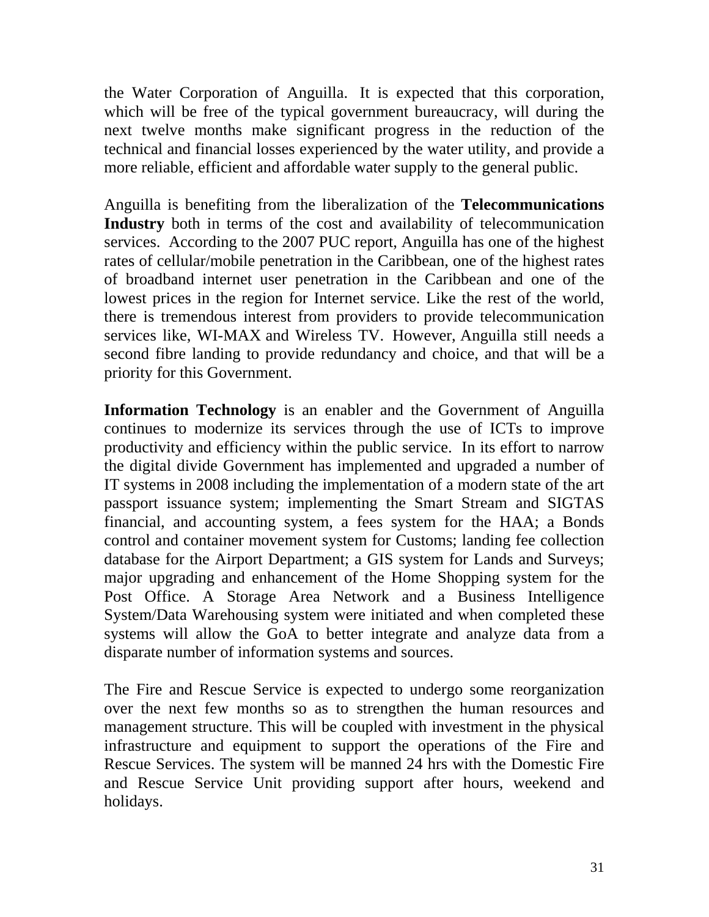the Water Corporation of Anguilla. It is expected that this corporation, which will be free of the typical government bureaucracy, will during the next twelve months make significant progress in the reduction of the technical and financial losses experienced by the water utility, and provide a more reliable, efficient and affordable water supply to the general public.

Anguilla is benefiting from the liberalization of the **Telecommunications Industry** both in terms of the cost and availability of telecommunication services. According to the 2007 PUC report, Anguilla has one of the highest rates of cellular/mobile penetration in the Caribbean, one of the highest rates of broadband internet user penetration in the Caribbean and one of the lowest prices in the region for Internet service. Like the rest of the world, there is tremendous interest from providers to provide telecommunication services like, WI-MAX and Wireless TV. However, Anguilla still needs a second fibre landing to provide redundancy and choice, and that will be a priority for this Government.

**Information Technology** is an enabler and the Government of Anguilla continues to modernize its services through the use of ICTs to improve productivity and efficiency within the public service. In its effort to narrow the digital divide Government has implemented and upgraded a number of IT systems in 2008 including the implementation of a modern state of the art passport issuance system; implementing the Smart Stream and SIGTAS financial, and accounting system, a fees system for the HAA; a Bonds control and container movement system for Customs; landing fee collection database for the Airport Department; a GIS system for Lands and Surveys; major upgrading and enhancement of the Home Shopping system for the Post Office. A Storage Area Network and a Business Intelligence System/Data Warehousing system were initiated and when completed these systems will allow the GoA to better integrate and analyze data from a disparate number of information systems and sources.

The Fire and Rescue Service is expected to undergo some reorganization over the next few months so as to strengthen the human resources and management structure. This will be coupled with investment in the physical infrastructure and equipment to support the operations of the Fire and Rescue Services. The system will be manned 24 hrs with the Domestic Fire and Rescue Service Unit providing support after hours, weekend and holidays.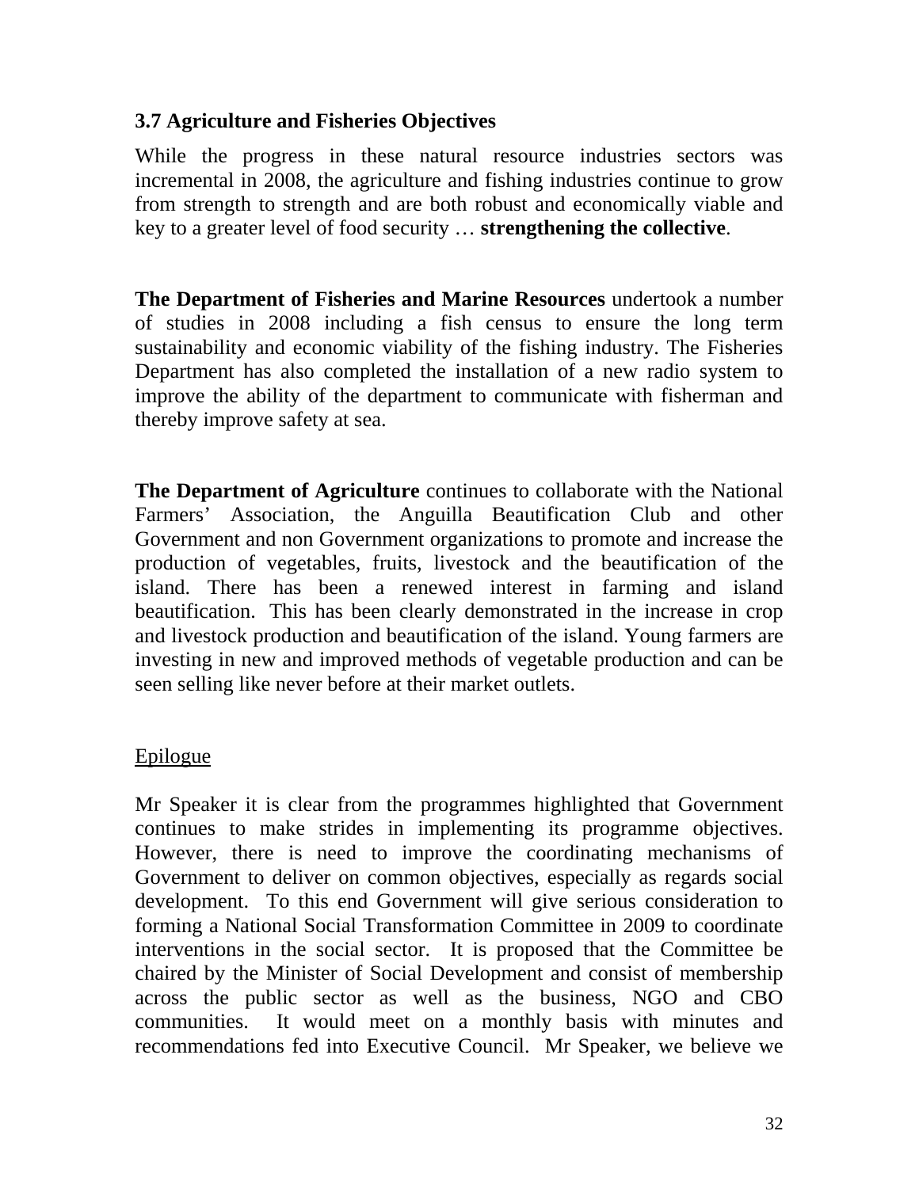### 3.7 Agriculture and Fisheries Objectives

While the progress in these natural resource industries sectors was incremental in 2008, the agriculture and fishing industries continue to grow from strength to strength and are both robust and economically viable and key to a greater level of food security … **strengthening the collective**.

**The Department of Fisheries and Marine Resources** undertook a number of studies in 2008 including a fish census to ensure the long term sustainability and economic viability of the fishing industry. The Fisheries Department has also completed the installation of a new radio system to improve the ability of the department to communicate with fisherman and thereby improve safety at sea.

**The Department of Agriculture** continues to collaborate with the National Farmers' Association, the Anguilla Beautification Club and other Government and non Government organizations to promote and increase the production of vegetables, fruits, livestock and the beautification of the island. There has been a renewed interest in farming and island beautification. This has been clearly demonstrated in the increase in crop and livestock production and beautification of the island. Young farmers are investing in new and improved methods of vegetable production and can be seen selling like never before at their market outlets.

Epilogue

Mr Speaker it is clear from the programmes highlighted that Government continues to make strides in implementing its programme objectives. However, there is need to improve the coordinating mechanisms of Government to deliver on common objectives, especially as regards social development. To this end Government will give serious consideration to forming a National Social Transformation Committee in 2009 to coordinate interventions in the social sector. It is proposed that the Committee be chaired by the Minister of Social Development and consist of membership across the public sector as well as the business, NGO and CBO communities. It would meet on a monthly basis with minutes and recommendations fed into Executive Council. Mr Speaker, we believe we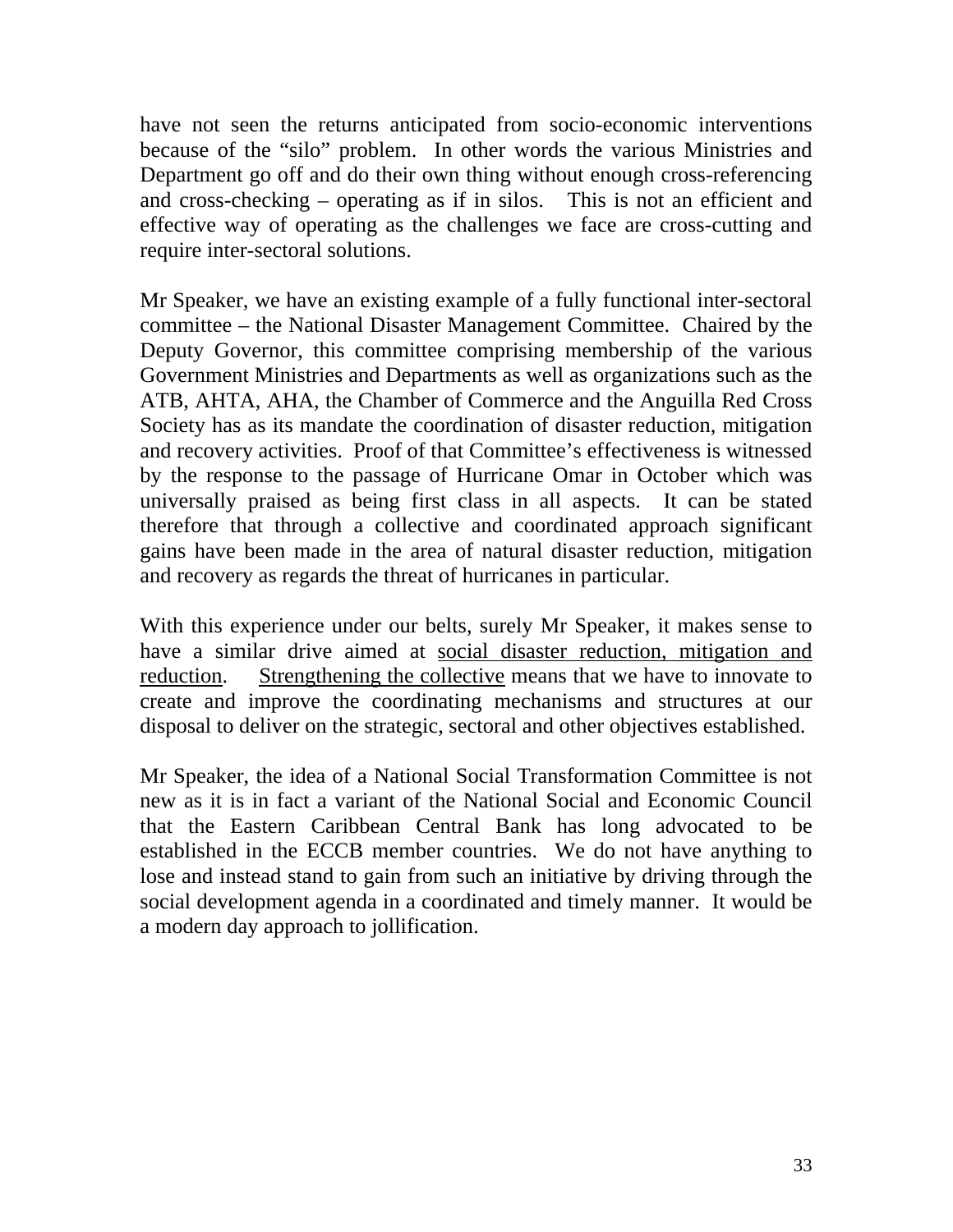have not seen the returns anticipated from socio-economic interventions because of the "silo" problem. In other words the various Ministries and Department go off and do their own thing without enough cross-referencing and cross-checking – operating as if in silos. This is not an efficient and effective way of operating as the challenges we face are cross-cutting and require inter-sectoral solutions.

Mr Speaker, we have an existing example of a fully functional inter-sectoral committee – the National Disaster Management Committee. Chaired by the Deputy Governor, this committee comprising membership of the various Government Ministries and Departments as well as organizations such as the ATB, AHTA, AHA, the Chamber of Commerce and the Anguilla Red Cross Society has as its mandate the coordination of disaster reduction, mitigation and recovery activities. Proof of that Committee's effectiveness is witnessed by the response to the passage of Hurricane Omar in October which was universally praised as being first class in all aspects. It can be stated therefore that through a collective and coordinated approach significant gains have been made in the area of natural disaster reduction, mitigation and recovery as regards the threat of hurricanes in particular.

With this experience under our belts, surely Mr Speaker, it makes sense to have a similar drive aimed at <u>social disaster reduction, mitigation and reduction</u>. <u>Strengthening the collective</u> means that we have to innovate to create and improve the coordinating mechanisms and structures at our disposal to deliver on the strategic, sectoral and other objectives established.

Mr Speaker, the idea of a National Social Transformation Committee is not new as it is in fact a variant of the National Social and Economic Council that the Eastern Caribbean Central Bank has long advocated to be established in the ECCB member countries. We do not have anything to lose and instead stand to gain from such an initiative by driving through the social development agenda in a coordinated and timely manner. It would be a modern day approach to jollification.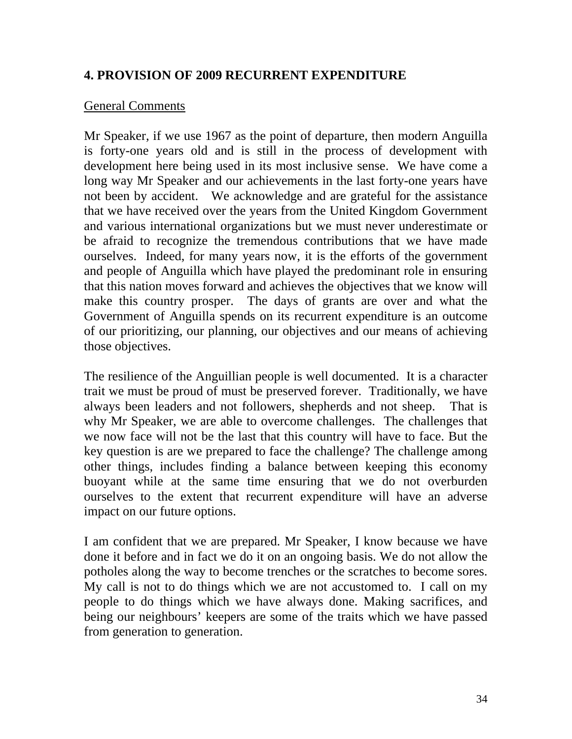## 4. PROVISION OF 2009 RECURRENT EXPENDITURE

General Comments

Mr Speaker, if we use 1967 as the point of departure, then modern Anguilla is forty-one years old and is still in the process of development with development here being used in its most inclusive sense. We have come a long way Mr Speaker and our achievements in the last forty-one years have not been by accident. We acknowledge and are grateful for the assistance that we have received over the years from the United Kingdom Government and various international organizations but we must never underestimate or be afraid to recognize the tremendous contributions that we have made ourselves. Indeed, for many years now, it is the efforts of the government and people of Anguilla which have played the predominant role in ensuring that this nation moves forward and achieves the objectives that we know will make this country prosper. The days of grants are over and what the Government of Anguilla spends on its recurrent expenditure is an outcome of our prioritizing, our planning, our objectives and our means of achieving those objectives.

The resilience of the Anguillian people is well documented. It is a character trait we must be proud of must be preserved forever. Traditionally, we have always been leaders and not followers, shepherds and not sheep. That is why Mr Speaker, we are able to overcome challenges. The challenges that we now face will not be the last that this country will have to face. But the key question is are we prepared to face the challenge? The challenge among other things, includes finding a balance between keeping this economy buoyant while at the same time ensuring that we do not overburden ourselves to the extent that recurrent expenditure will have an adverse impact on our future options.

I am confident that we are prepared. Mr Speaker, I know because we have done it before and in fact we do it on an ongoing basis. We do not allow the potholes along the way to become trenches or the scratches to become sores. My call is not to do things which we are not accustomed to. I call on my people to do things which we have always done. Making sacrifices, and being our neighbours' keepers are some of the traits which we have passed from generation to generation.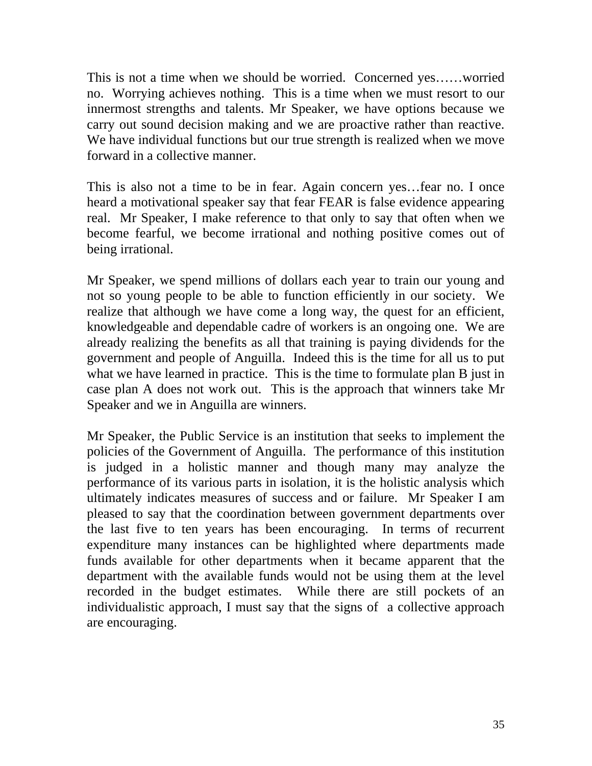This is not a time when we should be worried. Concerned yes……worried no. Worrying achieves nothing. This is a time when we must resort to our innermost strengths and talents. Mr Speaker, we have options because we carry out sound decision making and we are proactive rather than reactive. We have individual functions but our true strength is realized when we move forward in a collective manner.

This is also not a time to be in fear. Again concern yes…fear no. I once heard a motivational speaker say that fear FEAR is false evidence appearing real. Mr Speaker, I make reference to that only to say that often when we become fearful, we become irrational and nothing positive comes out of being irrational.

Mr Speaker, we spend millions of dollars each year to train our young and not so young people to be able to function efficiently in our society. We realize that although we have come a long way, the quest for an efficient, knowledgeable and dependable cadre of workers is an ongoing one. We are already realizing the benefits as all that training is paying dividends for the government and people of Anguilla. Indeed this is the time for all us to put what we have learned in practice. This is the time to formulate plan B just in case plan A does not work out. This is the approach that winners take Mr Speaker and we in Anguilla are winners.

Mr Speaker, the Public Service is an institution that seeks to implement the policies of the Government of Anguilla. The performance of this institution is judged in a holistic manner and though many may analyze the performance of its various parts in isolation, it is the holistic analysis which ultimately indicates measures of success and or failure. Mr Speaker I am pleased to say that the coordination between government departments over the last five to ten years has been encouraging. In terms of recurrent expenditure many instances can be highlighted where departments made funds available for other departments when it became apparent that the department with the available funds would not be using them at the level recorded in the budget estimates. While there are still pockets of an individualistic approach, I must say that the signs of a collective approach are encouraging.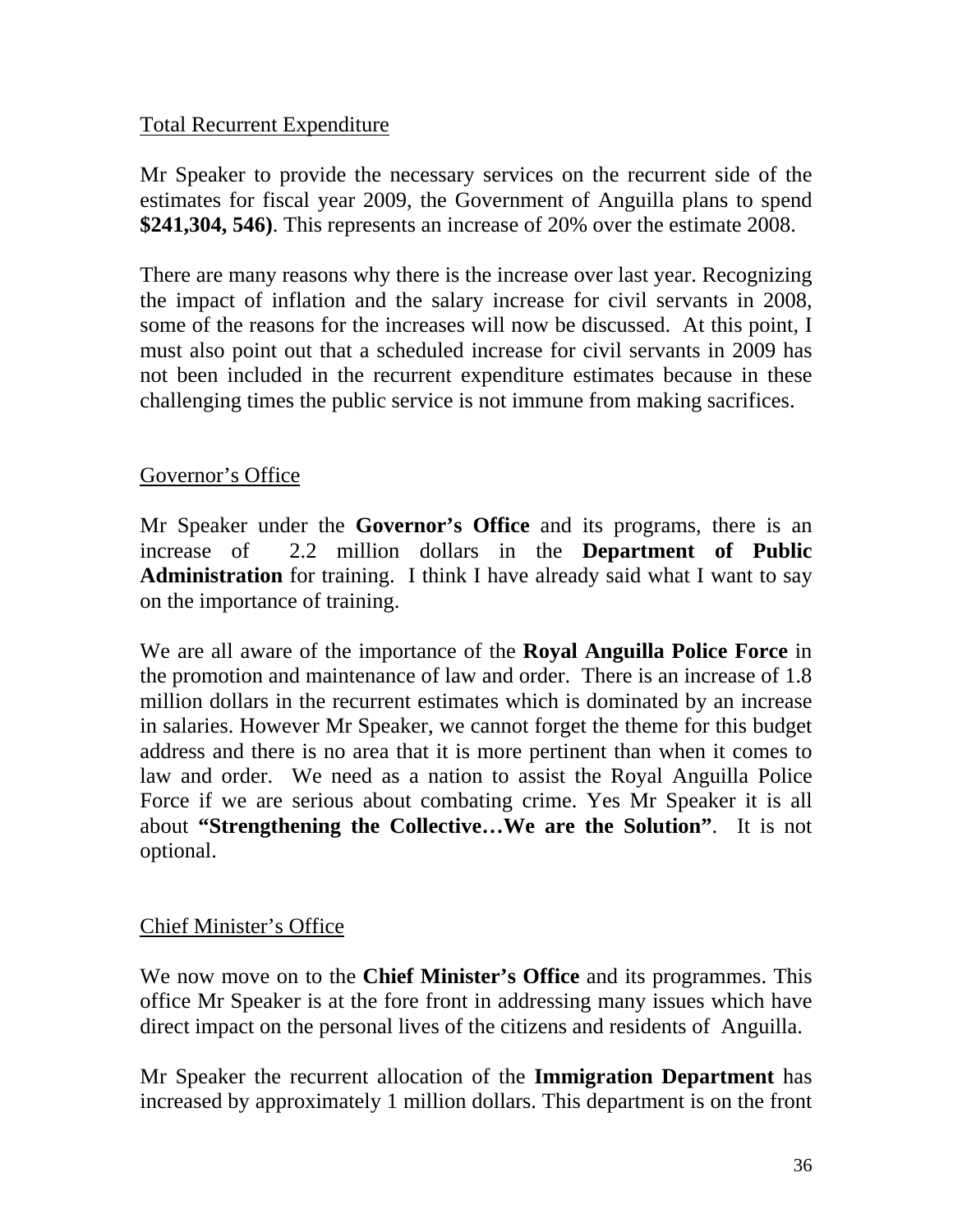Total Recurrent Expenditure

Mr Speaker to provide the necessary services on the recurrent side of the estimates for fiscal year 2009, the Government of Anguilla plans to spend **$241,304, 546)**. This represents an increase of 20% over the estimate 2008.

There are many reasons why there is the increase over last year. Recognizing the impact of inflation and the salary increase for civil servants in 2008, some of the reasons for the increases will now be discussed. At this point, I must also point out that a scheduled increase for civil servants in 2009 has not been included in the recurrent expenditure estimates because in these challenging times the public service is not immune from making sacrifices.

Governor's Office

Mr Speaker under the **Governor's Office** and its programs, there is an increase of 2.2 million dollars in the **Department of Public Administration** for training. I think I have already said what I want to say on the importance of training.

We are all aware of the importance of the **Royal Anguilla Police Force** in the promotion and maintenance of law and order. There is an increase of 1.8 million dollars in the recurrent estimates which is dominated by an increase in salaries. However Mr Speaker, we cannot forget the theme for this budget address and there is no area that it is more pertinent than when it comes to law and order. We need as a nation to assist the Royal Anguilla Police Force if we are serious about combating crime. Yes Mr Speaker it is all about **"Strengthening the Collective…We are the Solution"**. It is not optional.

Chief Minister's Office

We now move on to the **Chief Minister's Office** and its programmes. This office Mr Speaker is at the fore front in addressing many issues which have direct impact on the personal lives of the citizens and residents of Anguilla.

Mr Speaker the recurrent allocation of the **Immigration Department** has increased by approximately 1 million dollars. This department is on the front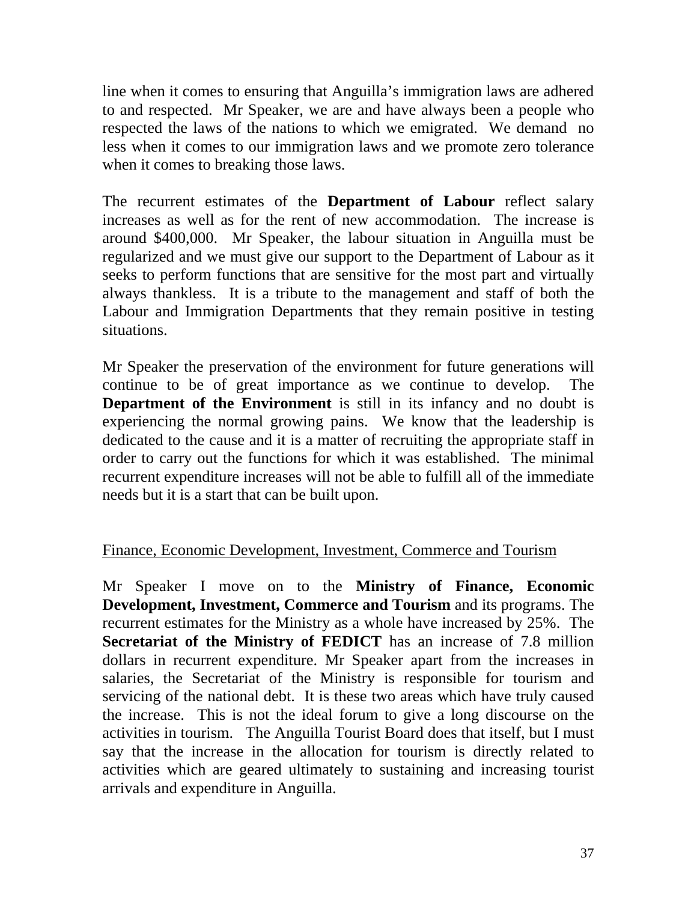line when it comes to ensuring that Anguilla's immigration laws are adhered to and respected. Mr Speaker, we are and have always been a people who respected the laws of the nations to which we emigrated. We demand no less when it comes to our immigration laws and we promote zero tolerance when it comes to breaking those laws.

The recurrent estimates of the **Department of Labour** reflect salary increases as well as for the rent of new accommodation. The increase is around $400,000. Mr Speaker, the labour situation in Anguilla must be regularized and we must give our support to the Department of Labour as it seeks to perform functions that are sensitive for the most part and virtually always thankless. It is a tribute to the management and staff of both the Labour and Immigration Departments that they remain positive in testing situations.

Mr Speaker the preservation of the environment for future generations will continue to be of great importance as we continue to develop. The **Department of the Environment** is still in its infancy and no doubt is experiencing the normal growing pains. We know that the leadership is dedicated to the cause and it is a matter of recruiting the appropriate staff in order to carry out the functions for which it was established. The minimal recurrent expenditure increases will not be able to fulfill all of the immediate needs but it is a start that can be built upon.

## Finance, Economic Development, Investment, Commerce and Tourism

Mr Speaker I move on to the **Ministry of Finance, Economic Development, Investment, Commerce and Tourism** and its programs. The recurrent estimates for the Ministry as a whole have increased by 25%. The **Secretariat of the Ministry of FEDICT** has an increase of 7.8 million dollars in recurrent expenditure. Mr Speaker apart from the increases in salaries, the Secretariat of the Ministry is responsible for tourism and servicing of the national debt. It is these two areas which have truly caused the increase. This is not the ideal forum to give a long discourse on the activities in tourism. The Anguilla Tourist Board does that itself, but I must say that the increase in the allocation for tourism is directly related to activities which are geared ultimately to sustaining and increasing tourist arrivals and expenditure in Anguilla.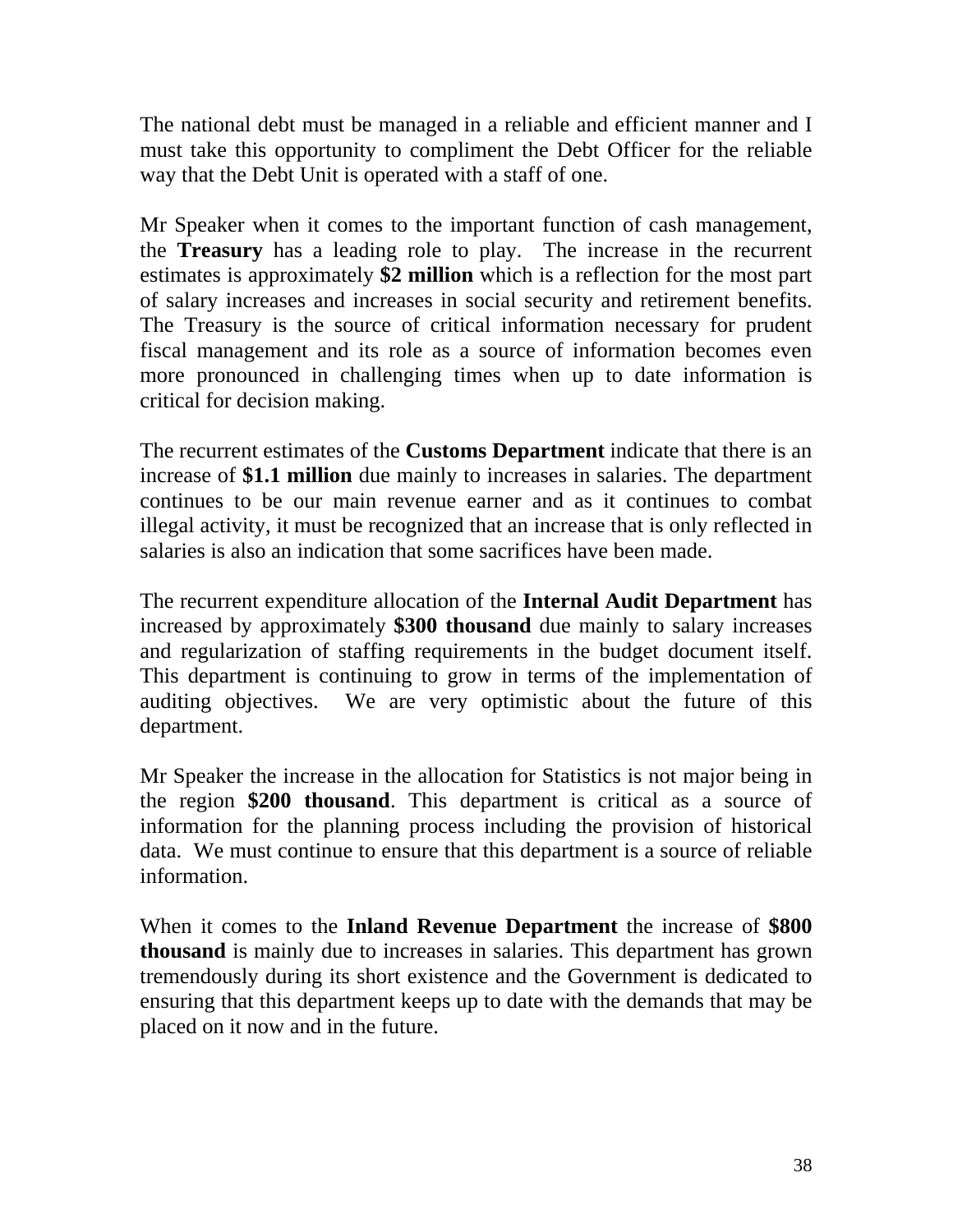The national debt must be managed in a reliable and efficient manner and I must take this opportunity to compliment the Debt Officer for the reliable way that the Debt Unit is operated with a staff of one.

Mr Speaker when it comes to the important function of cash management, the **Treasury** has a leading role to play. The increase in the recurrent estimates is approximately **$2 million** which is a reflection for the most part of salary increases and increases in social security and retirement benefits. The Treasury is the source of critical information necessary for prudent fiscal management and its role as a source of information becomes even more pronounced in challenging times when up to date information is critical for decision making.

The recurrent estimates of the **Customs Department** indicate that there is an increase of **$1.1 million** due mainly to increases in salaries. The department continues to be our main revenue earner and as it continues to combat illegal activity, it must be recognized that an increase that is only reflected in salaries is also an indication that some sacrifices have been made.

The recurrent expenditure allocation of the **Internal Audit Department** has increased by approximately **$300 thousand** due mainly to salary increases and regularization of staffing requirements in the budget document itself. This department is continuing to grow in terms of the implementation of auditing objectives. We are very optimistic about the future of this department.

Mr Speaker the increase in the allocation for Statistics is not major being in the region **$200 thousand**. This department is critical as a source of information for the planning process including the provision of historical data. We must continue to ensure that this department is a source of reliable information.

When it comes to the **Inland Revenue Department** the increase of **$800 thousand** is mainly due to increases in salaries. This department has grown tremendously during its short existence and the Government is dedicated to ensuring that this department keeps up to date with the demands that may be placed on it now and in the future.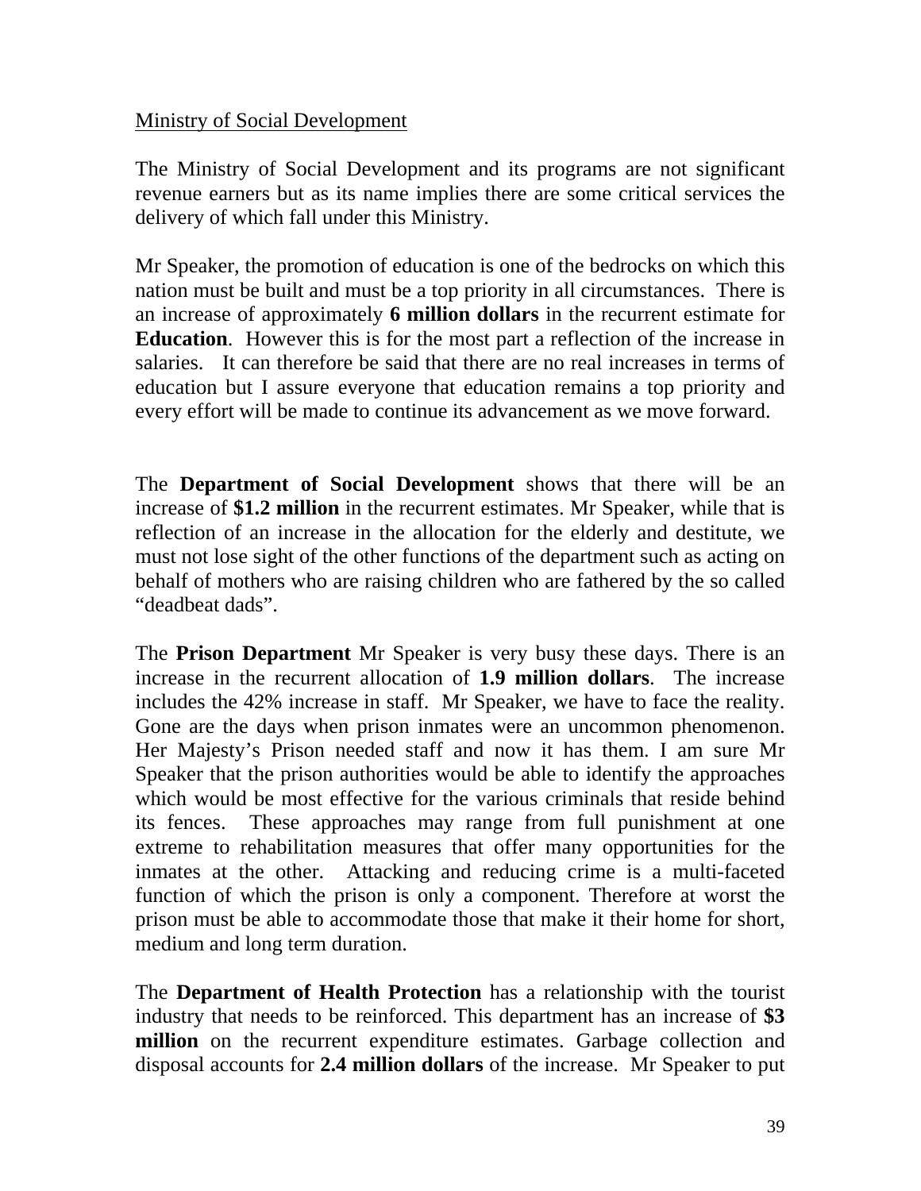Ministry of Social Development

The Ministry of Social Development and its programs are not significant revenue earners but as its name implies there are some critical services the delivery of which fall under this Ministry.

Mr Speaker, the promotion of education is one of the bedrocks on which this nation must be built and must be a top priority in all circumstances. There is an increase of approximately **6 million dollars** in the recurrent estimate for **Education**. However this is for the most part a reflection of the increase in salaries. It can therefore be said that there are no real increases in terms of education but I assure everyone that education remains a top priority and every effort will be made to continue its advancement as we move forward.

The **Department of Social Development** shows that there will be an increase of **$1.2 million** in the recurrent estimates. Mr Speaker, while that is reflection of an increase in the allocation for the elderly and destitute, we must not lose sight of the other functions of the department such as acting on behalf of mothers who are raising children who are fathered by the so called "deadbeat dads".

The **Prison Department** Mr Speaker is very busy these days. There is an increase in the recurrent allocation of **1.9 million dollars**. The increase includes the 42% increase in staff. Mr Speaker, we have to face the reality. Gone are the days when prison inmates were an uncommon phenomenon. Her Majesty's Prison needed staff and now it has them. I am sure Mr Speaker that the prison authorities would be able to identify the approaches which would be most effective for the various criminals that reside behind its fences. These approaches may range from full punishment at one extreme to rehabilitation measures that offer many opportunities for the inmates at the other. Attacking and reducing crime is a multi-faceted function of which the prison is only a component. Therefore at worst the prison must be able to accommodate those that make it their home for short, medium and long term duration.

The **Department of Health Protection** has a relationship with the tourist industry that needs to be reinforced. This department has an increase of **$3 million** on the recurrent expenditure estimates. Garbage collection and disposal accounts for **2.4 million dollars** of the increase. Mr Speaker to put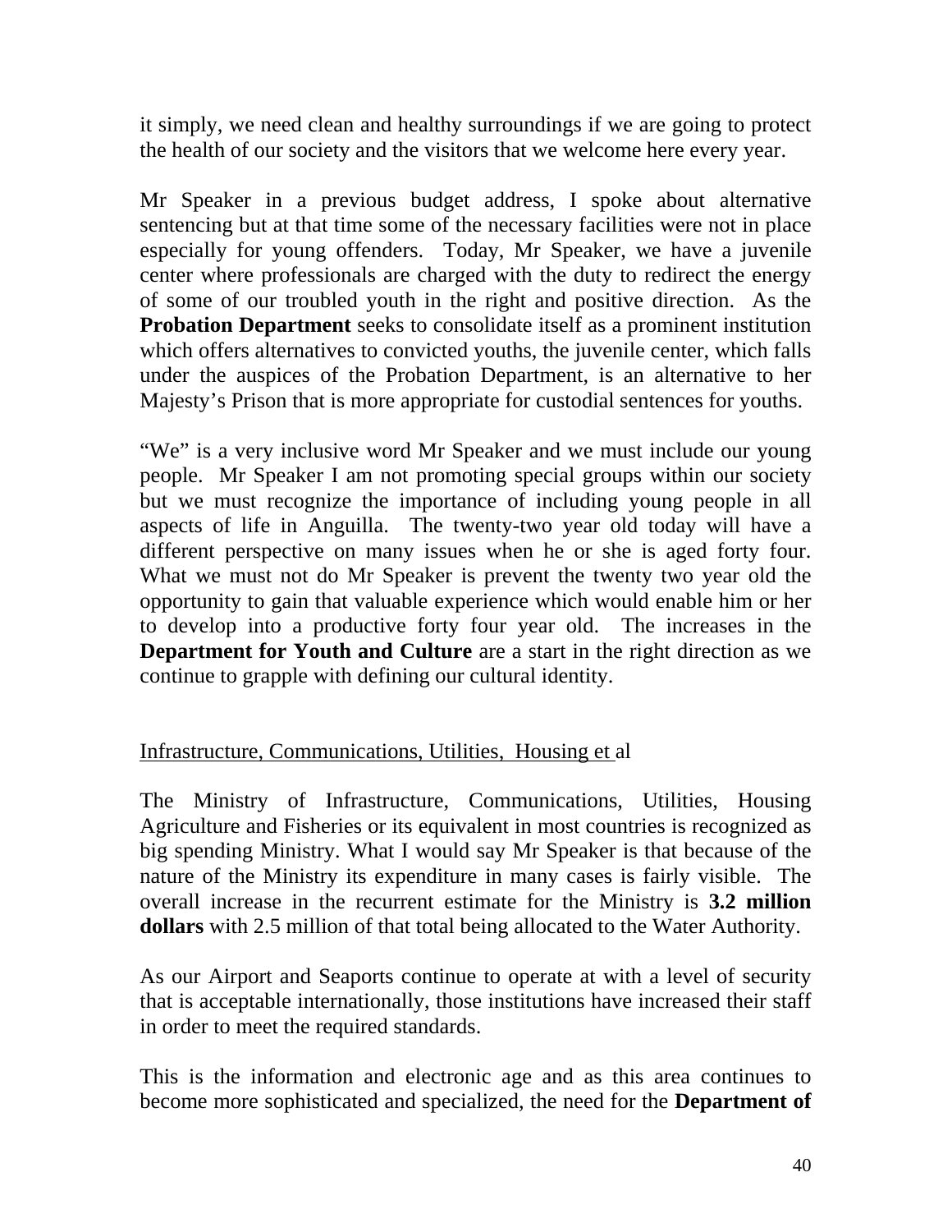it simply, we need clean and healthy surroundings if we are going to protect the health of our society and the visitors that we welcome here every year.

Mr Speaker in a previous budget address, I spoke about alternative sentencing but at that time some of the necessary facilities were not in place especially for young offenders. Today, Mr Speaker, we have a juvenile center where professionals are charged with the duty to redirect the energy of some of our troubled youth in the right and positive direction. As the **Probation Department** seeks to consolidate itself as a prominent institution which offers alternatives to convicted youths, the juvenile center, which falls under the auspices of the Probation Department, is an alternative to her Majesty's Prison that is more appropriate for custodial sentences for youths.

"We" is a very inclusive word Mr Speaker and we must include our young people. Mr Speaker I am not promoting special groups within our society but we must recognize the importance of including young people in all aspects of life in Anguilla. The twenty-two year old today will have a different perspective on many issues when he or she is aged forty four. What we must not do Mr Speaker is prevent the twenty two year old the opportunity to gain that valuable experience which would enable him or her to develop into a productive forty four year old. The increases in the **Department for Youth and Culture** are a start in the right direction as we continue to grapple with defining our cultural identity.

Infrastructure, Communications, Utilities, Housing et al

The Ministry of Infrastructure, Communications, Utilities, Housing Agriculture and Fisheries or its equivalent in most countries is recognized as big spending Ministry. What I would say Mr Speaker is that because of the nature of the Ministry its expenditure in many cases is fairly visible. The overall increase in the recurrent estimate for the Ministry is **3.2 million dollars** with 2.5 million of that total being allocated to the Water Authority.

As our Airport and Seaports continue to operate at with a level of security that is acceptable internationally, those institutions have increased their staff in order to meet the required standards.

This is the information and electronic age and as this area continues to become more sophisticated and specialized, the need for the **Department of**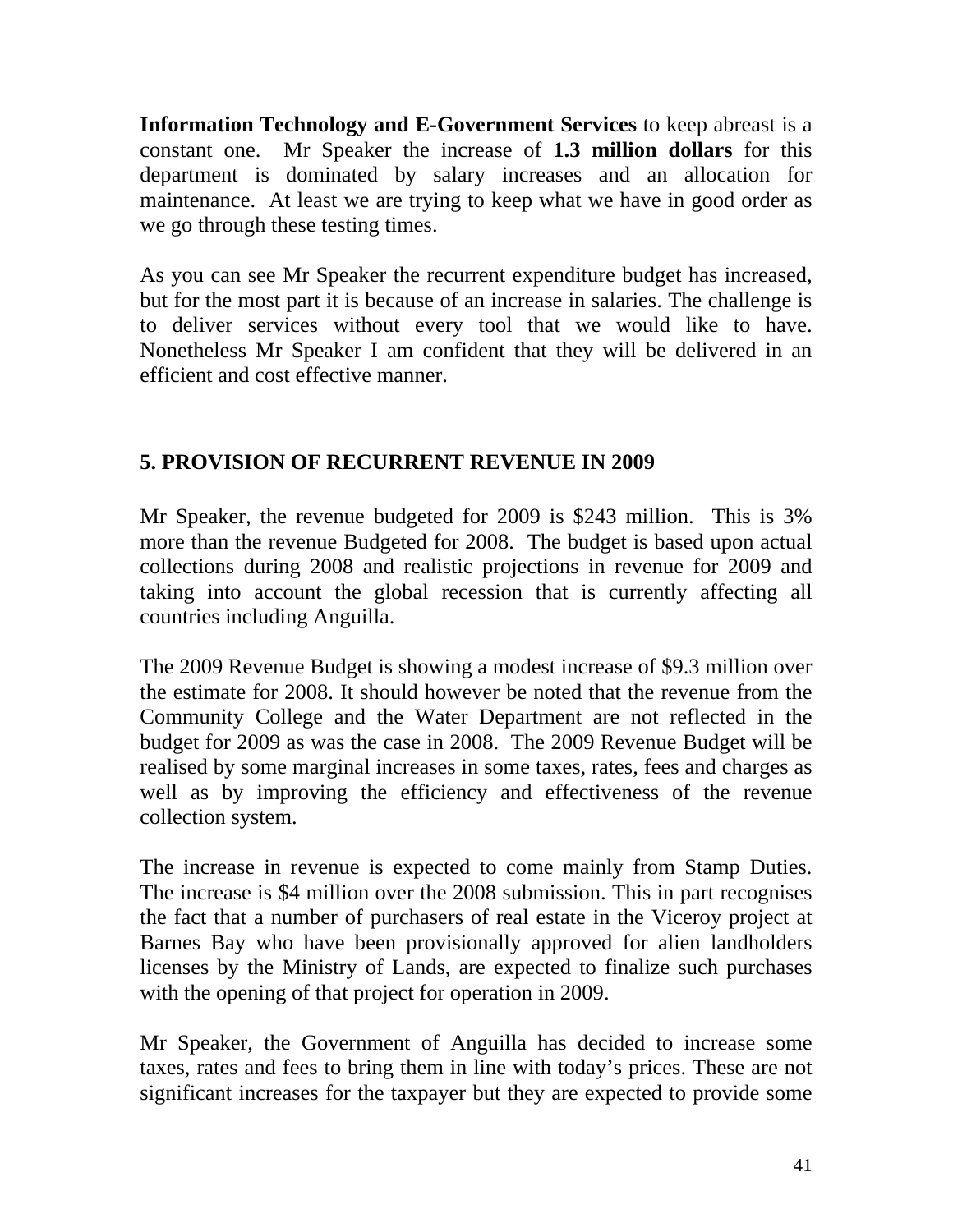**Information Technology and E-Government Services** to keep abreast is a constant one. Mr Speaker the increase of **1.3 million dollars** for this department is dominated by salary increases and an allocation for maintenance. At least we are trying to keep what we have in good order as we go through these testing times.

As you can see Mr Speaker the recurrent expenditure budget has increased, but for the most part it is because of an increase in salaries. The challenge is to deliver services without every tool that we would like to have. Nonetheless Mr Speaker I am confident that they will be delivered in an efficient and cost effective manner.

## 5. PROVISION OF RECURRENT REVENUE IN 2009

Mr Speaker, the revenue budgeted for 2009 is $243 million. This is 3% more than the revenue Budgeted for 2008. The budget is based upon actual collections during 2008 and realistic projections in revenue for 2009 and taking into account the global recession that is currently affecting all countries including Anguilla.

The 2009 Revenue Budget is showing a modest increase of $9.3 million over the estimate for 2008. It should however be noted that the revenue from the Community College and the Water Department are not reflected in the budget for 2009 as was the case in 2008. The 2009 Revenue Budget will be realised by some marginal increases in some taxes, rates, fees and charges as well as by improving the efficiency and effectiveness of the revenue collection system.

The increase in revenue is expected to come mainly from Stamp Duties. The increase is $4 million over the 2008 submission. This in part recognises the fact that a number of purchasers of real estate in the Viceroy project at Barnes Bay who have been provisionally approved for alien landholders licenses by the Ministry of Lands, are expected to finalize such purchases with the opening of that project for operation in 2009.

Mr Speaker, the Government of Anguilla has decided to increase some taxes, rates and fees to bring them in line with today's prices. These are not significant increases for the taxpayer but they are expected to provide some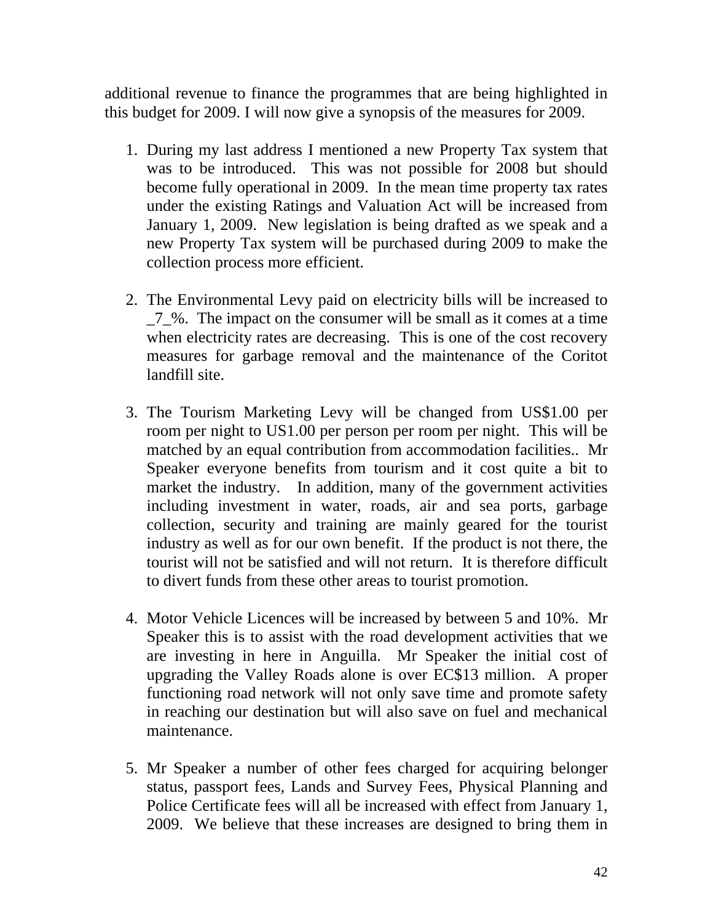additional revenue to finance the programmes that are being highlighted in this budget for 2009. I will now give a synopsis of the measures for 2009.

1. During my last address I mentioned a new Property Tax system that was to be introduced. This was not possible for 2008 but should become fully operational in 2009. In the mean time property tax rates under the existing Ratings and Valuation Act will be increased from January 1, 2009. New legislation is being drafted as we speak and a new Property Tax system will be purchased during 2009 to make the collection process more efficient.

2. The Environmental Levy paid on electricity bills will be increased to _7_%. The impact on the consumer will be small as it comes at a time when electricity rates are decreasing. This is one of the cost recovery measures for garbage removal and the maintenance of the Coritot landfill site.

3. The Tourism Marketing Levy will be changed from US$1.00 per room per night to US1.00 per person per room per night. This will be matched by an equal contribution from accommodation facilities.. Mr Speaker everyone benefits from tourism and it cost quite a bit to market the industry. In addition, many of the government activities including investment in water, roads, air and sea ports, garbage collection, security and training are mainly geared for the tourist industry as well as for our own benefit. If the product is not there, the tourist will not be satisfied and will not return. It is therefore difficult to divert funds from these other areas to tourist promotion.

4. Motor Vehicle Licences will be increased by between 5 and 10%. Mr Speaker this is to assist with the road development activities that we are investing in here in Anguilla. Mr Speaker the initial cost of upgrading the Valley Roads alone is over EC$13 million. A proper functioning road network will not only save time and promote safety in reaching our destination but will also save on fuel and mechanical maintenance.

5. Mr Speaker a number of other fees charged for acquiring belonger status, passport fees, Lands and Survey Fees, Physical Planning and Police Certificate fees will all be increased with effect from January 1, 2009. We believe that these increases are designed to bring them in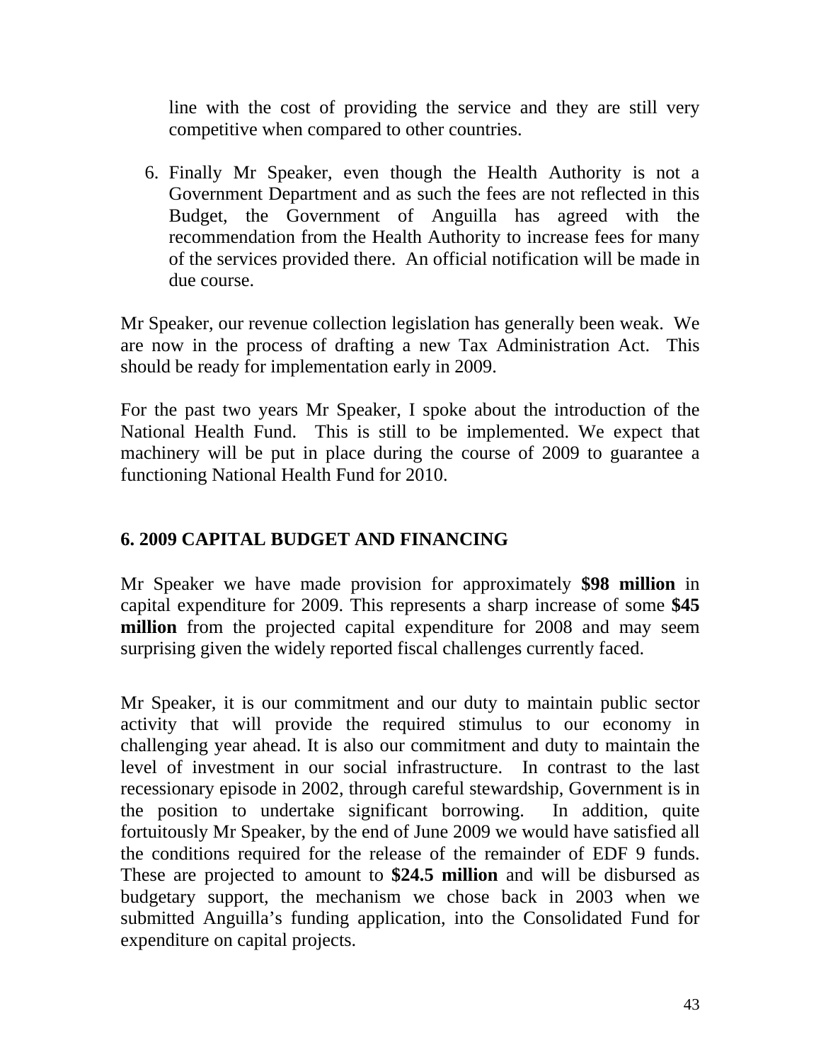line with the cost of providing the service and they are still very competitive when compared to other countries.

6. Finally Mr Speaker, even though the Health Authority is not a Government Department and as such the fees are not reflected in this Budget, the Government of Anguilla has agreed with the recommendation from the Health Authority to increase fees for many of the services provided there. An official notification will be made in due course.

Mr Speaker, our revenue collection legislation has generally been weak. We are now in the process of drafting a new Tax Administration Act. This should be ready for implementation early in 2009.

For the past two years Mr Speaker, I spoke about the introduction of the National Health Fund. This is still to be implemented. We expect that machinery will be put in place during the course of 2009 to guarantee a functioning National Health Fund for 2010.

## 6. 2009 CAPITAL BUDGET AND FINANCING

Mr Speaker we have made provision for approximately **$98 million** in capital expenditure for 2009. This represents a sharp increase of some **$45 million** from the projected capital expenditure for 2008 and may seem surprising given the widely reported fiscal challenges currently faced.

Mr Speaker, it is our commitment and our duty to maintain public sector activity that will provide the required stimulus to our economy in challenging year ahead. It is also our commitment and duty to maintain the level of investment in our social infrastructure. In contrast to the last recessionary episode in 2002, through careful stewardship, Government is in the position to undertake significant borrowing. In addition, quite fortuitously Mr Speaker, by the end of June 2009 we would have satisfied all the conditions required for the release of the remainder of EDF 9 funds. These are projected to amount to **$24.5 million** and will be disbursed as budgetary support, the mechanism we chose back in 2003 when we submitted Anguilla's funding application, into the Consolidated Fund for expenditure on capital projects.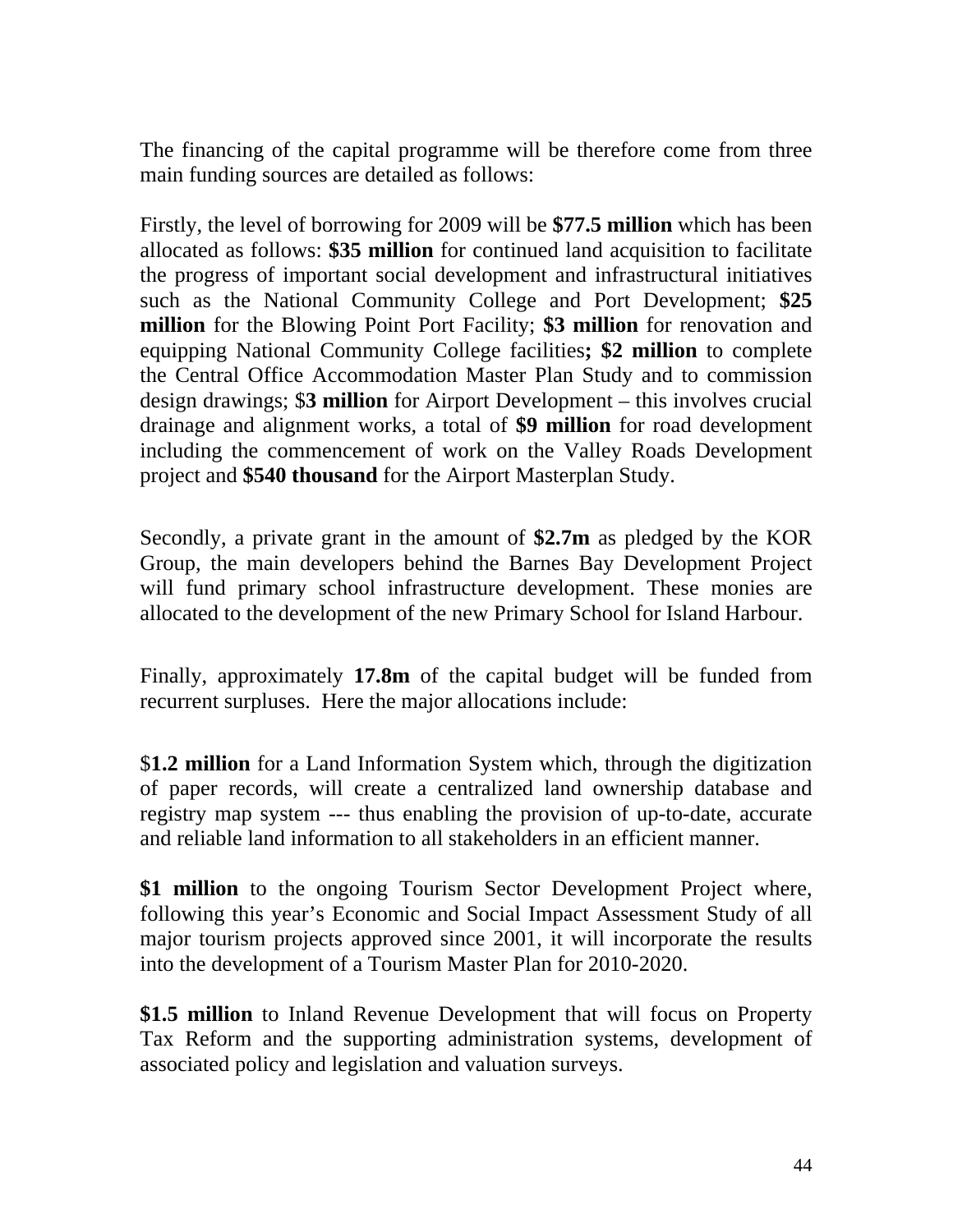The financing of the capital programme will be therefore come from three main funding sources are detailed as follows:

Firstly, the level of borrowing for 2009 will be **$77.5 million** which has been allocated as follows: **$35 million** for continued land acquisition to facilitate the progress of important social development and infrastructural initiatives such as the National Community College and Port Development; **$25 million** for the Blowing Point Port Facility; **$3 million** for renovation and equipping National Community College facilities**; $2 million** to complete the Central Office Accommodation Master Plan Study and to commission design drawings; $**3 million** for Airport Development – this involves crucial drainage and alignment works, a total of **$9 million** for road development including the commencement of work on the Valley Roads Development project and **$540 thousand** for the Airport Masterplan Study.

Secondly, a private grant in the amount of **$2.7m** as pledged by the KOR Group, the main developers behind the Barnes Bay Development Project will fund primary school infrastructure development. These monies are allocated to the development of the new Primary School for Island Harbour.

Finally, approximately **17.8m** of the capital budget will be funded from recurrent surpluses. Here the major allocations include:

$**1.2 million** for a Land Information System which, through the digitization of paper records, will create a centralized land ownership database and registry map system --- thus enabling the provision of up-to-date, accurate and reliable land information to all stakeholders in an efficient manner.

**$1 million** to the ongoing Tourism Sector Development Project where, following this year's Economic and Social Impact Assessment Study of all major tourism projects approved since 2001, it will incorporate the results into the development of a Tourism Master Plan for 2010-2020.

**$1.5 million** to Inland Revenue Development that will focus on Property Tax Reform and the supporting administration systems, development of associated policy and legislation and valuation surveys.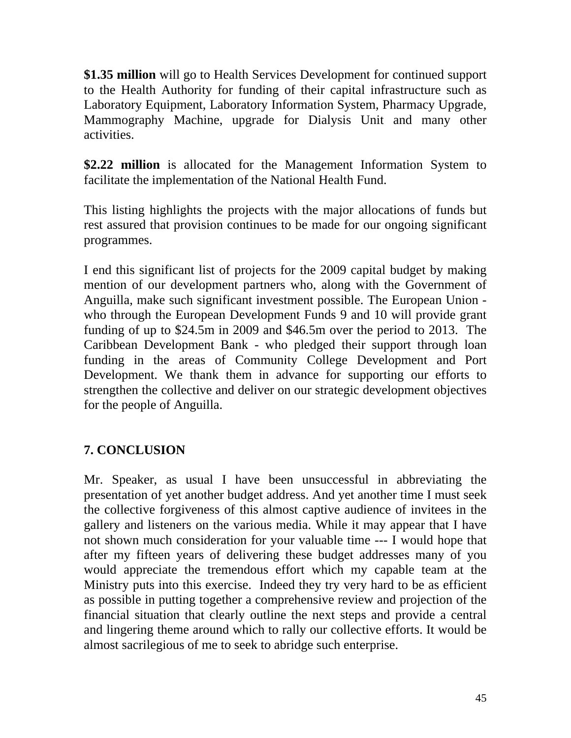**$1.35 million** will go to Health Services Development for continued support to the Health Authority for funding of their capital infrastructure such as Laboratory Equipment, Laboratory Information System, Pharmacy Upgrade, Mammography Machine, upgrade for Dialysis Unit and many other activities.

**$2.22 million** is allocated for the Management Information System to facilitate the implementation of the National Health Fund.

This listing highlights the projects with the major allocations of funds but rest assured that provision continues to be made for our ongoing significant programmes.

I end this significant list of projects for the 2009 capital budget by making mention of our development partners who, along with the Government of Anguilla, make such significant investment possible. The European Union - who through the European Development Funds 9 and 10 will provide grant funding of up to $24.5m in 2009 and $46.5m over the period to 2013. The Caribbean Development Bank - who pledged their support through loan funding in the areas of Community College Development and Port Development. We thank them in advance for supporting our efforts to strengthen the collective and deliver on our strategic development objectives for the people of Anguilla.

## 7. CONCLUSION

Mr. Speaker, as usual I have been unsuccessful in abbreviating the presentation of yet another budget address. And yet another time I must seek the collective forgiveness of this almost captive audience of invitees in the gallery and listeners on the various media. While it may appear that I have not shown much consideration for your valuable time --- I would hope that after my fifteen years of delivering these budget addresses many of you would appreciate the tremendous effort which my capable team at the Ministry puts into this exercise. Indeed they try very hard to be as efficient as possible in putting together a comprehensive review and projection of the financial situation that clearly outline the next steps and provide a central and lingering theme around which to rally our collective efforts. It would be almost sacrilegious of me to seek to abridge such enterprise.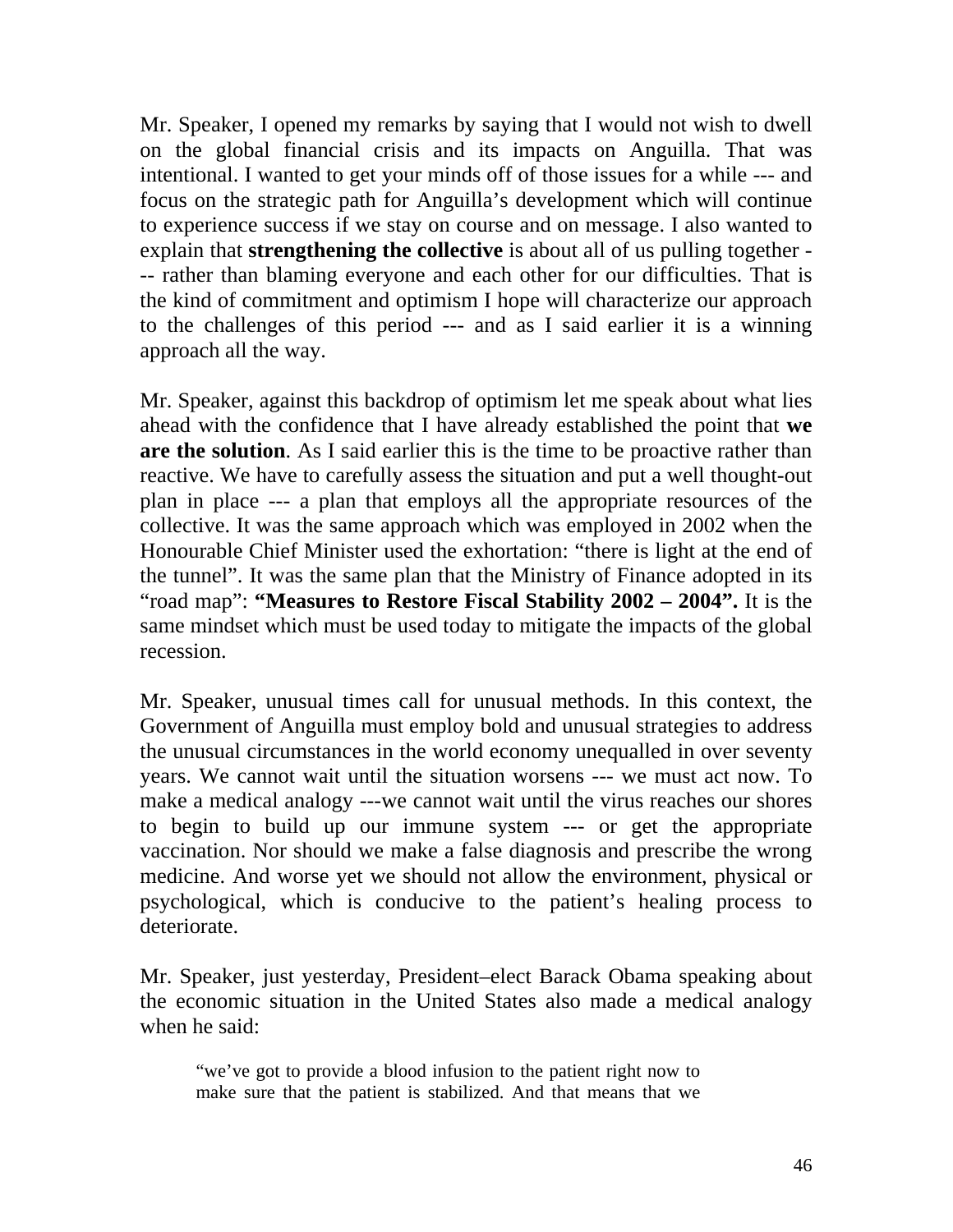Mr. Speaker, I opened my remarks by saying that I would not wish to dwell on the global financial crisis and its impacts on Anguilla. That was intentional. I wanted to get your minds off of those issues for a while --- and focus on the strategic path for Anguilla's development which will continue to experience success if we stay on course and on message. I also wanted to explain that **strengthening the collective** is about all of us pulling together --- rather than blaming everyone and each other for our difficulties. That is the kind of commitment and optimism I hope will characterize our approach to the challenges of this period --- and as I said earlier it is a winning approach all the way.

Mr. Speaker, against this backdrop of optimism let me speak about what lies ahead with the confidence that I have already established the point that **we are the solution**. As I said earlier this is the time to be proactive rather than reactive. We have to carefully assess the situation and put a well thought-out plan in place --- a plan that employs all the appropriate resources of the collective. It was the same approach which was employed in 2002 when the Honourable Chief Minister used the exhortation: "there is light at the end of the tunnel". It was the same plan that the Ministry of Finance adopted in its "road map": **"Measures to Restore Fiscal Stability 2002 – 2004".** It is the same mindset which must be used today to mitigate the impacts of the global recession.

Mr. Speaker, unusual times call for unusual methods. In this context, the Government of Anguilla must employ bold and unusual strategies to address the unusual circumstances in the world economy unequalled in over seventy years. We cannot wait until the situation worsens --- we must act now. To make a medical analogy ---we cannot wait until the virus reaches our shores to begin to build up our immune system --- or get the appropriate vaccination. Nor should we make a false diagnosis and prescribe the wrong medicine. And worse yet we should not allow the environment, physical or psychological, which is conducive to the patient's healing process to deteriorate.

Mr. Speaker, just yesterday, President–elect Barack Obama speaking about the economic situation in the United States also made a medical analogy when he said:

> "we've got to provide a blood infusion to the patient right now to make sure that the patient is stabilized. And that means that we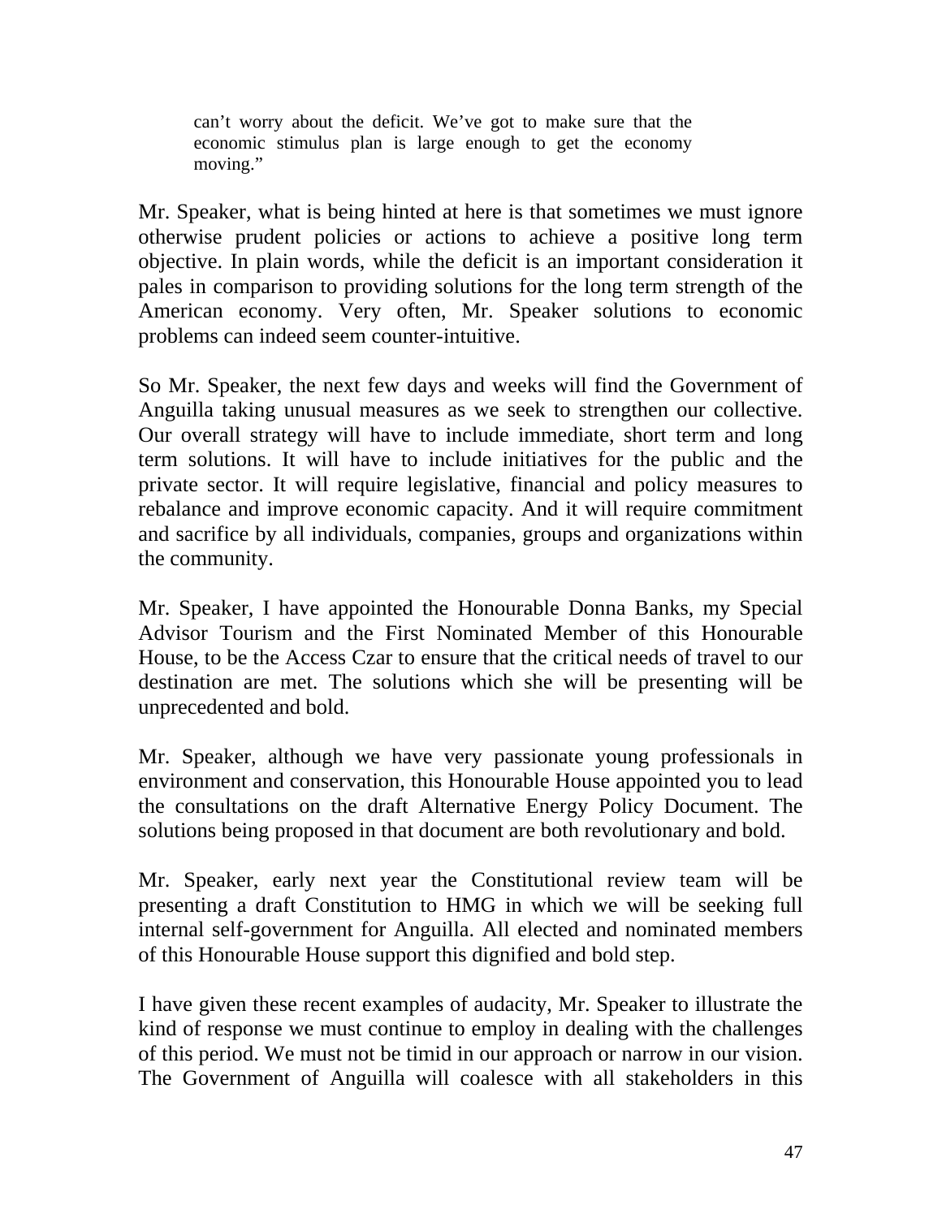> can't worry about the deficit. We've got to make sure that the economic stimulus plan is large enough to get the economy moving."

Mr. Speaker, what is being hinted at here is that sometimes we must ignore otherwise prudent policies or actions to achieve a positive long term objective. In plain words, while the deficit is an important consideration it pales in comparison to providing solutions for the long term strength of the American economy. Very often, Mr. Speaker solutions to economic problems can indeed seem counter-intuitive.

So Mr. Speaker, the next few days and weeks will find the Government of Anguilla taking unusual measures as we seek to strengthen our collective. Our overall strategy will have to include immediate, short term and long term solutions. It will have to include initiatives for the public and the private sector. It will require legislative, financial and policy measures to rebalance and improve economic capacity. And it will require commitment and sacrifice by all individuals, companies, groups and organizations within the community.

Mr. Speaker, I have appointed the Honourable Donna Banks, my Special Advisor Tourism and the First Nominated Member of this Honourable House, to be the Access Czar to ensure that the critical needs of travel to our destination are met. The solutions which she will be presenting will be unprecedented and bold.

Mr. Speaker, although we have very passionate young professionals in environment and conservation, this Honourable House appointed you to lead the consultations on the draft Alternative Energy Policy Document. The solutions being proposed in that document are both revolutionary and bold.

Mr. Speaker, early next year the Constitutional review team will be presenting a draft Constitution to HMG in which we will be seeking full internal self-government for Anguilla. All elected and nominated members of this Honourable House support this dignified and bold step.

I have given these recent examples of audacity, Mr. Speaker to illustrate the kind of response we must continue to employ in dealing with the challenges of this period. We must not be timid in our approach or narrow in our vision. The Government of Anguilla will coalesce with all stakeholders in this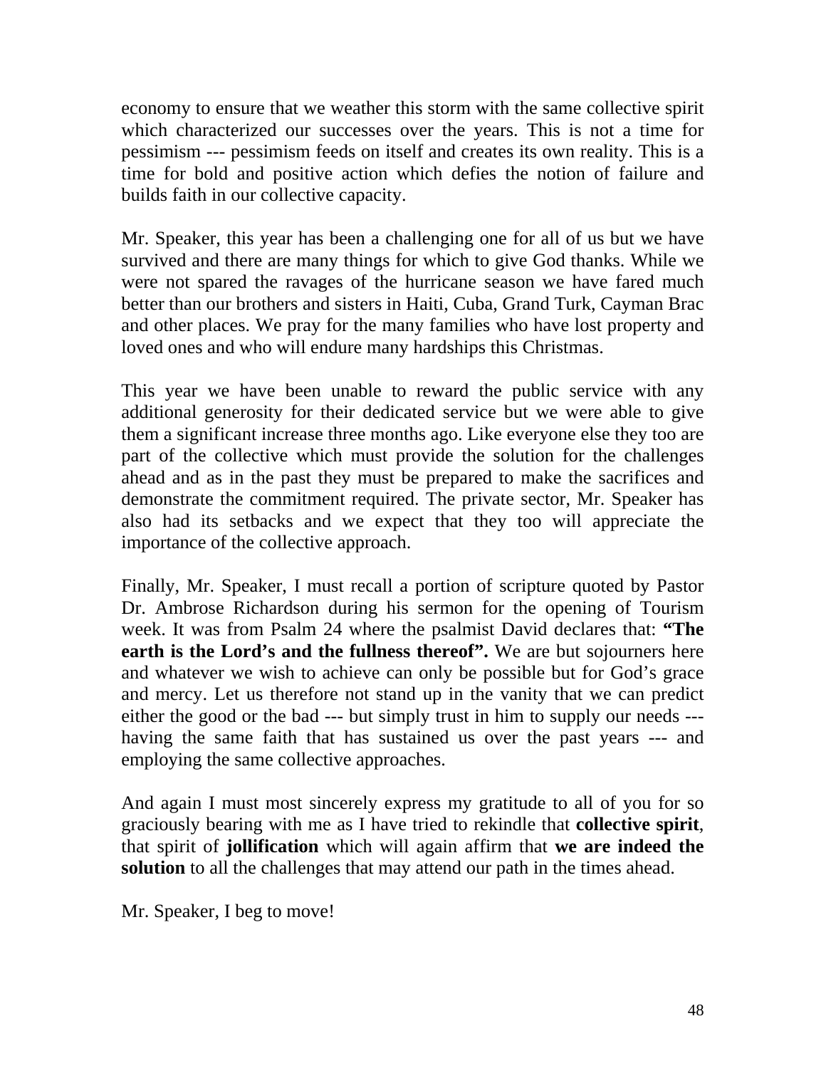economy to ensure that we weather this storm with the same collective spirit which characterized our successes over the years. This is not a time for pessimism --- pessimism feeds on itself and creates its own reality. This is a time for bold and positive action which defies the notion of failure and builds faith in our collective capacity.

Mr. Speaker, this year has been a challenging one for all of us but we have survived and there are many things for which to give God thanks. While we were not spared the ravages of the hurricane season we have fared much better than our brothers and sisters in Haiti, Cuba, Grand Turk, Cayman Brac and other places. We pray for the many families who have lost property and loved ones and who will endure many hardships this Christmas.

This year we have been unable to reward the public service with any additional generosity for their dedicated service but we were able to give them a significant increase three months ago. Like everyone else they too are part of the collective which must provide the solution for the challenges ahead and as in the past they must be prepared to make the sacrifices and demonstrate the commitment required. The private sector, Mr. Speaker has also had its setbacks and we expect that they too will appreciate the importance of the collective approach.

Finally, Mr. Speaker, I must recall a portion of scripture quoted by Pastor Dr. Ambrose Richardson during his sermon for the opening of Tourism week. It was from Psalm 24 where the psalmist David declares that: **"The earth is the Lord's and the fullness thereof".** We are but sojourners here and whatever we wish to achieve can only be possible but for God's grace and mercy. Let us therefore not stand up in the vanity that we can predict either the good or the bad --- but simply trust in him to supply our needs --- having the same faith that has sustained us over the past years --- and employing the same collective approaches.

And again I must most sincerely express my gratitude to all of you for so graciously bearing with me as I have tried to rekindle that **collective spirit**, that spirit of **jollification** which will again affirm that **we are indeed the solution** to all the challenges that may attend our path in the times ahead.

Mr. Speaker, I beg to move!